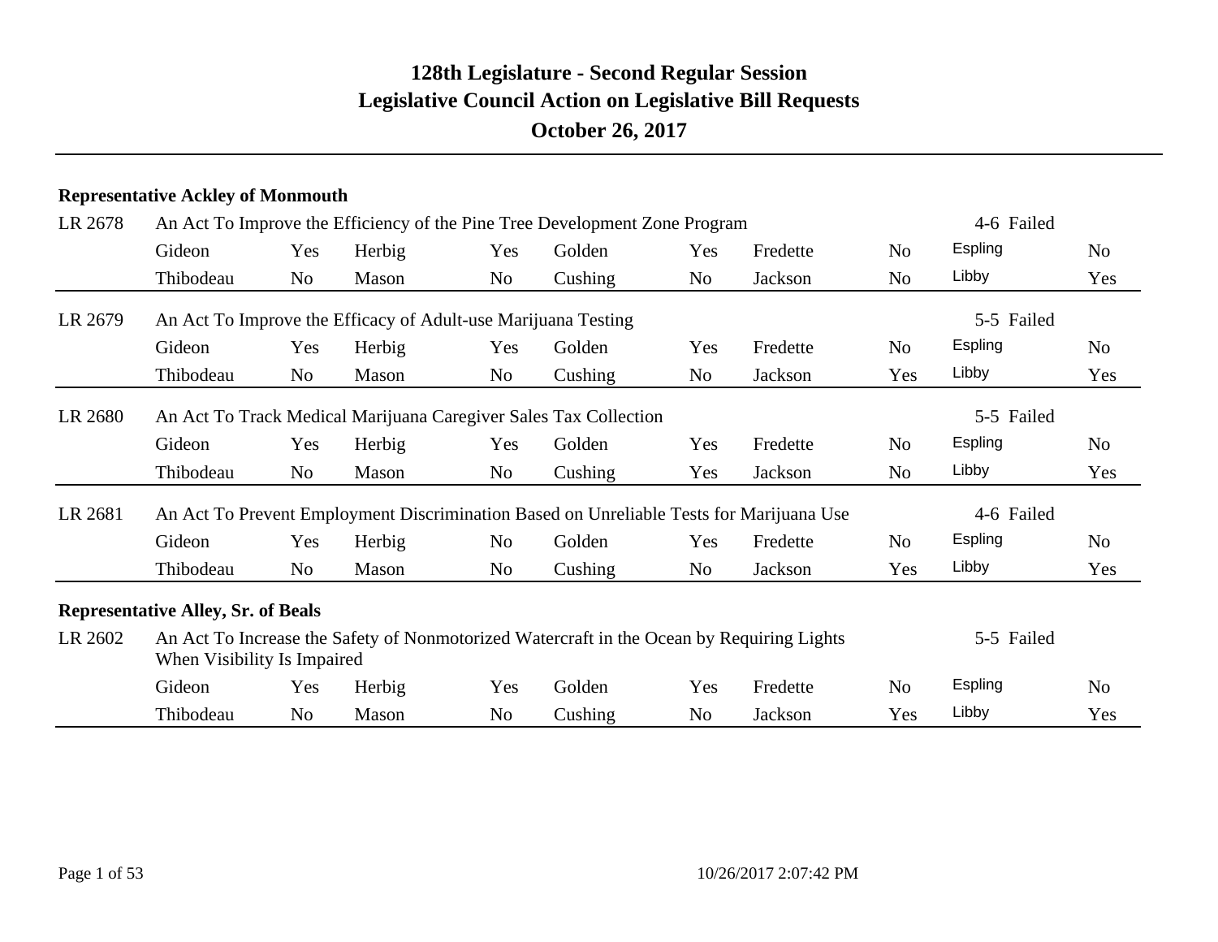# 128th Legislature - Second Regular Session
## Legislative Council Action on Legislative Bill Requests
### October 26, 2017

**Representative Ackley of Monmouth**

LR 2678 — An Act To Improve the Efficiency of the Pine Tree Development Zone Program — 4-6 Failed

| Gideon | Yes | Herbig | Yes | Golden | Yes | Fredette | No | Espling | No |
|---|---|---|---|---|---|---|---|---|---|
| Thibodeau | No | Mason | No | Cushing | No | Jackson | No | Libby | Yes |

LR 2679 — An Act To Improve the Efficacy of Adult-use Marijuana Testing — 5-5 Failed

| Gideon | Yes | Herbig | Yes | Golden | Yes | Fredette | No | Espling | No |
|---|---|---|---|---|---|---|---|---|---|
| Thibodeau | No | Mason | No | Cushing | No | Jackson | Yes | Libby | Yes |

LR 2680 — An Act To Track Medical Marijuana Caregiver Sales Tax Collection — 5-5 Failed

| Gideon | Yes | Herbig | Yes | Golden | Yes | Fredette | No | Espling | No |
|---|---|---|---|---|---|---|---|---|---|
| Thibodeau | No | Mason | No | Cushing | Yes | Jackson | No | Libby | Yes |

LR 2681 — An Act To Prevent Employment Discrimination Based on Unreliable Tests for Marijuana Use — 4-6 Failed

| Gideon | Yes | Herbig | No | Golden | Yes | Fredette | No | Espling | No |
|---|---|---|---|---|---|---|---|---|---|
| Thibodeau | No | Mason | No | Cushing | No | Jackson | Yes | Libby | Yes |

**Representative Alley, Sr. of Beals**

LR 2602 — An Act To Increase the Safety of Nonmotorized Watercraft in the Ocean by Requiring Lights When Visibility Is Impaired — 5-5 Failed

| Gideon | Yes | Herbig | Yes | Golden | Yes | Fredette | No | Espling | No |
|---|---|---|---|---|---|---|---|---|---|
| Thibodeau | No | Mason | No | Cushing | No | Jackson | Yes | Libby | Yes |

10/26/2017 2:07:42 PM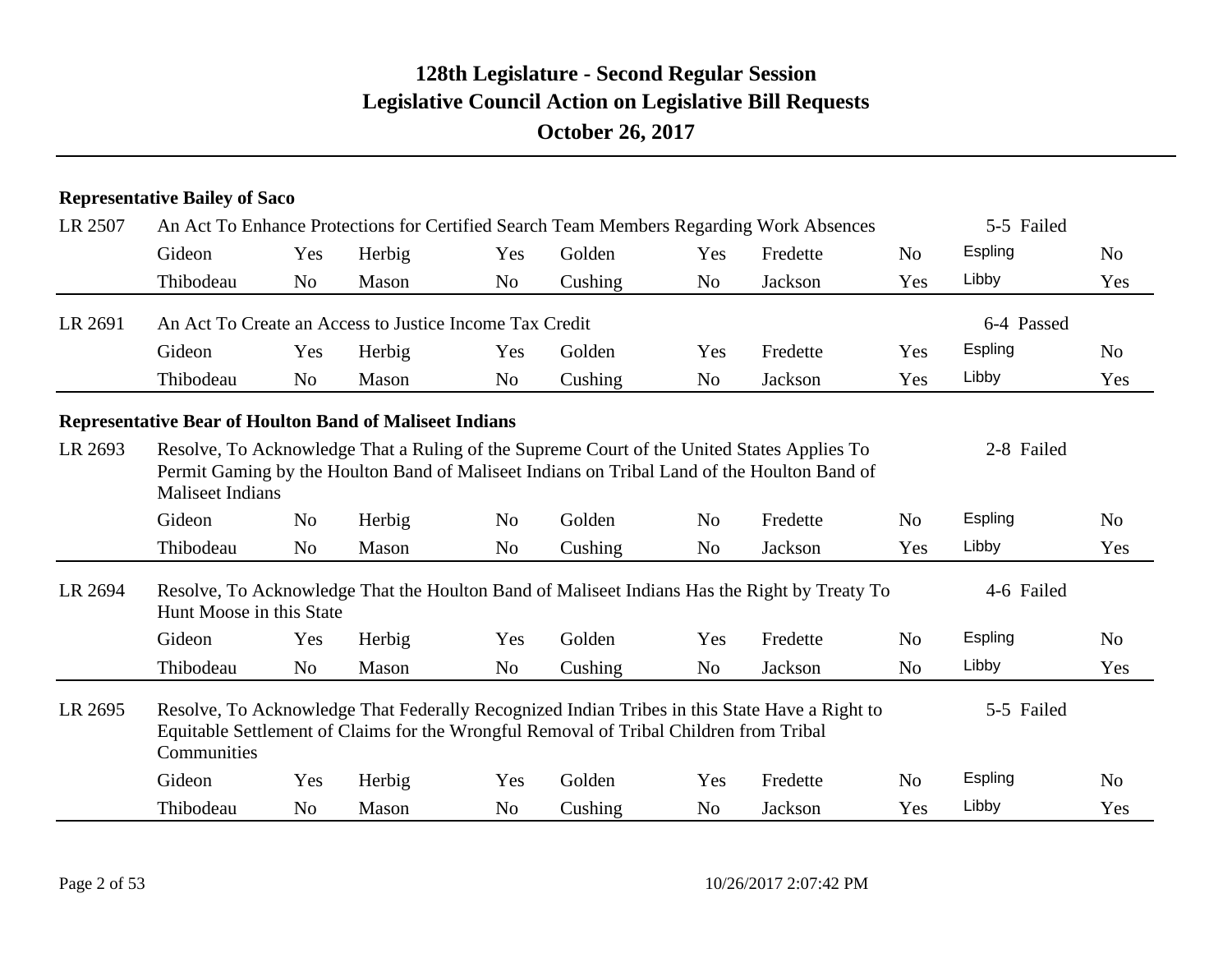# 128th Legislature - Second Regular Session

## Legislative Council Action on Legislative Bill Requests

### October 26, 2017

**Representative Bailey of Saco**

LR 2507 — An Act To Enhance Protections for Certified Search Team Members Regarding Work Absences — 5-5 Failed

| | | | | | | | | | |
|---|---|---|---|---|---|---|---|---|---|
| Gideon | Yes | Herbig | Yes | Golden | Yes | Fredette | No | Espling | No |
| Thibodeau | No | Mason | No | Cushing | No | Jackson | Yes | Libby | Yes |

LR 2691 — An Act To Create an Access to Justice Income Tax Credit — 6-4 Passed

| | | | | | | | | | |
|---|---|---|---|---|---|---|---|---|---|
| Gideon | Yes | Herbig | Yes | Golden | Yes | Fredette | Yes | Espling | No |
| Thibodeau | No | Mason | No | Cushing | No | Jackson | Yes | Libby | Yes |

**Representative Bear of Houlton Band of Maliseet Indians**

LR 2693 — Resolve, To Acknowledge That a Ruling of the Supreme Court of the United States Applies To Permit Gaming by the Houlton Band of Maliseet Indians on Tribal Land of the Houlton Band of Maliseet Indians — 2-8 Failed

| | | | | | | | | | |
|---|---|---|---|---|---|---|---|---|---|
| Gideon | No | Herbig | No | Golden | No | Fredette | No | Espling | No |
| Thibodeau | No | Mason | No | Cushing | No | Jackson | Yes | Libby | Yes |

LR 2694 — Resolve, To Acknowledge That the Houlton Band of Maliseet Indians Has the Right by Treaty To Hunt Moose in this State — 4-6 Failed

| | | | | | | | | | |
|---|---|---|---|---|---|---|---|---|---|
| Gideon | Yes | Herbig | Yes | Golden | Yes | Fredette | No | Espling | No |
| Thibodeau | No | Mason | No | Cushing | No | Jackson | No | Libby | Yes |

LR 2695 — Resolve, To Acknowledge That Federally Recognized Indian Tribes in this State Have a Right to Equitable Settlement of Claims for the Wrongful Removal of Tribal Children from Tribal Communities — 5-5 Failed

| | | | | | | | | | |
|---|---|---|---|---|---|---|---|---|---|
| Gideon | Yes | Herbig | Yes | Golden | Yes | Fredette | No | Espling | No |
| Thibodeau | No | Mason | No | Cushing | No | Jackson | Yes | Libby | Yes |

10/26/2017 2:07:42 PM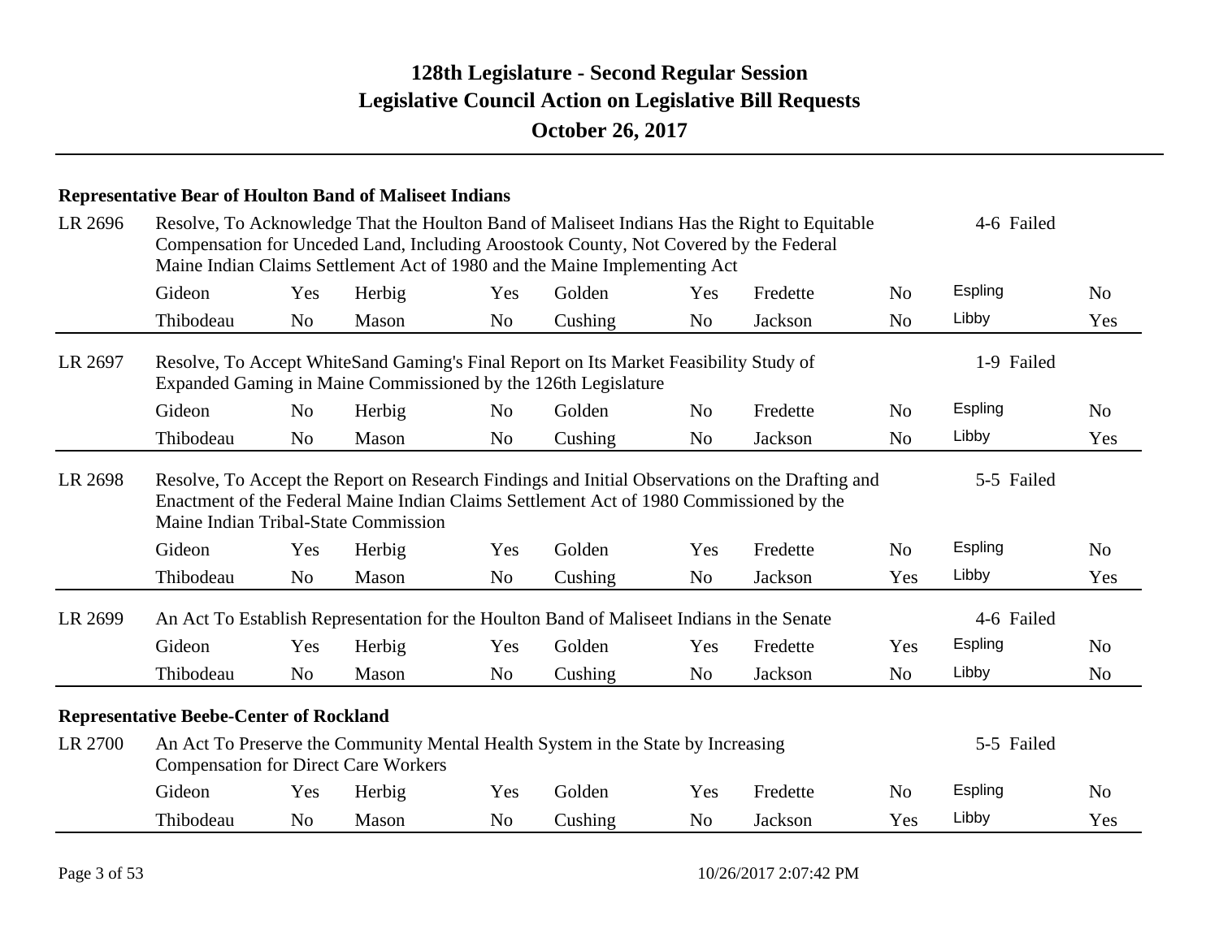# 128th Legislature - Second Regular Session
## Legislative Council Action on Legislative Bill Requests
### October 26, 2017

**Representative Bear of Houlton Band of Maliseet Indians**

**LR 2696** Resolve, To Acknowledge That the Houlton Band of Maliseet Indians Has the Right to Equitable Compensation for Unceded Land, Including Aroostook County, Not Covered by the Federal Maine Indian Claims Settlement Act of 1980 and the Maine Implementing Act — 4-6 Failed

| | | | | | | | | | |
|---|---|---|---|---|---|---|---|---|---|
| Gideon | Yes | Herbig | Yes | Golden | Yes | Fredette | No | Espling | No |
| Thibodeau | No | Mason | No | Cushing | No | Jackson | No | Libby | Yes |

**LR 2697** Resolve, To Accept WhiteSand Gaming's Final Report on Its Market Feasibility Study of Expanded Gaming in Maine Commissioned by the 126th Legislature — 1-9 Failed

| | | | | | | | | | |
|---|---|---|---|---|---|---|---|---|---|
| Gideon | No | Herbig | No | Golden | No | Fredette | No | Espling | No |
| Thibodeau | No | Mason | No | Cushing | No | Jackson | No | Libby | Yes |

**LR 2698** Resolve, To Accept the Report on Research Findings and Initial Observations on the Drafting and Enactment of the Federal Maine Indian Claims Settlement Act of 1980 Commissioned by the Maine Indian Tribal-State Commission — 5-5 Failed

| | | | | | | | | | |
|---|---|---|---|---|---|---|---|---|---|
| Gideon | Yes | Herbig | Yes | Golden | Yes | Fredette | No | Espling | No |
| Thibodeau | No | Mason | No | Cushing | No | Jackson | Yes | Libby | Yes |

**LR 2699** An Act To Establish Representation for the Houlton Band of Maliseet Indians in the Senate — 4-6 Failed

| | | | | | | | | | |
|---|---|---|---|---|---|---|---|---|---|
| Gideon | Yes | Herbig | Yes | Golden | Yes | Fredette | Yes | Espling | No |
| Thibodeau | No | Mason | No | Cushing | No | Jackson | No | Libby | No |

**Representative Beebe-Center of Rockland**

**LR 2700** An Act To Preserve the Community Mental Health System in the State by Increasing Compensation for Direct Care Workers — 5-5 Failed

| | | | | | | | | | |
|---|---|---|---|---|---|---|---|---|---|
| Gideon | Yes | Herbig | Yes | Golden | Yes | Fredette | No | Espling | No |
| Thibodeau | No | Mason | No | Cushing | No | Jackson | Yes | Libby | Yes |

10/26/2017 2:07:42 PM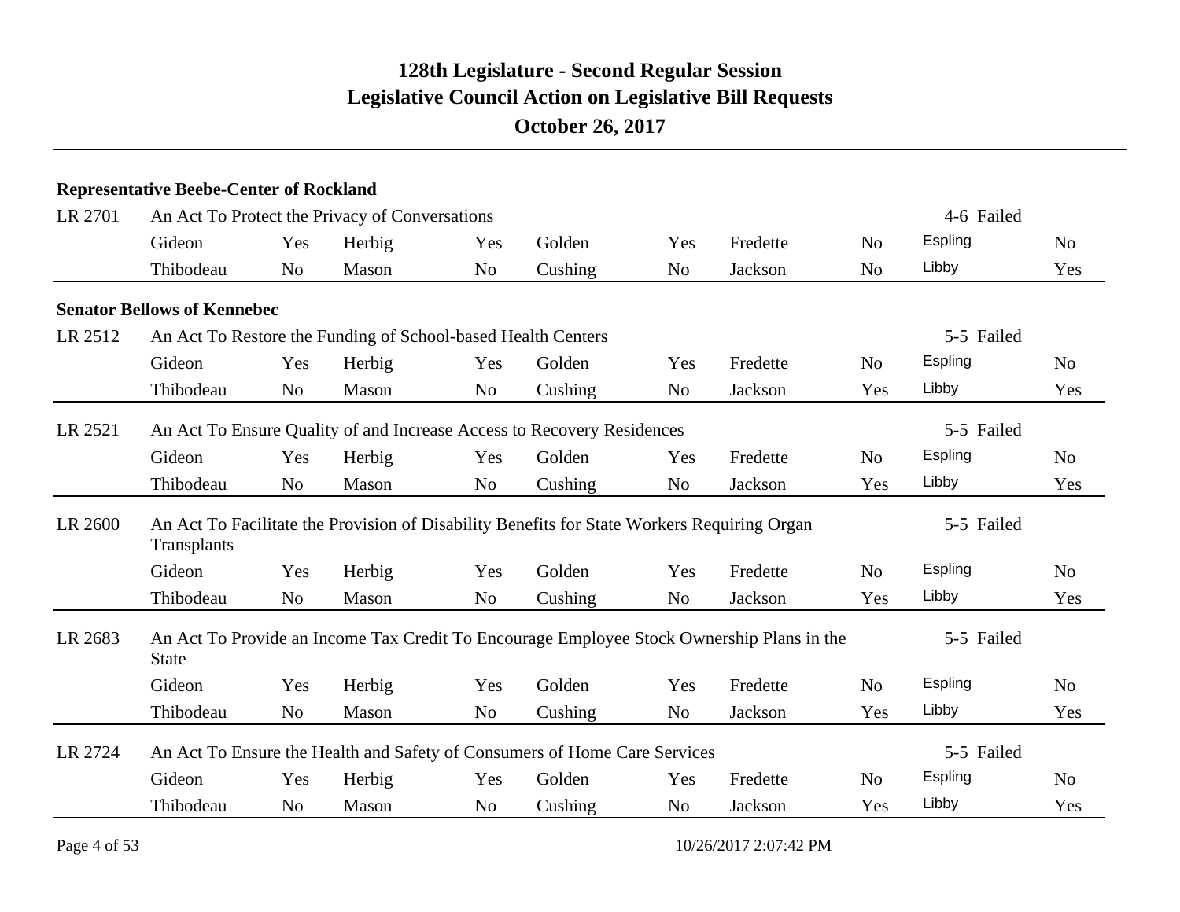# 128th Legislature - Second Regular Session
## Legislative Council Action on Legislative Bill Requests
### October 26, 2017

**Representative Beebe-Center of Rockland**

LR 2701 — An Act To Protect the Privacy of Conversations — 4-6 Failed

| Gideon | Yes | Herbig | Yes | Golden | Yes | Fredette | No | Espling | No |
|---|---|---|---|---|---|---|---|---|---|
| Thibodeau | No | Mason | No | Cushing | No | Jackson | No | Libby | Yes |

**Senator Bellows of Kennebec**

LR 2512 — An Act To Restore the Funding of School-based Health Centers — 5-5 Failed

| Gideon | Yes | Herbig | Yes | Golden | Yes | Fredette | No | Espling | No |
|---|---|---|---|---|---|---|---|---|---|
| Thibodeau | No | Mason | No | Cushing | No | Jackson | Yes | Libby | Yes |

LR 2521 — An Act To Ensure Quality of and Increase Access to Recovery Residences — 5-5 Failed

| Gideon | Yes | Herbig | Yes | Golden | Yes | Fredette | No | Espling | No |
|---|---|---|---|---|---|---|---|---|---|
| Thibodeau | No | Mason | No | Cushing | No | Jackson | Yes | Libby | Yes |

LR 2600 — An Act To Facilitate the Provision of Disability Benefits for State Workers Requiring Organ Transplants — 5-5 Failed

| Gideon | Yes | Herbig | Yes | Golden | Yes | Fredette | No | Espling | No |
|---|---|---|---|---|---|---|---|---|---|
| Thibodeau | No | Mason | No | Cushing | No | Jackson | Yes | Libby | Yes |

LR 2683 — An Act To Provide an Income Tax Credit To Encourage Employee Stock Ownership Plans in the State — 5-5 Failed

| Gideon | Yes | Herbig | Yes | Golden | Yes | Fredette | No | Espling | No |
|---|---|---|---|---|---|---|---|---|---|
| Thibodeau | No | Mason | No | Cushing | No | Jackson | Yes | Libby | Yes |

LR 2724 — An Act To Ensure the Health and Safety of Consumers of Home Care Services — 5-5 Failed

| Gideon | Yes | Herbig | Yes | Golden | Yes | Fredette | No | Espling | No |
|---|---|---|---|---|---|---|---|---|---|
| Thibodeau | No | Mason | No | Cushing | No | Jackson | Yes | Libby | Yes |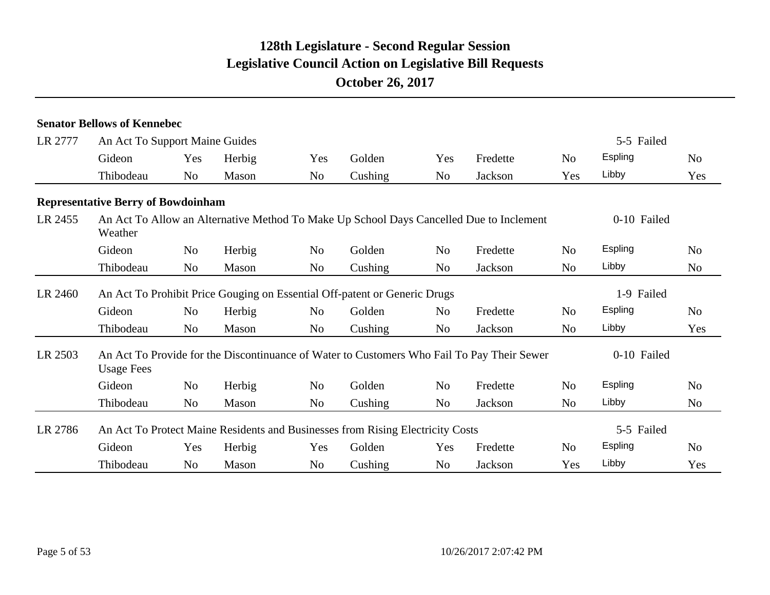# 128th Legislature - Second Regular Session
## Legislative Council Action on Legislative Bill Requests
### October 26, 2017

**Senator Bellows of Kennebec**

LR 2777 An Act To Support Maine Guides — 5-5 Failed

| Gideon | Yes | Herbig | Yes | Golden | Yes | Fredette | No | Espling | No |
|---|---|---|---|---|---|---|---|---|---|
| Thibodeau | No | Mason | No | Cushing | No | Jackson | Yes | Libby | Yes |

**Representative Berry of Bowdoinham**

LR 2455 An Act To Allow an Alternative Method To Make Up School Days Cancelled Due to Inclement Weather — 0-10 Failed

| Gideon | No | Herbig | No | Golden | No | Fredette | No | Espling | No |
|---|---|---|---|---|---|---|---|---|---|
| Thibodeau | No | Mason | No | Cushing | No | Jackson | No | Libby | No |

LR 2460 An Act To Prohibit Price Gouging on Essential Off-patent or Generic Drugs — 1-9 Failed

| Gideon | No | Herbig | No | Golden | No | Fredette | No | Espling | No |
|---|---|---|---|---|---|---|---|---|---|
| Thibodeau | No | Mason | No | Cushing | No | Jackson | No | Libby | Yes |

LR 2503 An Act To Provide for the Discontinuance of Water to Customers Who Fail To Pay Their Sewer Usage Fees — 0-10 Failed

| Gideon | No | Herbig | No | Golden | No | Fredette | No | Espling | No |
|---|---|---|---|---|---|---|---|---|---|
| Thibodeau | No | Mason | No | Cushing | No | Jackson | No | Libby | No |

LR 2786 An Act To Protect Maine Residents and Businesses from Rising Electricity Costs — 5-5 Failed

| Gideon | Yes | Herbig | Yes | Golden | Yes | Fredette | No | Espling | No |
|---|---|---|---|---|---|---|---|---|---|
| Thibodeau | No | Mason | No | Cushing | No | Jackson | Yes | Libby | Yes |

10/26/2017 2:07:42 PM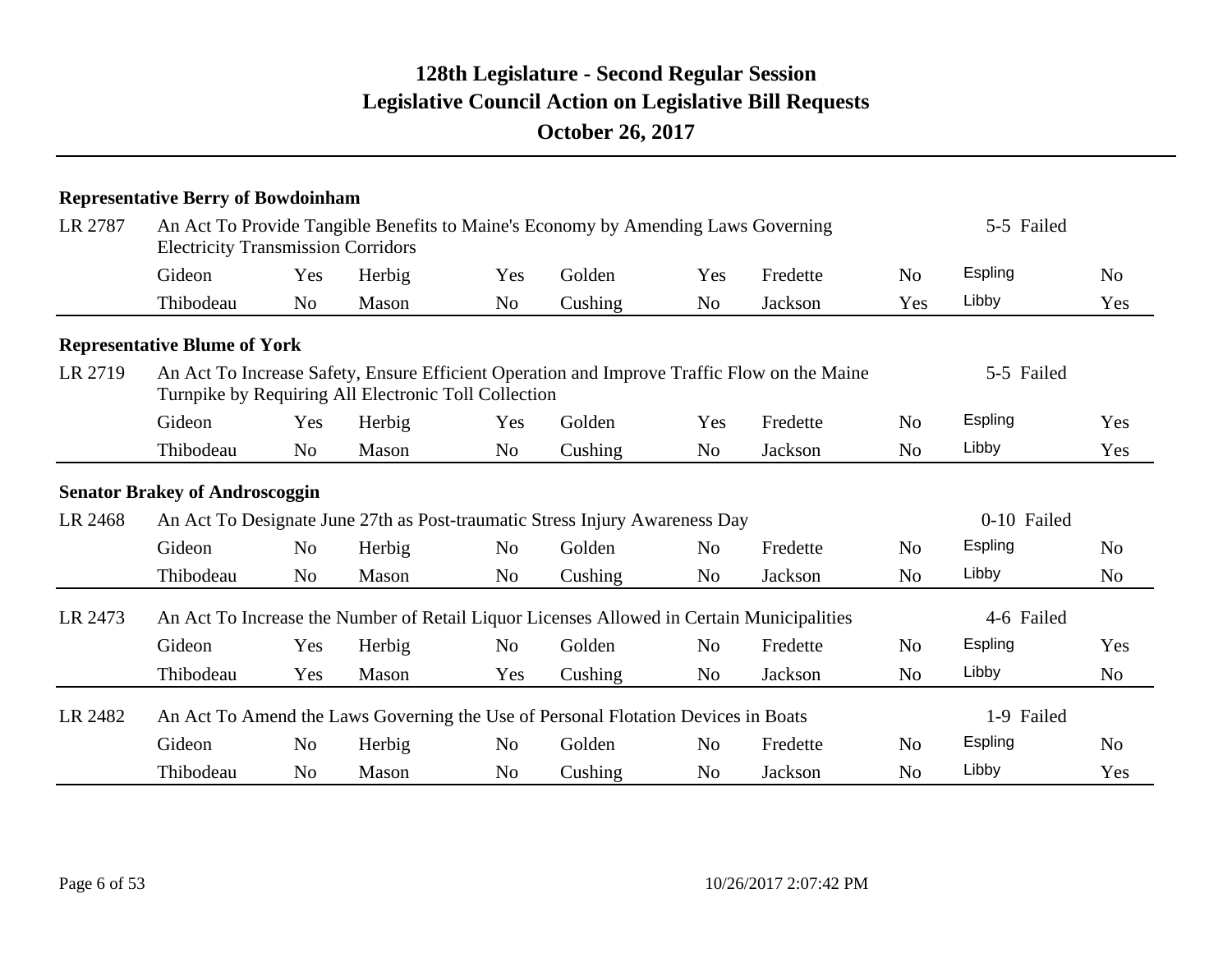# 128th Legislature - Second Regular Session
## Legislative Council Action on Legislative Bill Requests
### October 26, 2017

**Representative Berry of Bowdoinham**

LR 2787 — An Act To Provide Tangible Benefits to Maine's Economy by Amending Laws Governing Electricity Transmission Corridors — 5-5 Failed

| Gideon | Yes | Herbig | Yes | Golden | Yes | Fredette | No | Espling | No |
|---|---|---|---|---|---|---|---|---|---|
| Thibodeau | No | Mason | No | Cushing | No | Jackson | Yes | Libby | Yes |

**Representative Blume of York**

LR 2719 — An Act To Increase Safety, Ensure Efficient Operation and Improve Traffic Flow on the Maine Turnpike by Requiring All Electronic Toll Collection — 5-5 Failed

| Gideon | Yes | Herbig | Yes | Golden | Yes | Fredette | No | Espling | Yes |
|---|---|---|---|---|---|---|---|---|---|
| Thibodeau | No | Mason | No | Cushing | No | Jackson | No | Libby | Yes |

**Senator Brakey of Androscoggin**

LR 2468 — An Act To Designate June 27th as Post-traumatic Stress Injury Awareness Day — 0-10 Failed

| Gideon | No | Herbig | No | Golden | No | Fredette | No | Espling | No |
|---|---|---|---|---|---|---|---|---|---|
| Thibodeau | No | Mason | No | Cushing | No | Jackson | No | Libby | No |

LR 2473 — An Act To Increase the Number of Retail Liquor Licenses Allowed in Certain Municipalities — 4-6 Failed

| Gideon | Yes | Herbig | No | Golden | No | Fredette | No | Espling | Yes |
|---|---|---|---|---|---|---|---|---|---|
| Thibodeau | Yes | Mason | Yes | Cushing | No | Jackson | No | Libby | No |

LR 2482 — An Act To Amend the Laws Governing the Use of Personal Flotation Devices in Boats — 1-9 Failed

| Gideon | No | Herbig | No | Golden | No | Fredette | No | Espling | No |
|---|---|---|---|---|---|---|---|---|---|
| Thibodeau | No | Mason | No | Cushing | No | Jackson | No | Libby | Yes |

10/26/2017 2:07:42 PM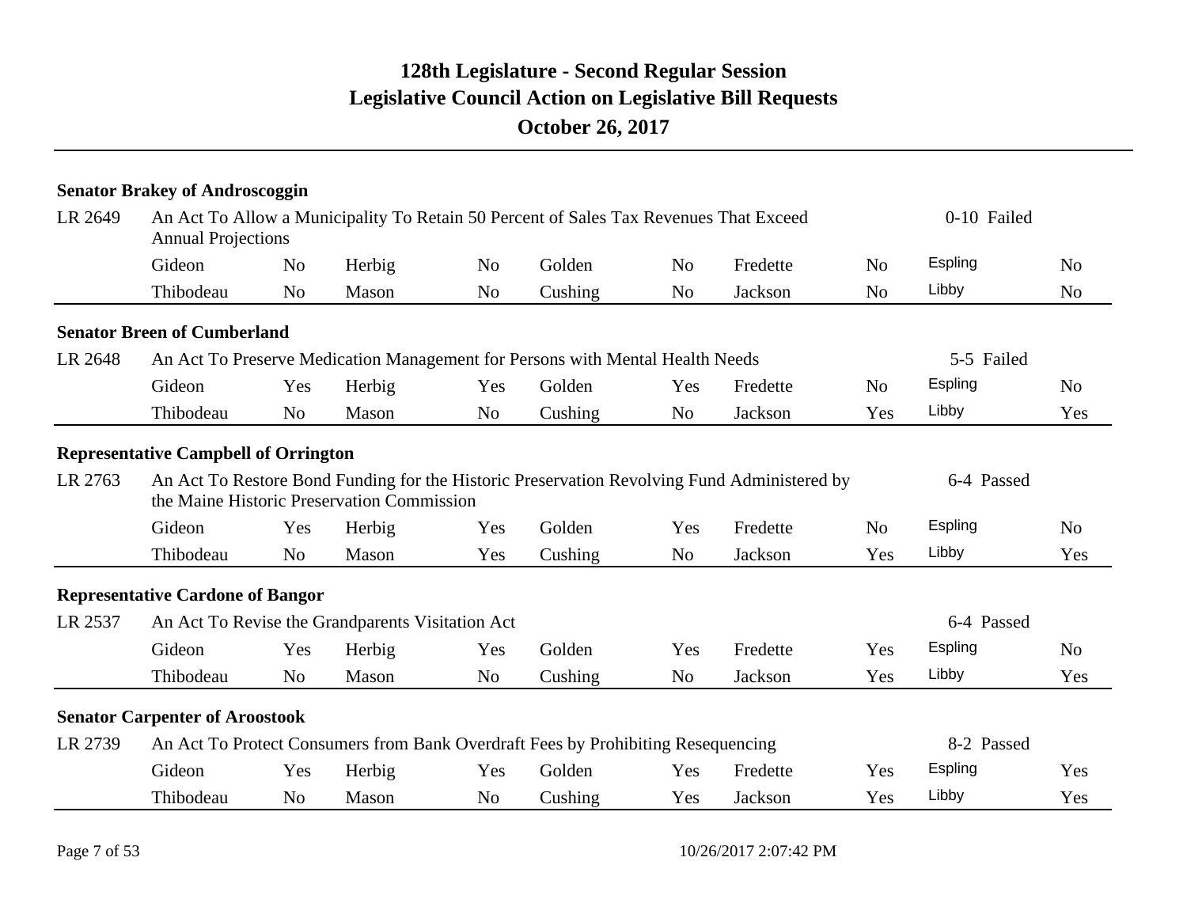# 128th Legislature - Second Regular Session
## Legislative Council Action on Legislative Bill Requests
### October 26, 2017

**Senator Brakey of Androscoggin**

LR 2649 — An Act To Allow a Municipality To Retain 50 Percent of Sales Tax Revenues That Exceed Annual Projections — 0-10 Failed

| | | | | | | | | | |
|---|---|---|---|---|---|---|---|---|---|
| Gideon | No | Herbig | No | Golden | No | Fredette | No | Espling | No |
| Thibodeau | No | Mason | No | Cushing | No | Jackson | No | Libby | No |

**Senator Breen of Cumberland**

LR 2648 — An Act To Preserve Medication Management for Persons with Mental Health Needs — 5-5 Failed

| | | | | | | | | | |
|---|---|---|---|---|---|---|---|---|---|
| Gideon | Yes | Herbig | Yes | Golden | Yes | Fredette | No | Espling | No |
| Thibodeau | No | Mason | No | Cushing | No | Jackson | Yes | Libby | Yes |

**Representative Campbell of Orrington**

LR 2763 — An Act To Restore Bond Funding for the Historic Preservation Revolving Fund Administered by the Maine Historic Preservation Commission — 6-4 Passed

| | | | | | | | | | |
|---|---|---|---|---|---|---|---|---|---|
| Gideon | Yes | Herbig | Yes | Golden | Yes | Fredette | No | Espling | No |
| Thibodeau | No | Mason | Yes | Cushing | No | Jackson | Yes | Libby | Yes |

**Representative Cardone of Bangor**

LR 2537 — An Act To Revise the Grandparents Visitation Act — 6-4 Passed

| | | | | | | | | | |
|---|---|---|---|---|---|---|---|---|---|
| Gideon | Yes | Herbig | Yes | Golden | Yes | Fredette | Yes | Espling | No |
| Thibodeau | No | Mason | No | Cushing | No | Jackson | Yes | Libby | Yes |

**Senator Carpenter of Aroostook**

LR 2739 — An Act To Protect Consumers from Bank Overdraft Fees by Prohibiting Resequencing — 8-2 Passed

| | | | | | | | | | |
|---|---|---|---|---|---|---|---|---|---|
| Gideon | Yes | Herbig | Yes | Golden | Yes | Fredette | Yes | Espling | Yes |
| Thibodeau | No | Mason | No | Cushing | Yes | Jackson | Yes | Libby | Yes |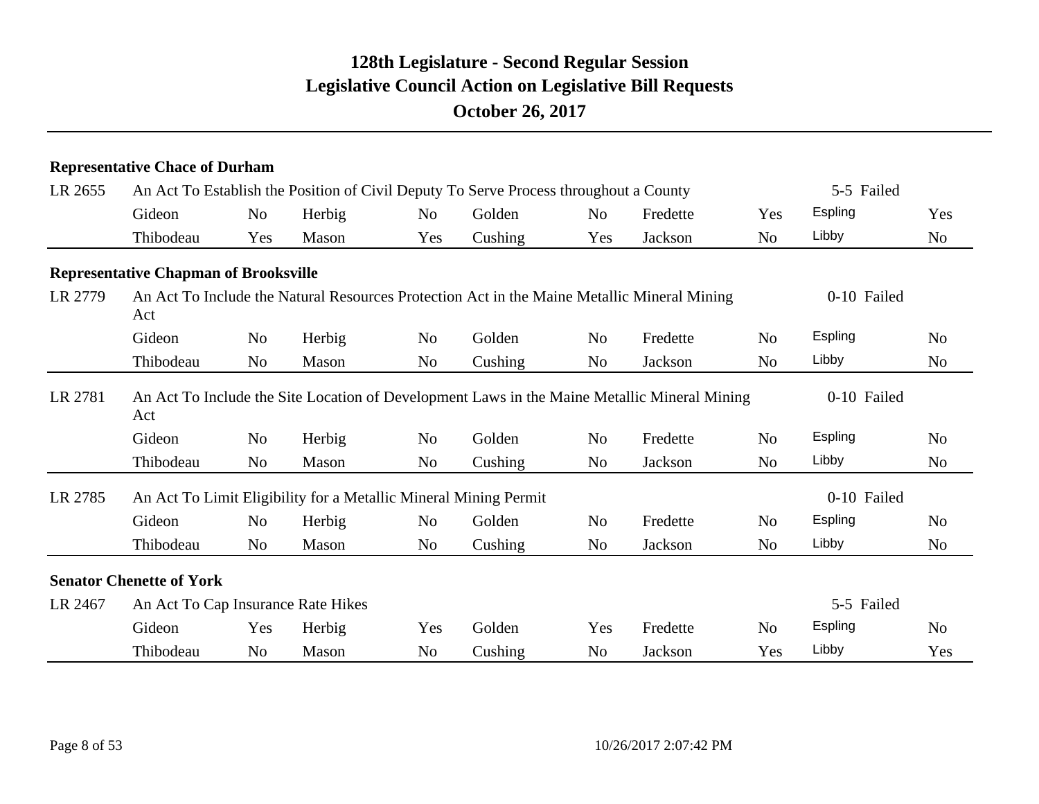# 128th Legislature - Second Regular Session
## Legislative Council Action on Legislative Bill Requests
### October 26, 2017

**Representative Chace of Durham**

LR 2655 — An Act To Establish the Position of Civil Deputy To Serve Process throughout a County — 5-5 Failed

| Gideon | No | Herbig | No | Golden | No | Fredette | Yes | Espling | Yes |
|---|---|---|---|---|---|---|---|---|---|
| Thibodeau | Yes | Mason | Yes | Cushing | Yes | Jackson | No | Libby | No |

**Representative Chapman of Brooksville**

LR 2779 — An Act To Include the Natural Resources Protection Act in the Maine Metallic Mineral Mining Act — 0-10 Failed

| Gideon | No | Herbig | No | Golden | No | Fredette | No | Espling | No |
|---|---|---|---|---|---|---|---|---|---|
| Thibodeau | No | Mason | No | Cushing | No | Jackson | No | Libby | No |

LR 2781 — An Act To Include the Site Location of Development Laws in the Maine Metallic Mineral Mining Act — 0-10 Failed

| Gideon | No | Herbig | No | Golden | No | Fredette | No | Espling | No |
|---|---|---|---|---|---|---|---|---|---|
| Thibodeau | No | Mason | No | Cushing | No | Jackson | No | Libby | No |

LR 2785 — An Act To Limit Eligibility for a Metallic Mineral Mining Permit — 0-10 Failed

| Gideon | No | Herbig | No | Golden | No | Fredette | No | Espling | No |
|---|---|---|---|---|---|---|---|---|---|
| Thibodeau | No | Mason | No | Cushing | No | Jackson | No | Libby | No |

**Senator Chenette of York**

LR 2467 — An Act To Cap Insurance Rate Hikes — 5-5 Failed

| Gideon | Yes | Herbig | Yes | Golden | Yes | Fredette | No | Espling | No |
|---|---|---|---|---|---|---|---|---|---|
| Thibodeau | No | Mason | No | Cushing | No | Jackson | Yes | Libby | Yes |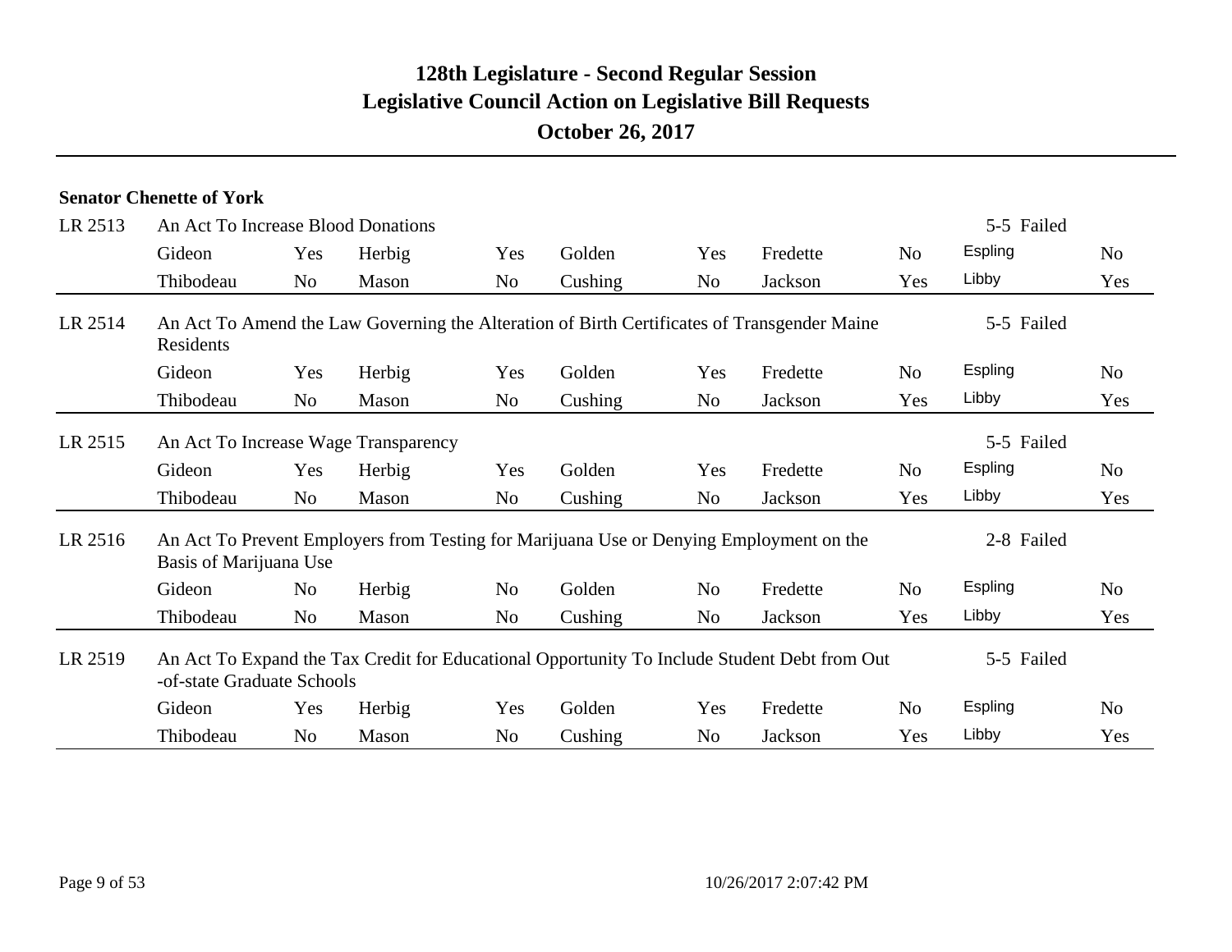# 128th Legislature - Second Regular Session
## Legislative Council Action on Legislative Bill Requests
### October 26, 2017

**Senator Chenette of York**

**LR 2513** An Act To Increase Blood Donations — 5-5 Failed

| | | | | | | | | | |
|---|---|---|---|---|---|---|---|---|---|
| Gideon | Yes | Herbig | Yes | Golden | Yes | Fredette | No | Espling | No |
| Thibodeau | No | Mason | No | Cushing | No | Jackson | Yes | Libby | Yes |

**LR 2514** An Act To Amend the Law Governing the Alteration of Birth Certificates of Transgender Maine Residents — 5-5 Failed

| | | | | | | | | | |
|---|---|---|---|---|---|---|---|---|---|
| Gideon | Yes | Herbig | Yes | Golden | Yes | Fredette | No | Espling | No |
| Thibodeau | No | Mason | No | Cushing | No | Jackson | Yes | Libby | Yes |

**LR 2515** An Act To Increase Wage Transparency — 5-5 Failed

| | | | | | | | | | |
|---|---|---|---|---|---|---|---|---|---|
| Gideon | Yes | Herbig | Yes | Golden | Yes | Fredette | No | Espling | No |
| Thibodeau | No | Mason | No | Cushing | No | Jackson | Yes | Libby | Yes |

**LR 2516** An Act To Prevent Employers from Testing for Marijuana Use or Denying Employment on the Basis of Marijuana Use — 2-8 Failed

| | | | | | | | | | |
|---|---|---|---|---|---|---|---|---|---|
| Gideon | No | Herbig | No | Golden | No | Fredette | No | Espling | No |
| Thibodeau | No | Mason | No | Cushing | No | Jackson | Yes | Libby | Yes |

**LR 2519** An Act To Expand the Tax Credit for Educational Opportunity To Include Student Debt from Out-of-state Graduate Schools — 5-5 Failed

| | | | | | | | | | |
|---|---|---|---|---|---|---|---|---|---|
| Gideon | Yes | Herbig | Yes | Golden | Yes | Fredette | No | Espling | No |
| Thibodeau | No | Mason | No | Cushing | No | Jackson | Yes | Libby | Yes |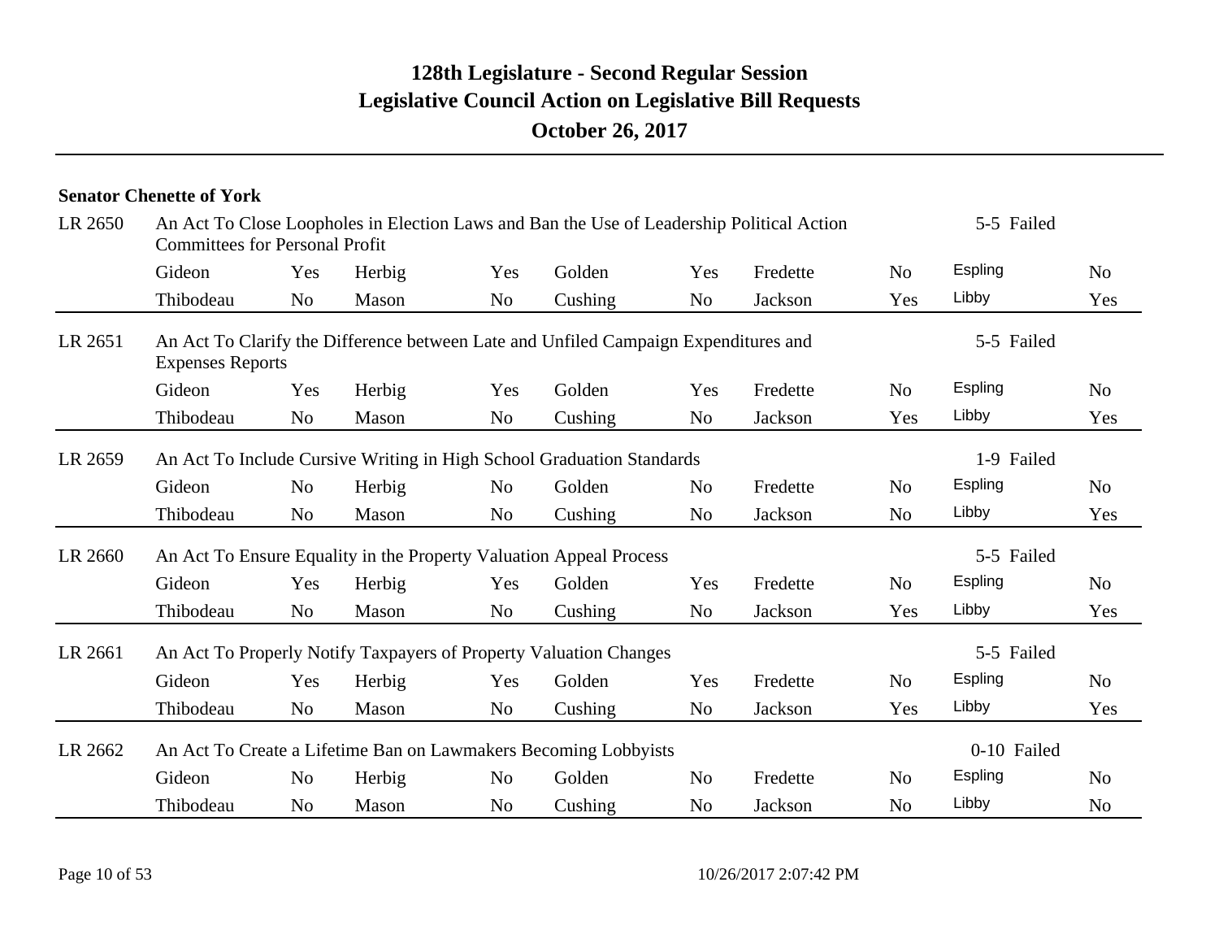# 128th Legislature - Second Regular Session
# Legislative Council Action on Legislative Bill Requests
## October 26, 2017

**Senator Chenette of York**

**LR 2650** An Act To Close Loopholes in Election Laws and Ban the Use of Leadership Political Action Committees for Personal Profit — 5-5 Failed

| | | | | | | | | | |
|---|---|---|---|---|---|---|---|---|---|
| Gideon | Yes | Herbig | Yes | Golden | Yes | Fredette | No | Espling | No |
| Thibodeau | No | Mason | No | Cushing | No | Jackson | Yes | Libby | Yes |

**LR 2651** An Act To Clarify the Difference between Late and Unfiled Campaign Expenditures and Expenses Reports — 5-5 Failed

| | | | | | | | | | |
|---|---|---|---|---|---|---|---|---|---|
| Gideon | Yes | Herbig | Yes | Golden | Yes | Fredette | No | Espling | No |
| Thibodeau | No | Mason | No | Cushing | No | Jackson | Yes | Libby | Yes |

**LR 2659** An Act To Include Cursive Writing in High School Graduation Standards — 1-9 Failed

| | | | | | | | | | |
|---|---|---|---|---|---|---|---|---|---|
| Gideon | No | Herbig | No | Golden | No | Fredette | No | Espling | No |
| Thibodeau | No | Mason | No | Cushing | No | Jackson | No | Libby | Yes |

**LR 2660** An Act To Ensure Equality in the Property Valuation Appeal Process — 5-5 Failed

| | | | | | | | | | |
|---|---|---|---|---|---|---|---|---|---|
| Gideon | Yes | Herbig | Yes | Golden | Yes | Fredette | No | Espling | No |
| Thibodeau | No | Mason | No | Cushing | No | Jackson | Yes | Libby | Yes |

**LR 2661** An Act To Properly Notify Taxpayers of Property Valuation Changes — 5-5 Failed

| | | | | | | | | | |
|---|---|---|---|---|---|---|---|---|---|
| Gideon | Yes | Herbig | Yes | Golden | Yes | Fredette | No | Espling | No |
| Thibodeau | No | Mason | No | Cushing | No | Jackson | Yes | Libby | Yes |

**LR 2662** An Act To Create a Lifetime Ban on Lawmakers Becoming Lobbyists — 0-10 Failed

| | | | | | | | | | |
|---|---|---|---|---|---|---|---|---|---|
| Gideon | No | Herbig | No | Golden | No | Fredette | No | Espling | No |
| Thibodeau | No | Mason | No | Cushing | No | Jackson | No | Libby | No |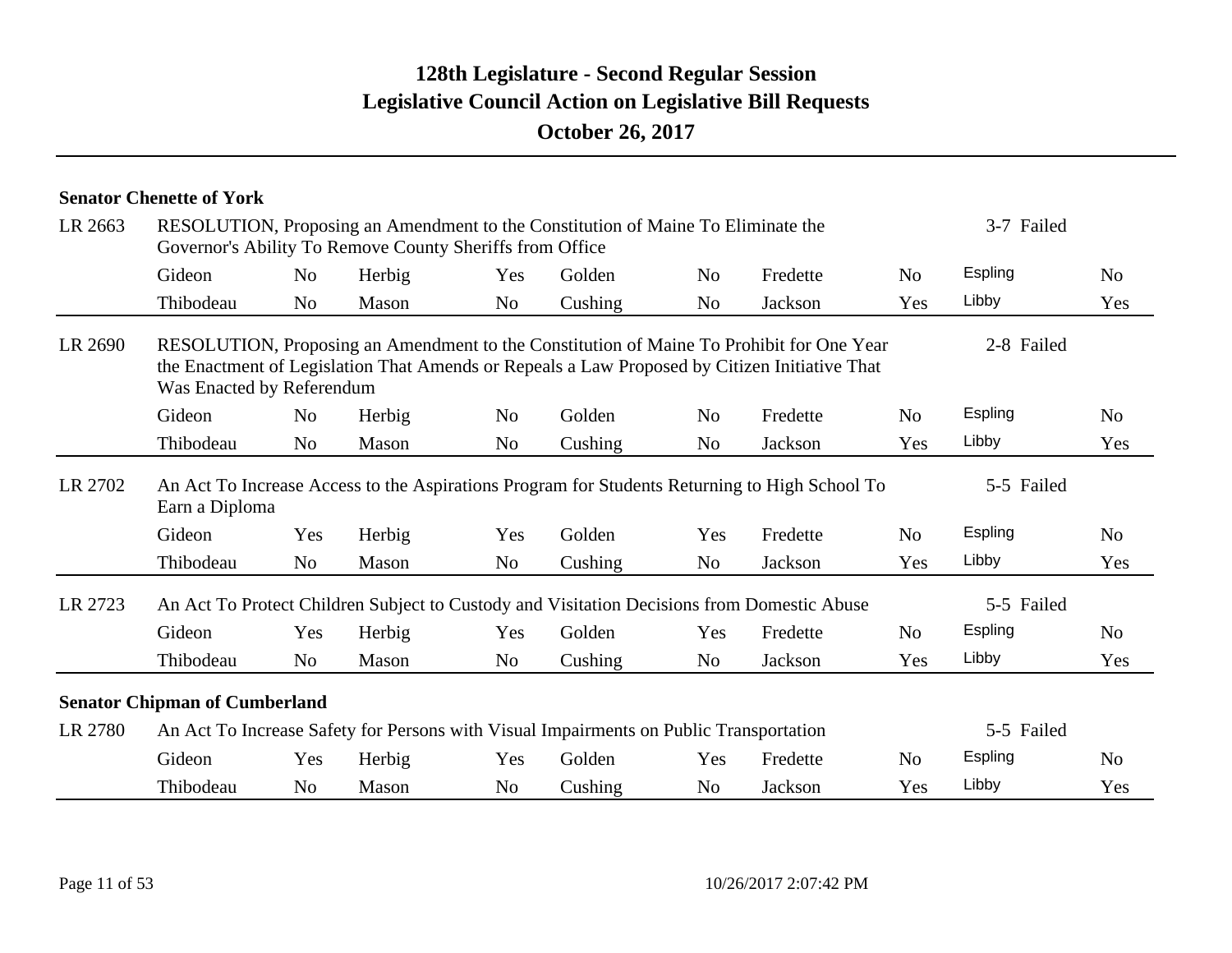# 128th Legislature - Second Regular Session
## Legislative Council Action on Legislative Bill Requests
### October 26, 2017

**Senator Chenette of York**

**LR 2663** RESOLUTION, Proposing an Amendment to the Constitution of Maine To Eliminate the Governor's Ability To Remove County Sheriffs from Office — **3-7 Failed**

| | | | | | | | | | |
|---|---|---|---|---|---|---|---|---|---|
| Gideon | No | Herbig | Yes | Golden | No | Fredette | No | Espling | No |
| Thibodeau | No | Mason | No | Cushing | No | Jackson | Yes | Libby | Yes |

**LR 2690** RESOLUTION, Proposing an Amendment to the Constitution of Maine To Prohibit for One Year the Enactment of Legislation That Amends or Repeals a Law Proposed by Citizen Initiative That Was Enacted by Referendum — **2-8 Failed**

| | | | | | | | | | |
|---|---|---|---|---|---|---|---|---|---|
| Gideon | No | Herbig | No | Golden | No | Fredette | No | Espling | No |
| Thibodeau | No | Mason | No | Cushing | No | Jackson | Yes | Libby | Yes |

**LR 2702** An Act To Increase Access to the Aspirations Program for Students Returning to High School To Earn a Diploma — **5-5 Failed**

| | | | | | | | | | |
|---|---|---|---|---|---|---|---|---|---|
| Gideon | Yes | Herbig | Yes | Golden | Yes | Fredette | No | Espling | No |
| Thibodeau | No | Mason | No | Cushing | No | Jackson | Yes | Libby | Yes |

**LR 2723** An Act To Protect Children Subject to Custody and Visitation Decisions from Domestic Abuse — **5-5 Failed**

| | | | | | | | | | |
|---|---|---|---|---|---|---|---|---|---|
| Gideon | Yes | Herbig | Yes | Golden | Yes | Fredette | No | Espling | No |
| Thibodeau | No | Mason | No | Cushing | No | Jackson | Yes | Libby | Yes |

**Senator Chipman of Cumberland**

**LR 2780** An Act To Increase Safety for Persons with Visual Impairments on Public Transportation — **5-5 Failed**

| | | | | | | | | | |
|---|---|---|---|---|---|---|---|---|---|
| Gideon | Yes | Herbig | Yes | Golden | Yes | Fredette | No | Espling | No |
| Thibodeau | No | Mason | No | Cushing | No | Jackson | Yes | Libby | Yes |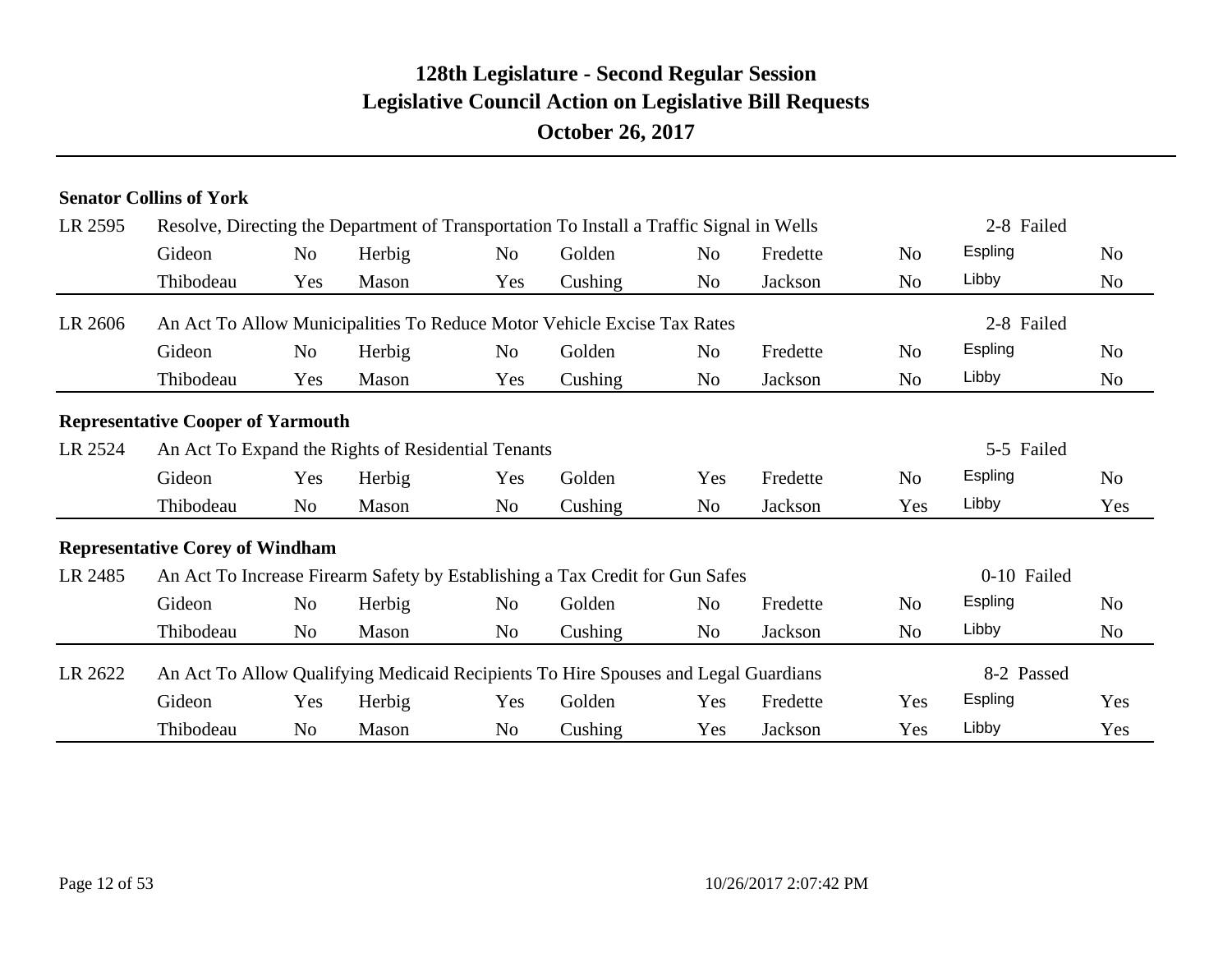# 128th Legislature - Second Regular Session
## Legislative Council Action on Legislative Bill Requests
### October 26, 2017

**Senator Collins of York**

| LR 2595 | Resolve, Directing the Department of Transportation To Install a Traffic Signal in Wells | | | | | | | | | 2-8 Failed |
|---|---|---|---|---|---|---|---|---|---|---|
| | Gideon | No | Herbig | No | Golden | No | Fredette | No | Espling | No |
| | Thibodeau | Yes | Mason | Yes | Cushing | No | Jackson | No | Libby | No |

| LR 2606 | An Act To Allow Municipalities To Reduce Motor Vehicle Excise Tax Rates | | | | | | | | | 2-8 Failed |
|---|---|---|---|---|---|---|---|---|---|---|
| | Gideon | No | Herbig | No | Golden | No | Fredette | No | Espling | No |
| | Thibodeau | Yes | Mason | Yes | Cushing | No | Jackson | No | Libby | No |

**Representative Cooper of Yarmouth**

| LR 2524 | An Act To Expand the Rights of Residential Tenants | | | | | | | | | 5-5 Failed |
|---|---|---|---|---|---|---|---|---|---|---|
| | Gideon | Yes | Herbig | Yes | Golden | Yes | Fredette | No | Espling | No |
| | Thibodeau | No | Mason | No | Cushing | No | Jackson | Yes | Libby | Yes |

**Representative Corey of Windham**

| LR 2485 | An Act To Increase Firearm Safety by Establishing a Tax Credit for Gun Safes | | | | | | | | | 0-10 Failed |
|---|---|---|---|---|---|---|---|---|---|---|
| | Gideon | No | Herbig | No | Golden | No | Fredette | No | Espling | No |
| | Thibodeau | No | Mason | No | Cushing | No | Jackson | No | Libby | No |

| LR 2622 | An Act To Allow Qualifying Medicaid Recipients To Hire Spouses and Legal Guardians | | | | | | | | | 8-2 Passed |
|---|---|---|---|---|---|---|---|---|---|---|
| | Gideon | Yes | Herbig | Yes | Golden | Yes | Fredette | Yes | Espling | Yes |
| | Thibodeau | No | Mason | No | Cushing | Yes | Jackson | Yes | Libby | Yes |

10/26/2017 2:07:42 PM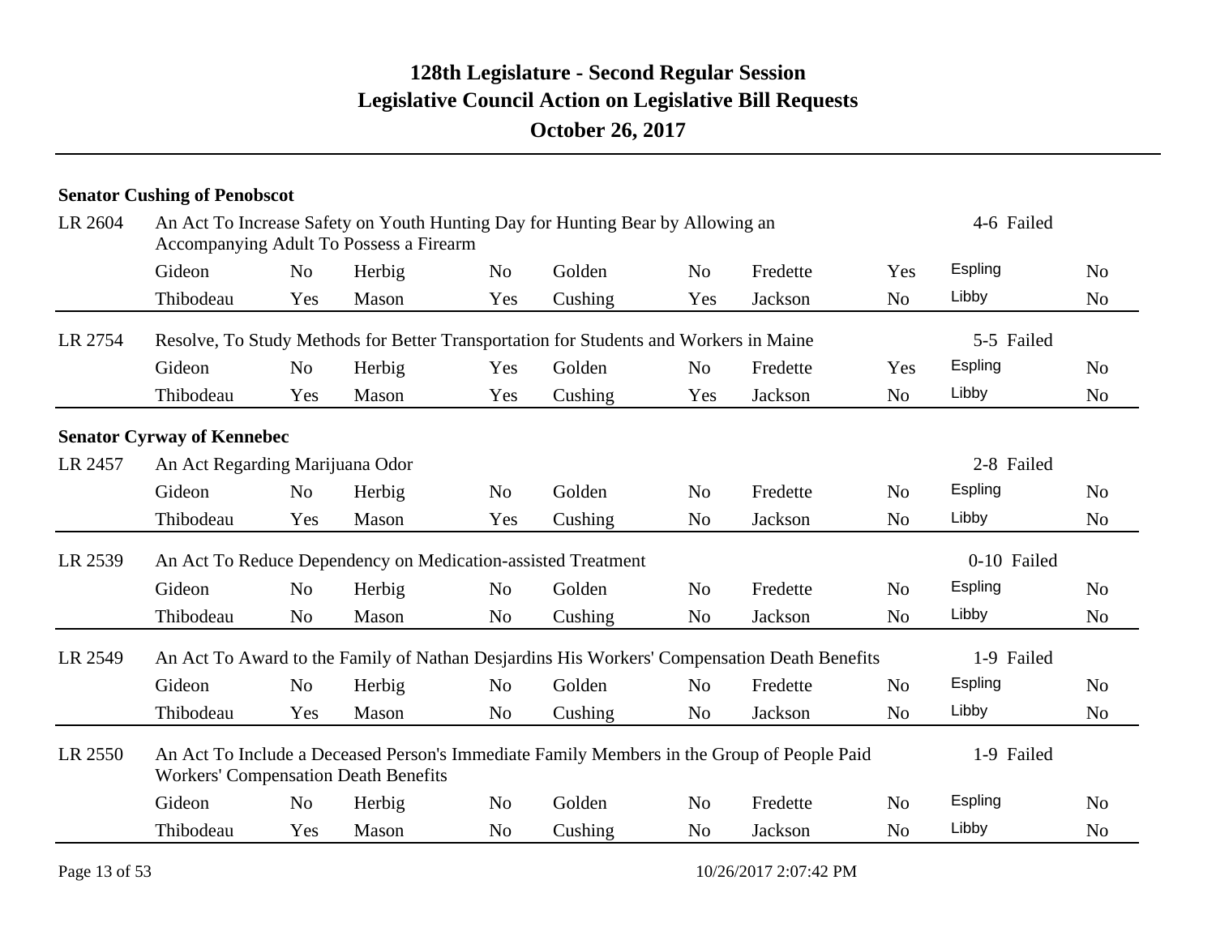# 128th Legislature - Second Regular Session

## Legislative Council Action on Legislative Bill Requests

### October 26, 2017

**Senator Cushing of Penobscot**

LR 2604 — An Act To Increase Safety on Youth Hunting Day for Hunting Bear by Allowing an Accompanying Adult To Possess a Firearm — 4-6 Failed

| | | | | | | | | | |
|---|---|---|---|---|---|---|---|---|---|
| Gideon | No | Herbig | No | Golden | No | Fredette | Yes | Espling | No |
| Thibodeau | Yes | Mason | Yes | Cushing | Yes | Jackson | No | Libby | No |

LR 2754 — Resolve, To Study Methods for Better Transportation for Students and Workers in Maine — 5-5 Failed

| | | | | | | | | | |
|---|---|---|---|---|---|---|---|---|---|
| Gideon | No | Herbig | Yes | Golden | No | Fredette | Yes | Espling | No |
| Thibodeau | Yes | Mason | Yes | Cushing | Yes | Jackson | No | Libby | No |

**Senator Cyrway of Kennebec**

LR 2457 — An Act Regarding Marijuana Odor — 2-8 Failed

| | | | | | | | | | |
|---|---|---|---|---|---|---|---|---|---|
| Gideon | No | Herbig | No | Golden | No | Fredette | No | Espling | No |
| Thibodeau | Yes | Mason | Yes | Cushing | No | Jackson | No | Libby | No |

LR 2539 — An Act To Reduce Dependency on Medication-assisted Treatment — 0-10 Failed

| | | | | | | | | | |
|---|---|---|---|---|---|---|---|---|---|
| Gideon | No | Herbig | No | Golden | No | Fredette | No | Espling | No |
| Thibodeau | No | Mason | No | Cushing | No | Jackson | No | Libby | No |

LR 2549 — An Act To Award to the Family of Nathan Desjardins His Workers' Compensation Death Benefits — 1-9 Failed

| | | | | | | | | | |
|---|---|---|---|---|---|---|---|---|---|
| Gideon | No | Herbig | No | Golden | No | Fredette | No | Espling | No |
| Thibodeau | Yes | Mason | No | Cushing | No | Jackson | No | Libby | No |

LR 2550 — An Act To Include a Deceased Person's Immediate Family Members in the Group of People Paid Workers' Compensation Death Benefits — 1-9 Failed

| | | | | | | | | | |
|---|---|---|---|---|---|---|---|---|---|
| Gideon | No | Herbig | No | Golden | No | Fredette | No | Espling | No |
| Thibodeau | Yes | Mason | No | Cushing | No | Jackson | No | Libby | No |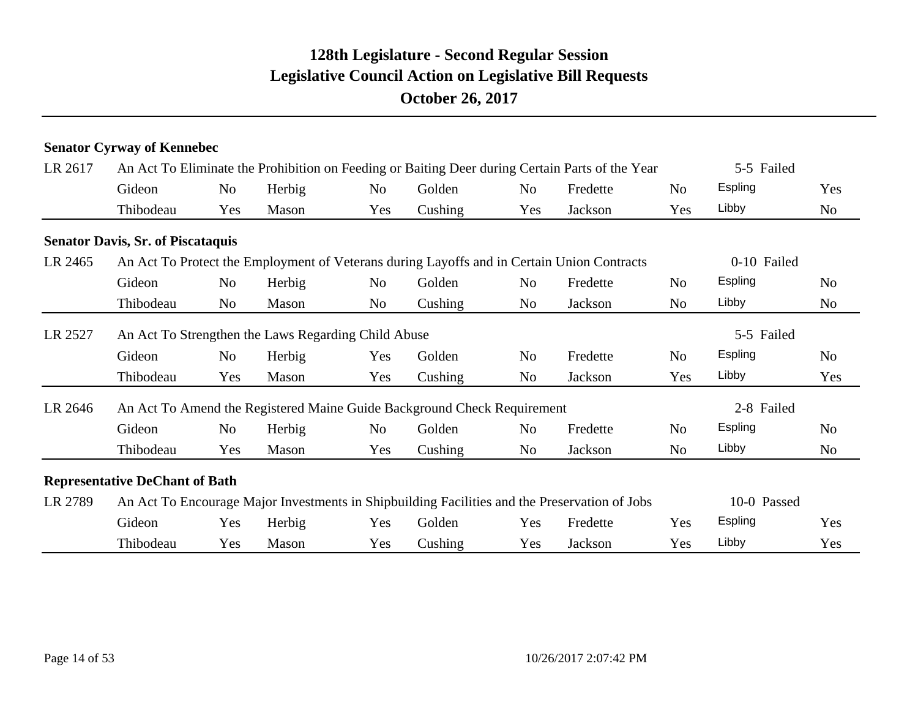# 128th Legislature - Second Regular Session
## Legislative Council Action on Legislative Bill Requests
### October 26, 2017

**Senator Cyrway of Kennebec**

LR 2617 — An Act To Eliminate the Prohibition on Feeding or Baiting Deer during Certain Parts of the Year — 5-5 Failed

| | | | | | | | | | |
|---|---|---|---|---|---|---|---|---|---|
| Gideon | No | Herbig | No | Golden | No | Fredette | No | Espling | Yes |
| Thibodeau | Yes | Mason | Yes | Cushing | Yes | Jackson | Yes | Libby | No |

**Senator Davis, Sr. of Piscataquis**

LR 2465 — An Act To Protect the Employment of Veterans during Layoffs and in Certain Union Contracts — 0-10 Failed

| | | | | | | | | | |
|---|---|---|---|---|---|---|---|---|---|
| Gideon | No | Herbig | No | Golden | No | Fredette | No | Espling | No |
| Thibodeau | No | Mason | No | Cushing | No | Jackson | No | Libby | No |

LR 2527 — An Act To Strengthen the Laws Regarding Child Abuse — 5-5 Failed

| | | | | | | | | | |
|---|---|---|---|---|---|---|---|---|---|
| Gideon | No | Herbig | Yes | Golden | No | Fredette | No | Espling | No |
| Thibodeau | Yes | Mason | Yes | Cushing | No | Jackson | Yes | Libby | Yes |

LR 2646 — An Act To Amend the Registered Maine Guide Background Check Requirement — 2-8 Failed

| | | | | | | | | | |
|---|---|---|---|---|---|---|---|---|---|
| Gideon | No | Herbig | No | Golden | No | Fredette | No | Espling | No |
| Thibodeau | Yes | Mason | Yes | Cushing | No | Jackson | No | Libby | No |

**Representative DeChant of Bath**

LR 2789 — An Act To Encourage Major Investments in Shipbuilding Facilities and the Preservation of Jobs — 10-0 Passed

| | | | | | | | | | |
|---|---|---|---|---|---|---|---|---|---|
| Gideon | Yes | Herbig | Yes | Golden | Yes | Fredette | Yes | Espling | Yes |
| Thibodeau | Yes | Mason | Yes | Cushing | Yes | Jackson | Yes | Libby | Yes |

10/26/2017 2:07:42 PM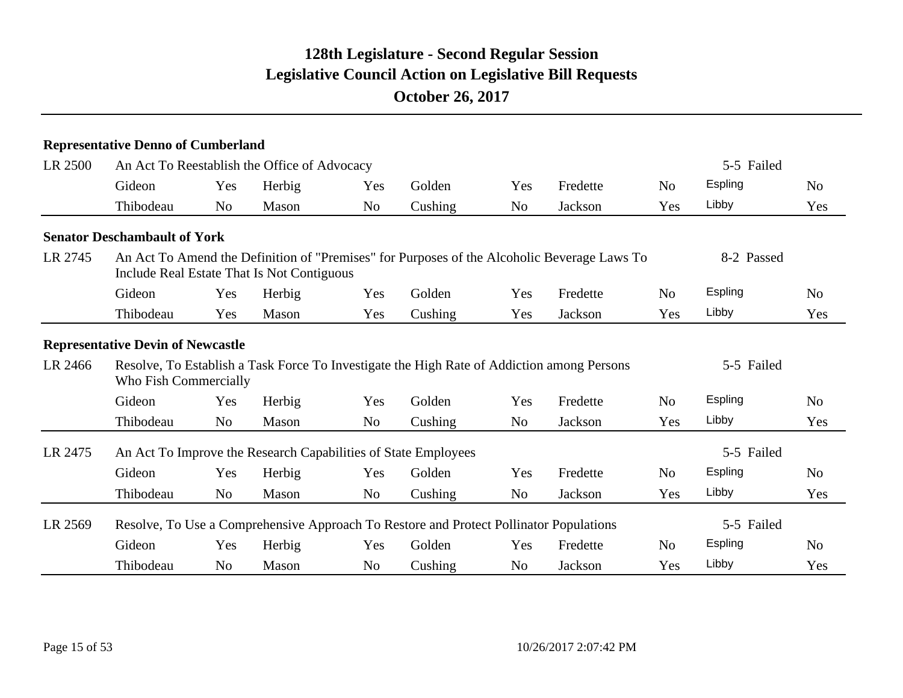# 128th Legislature - Second Regular Session
## Legislative Council Action on Legislative Bill Requests
### October 26, 2017

**Representative Denno of Cumberland**

LR 2500 — An Act To Reestablish the Office of Advocacy — 5-5 Failed

| Gideon | Yes | Herbig | Yes | Golden | Yes | Fredette | No | Espling | No |
|---|---|---|---|---|---|---|---|---|---|
| Thibodeau | No | Mason | No | Cushing | No | Jackson | Yes | Libby | Yes |

**Senator Deschambault of York**

LR 2745 — An Act To Amend the Definition of "Premises" for Purposes of the Alcoholic Beverage Laws To Include Real Estate That Is Not Contiguous — 8-2 Passed

| Gideon | Yes | Herbig | Yes | Golden | Yes | Fredette | No | Espling | No |
|---|---|---|---|---|---|---|---|---|---|
| Thibodeau | Yes | Mason | Yes | Cushing | Yes | Jackson | Yes | Libby | Yes |

**Representative Devin of Newcastle**

LR 2466 — Resolve, To Establish a Task Force To Investigate the High Rate of Addiction among Persons Who Fish Commercially — 5-5 Failed

| Gideon | Yes | Herbig | Yes | Golden | Yes | Fredette | No | Espling | No |
|---|---|---|---|---|---|---|---|---|---|
| Thibodeau | No | Mason | No | Cushing | No | Jackson | Yes | Libby | Yes |

LR 2475 — An Act To Improve the Research Capabilities of State Employees — 5-5 Failed

| Gideon | Yes | Herbig | Yes | Golden | Yes | Fredette | No | Espling | No |
|---|---|---|---|---|---|---|---|---|---|
| Thibodeau | No | Mason | No | Cushing | No | Jackson | Yes | Libby | Yes |

LR 2569 — Resolve, To Use a Comprehensive Approach To Restore and Protect Pollinator Populations — 5-5 Failed

| Gideon | Yes | Herbig | Yes | Golden | Yes | Fredette | No | Espling | No |
|---|---|---|---|---|---|---|---|---|---|
| Thibodeau | No | Mason | No | Cushing | No | Jackson | Yes | Libby | Yes |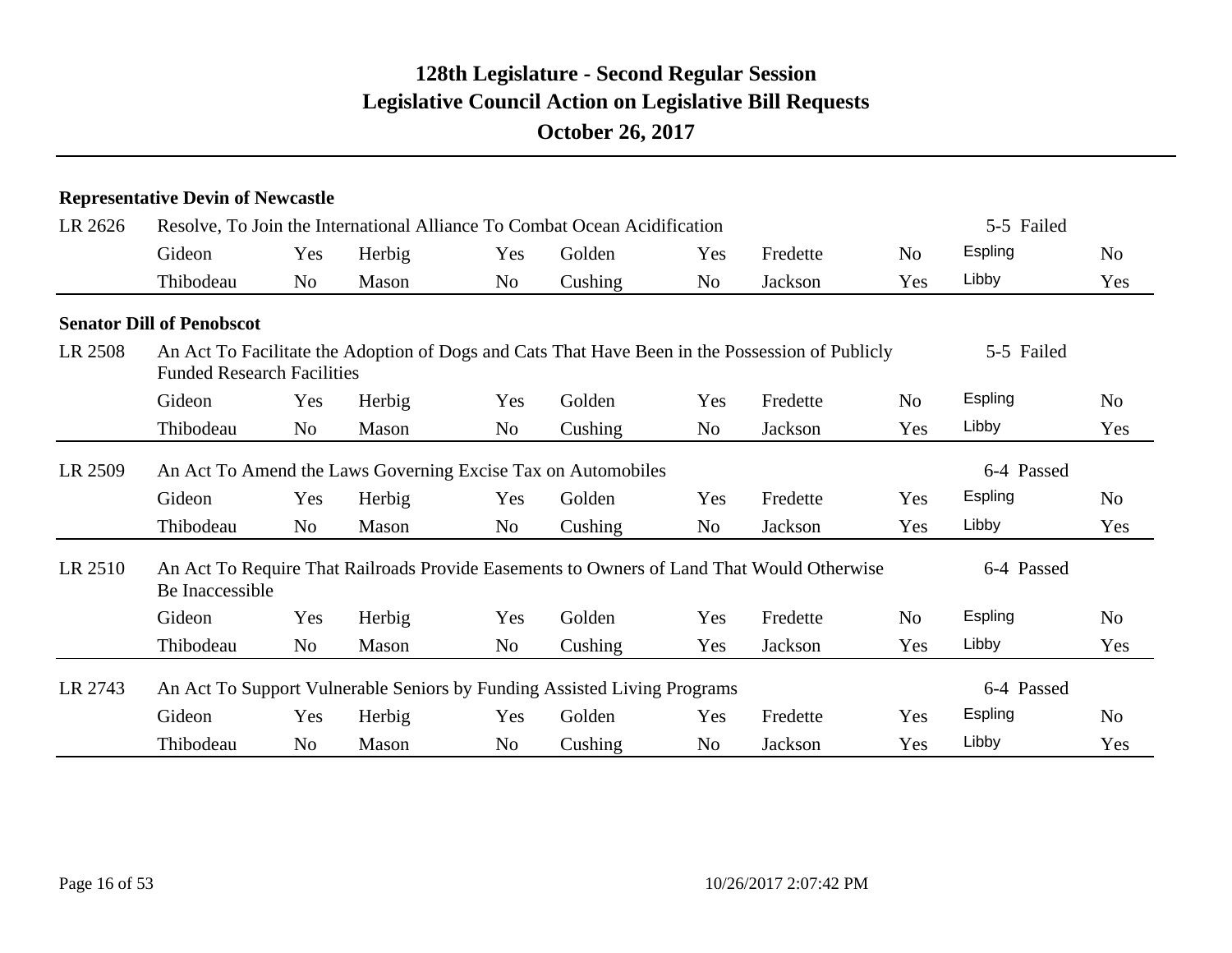# 128th Legislature - Second Regular Session

## Legislative Council Action on Legislative Bill Requests

### October 26, 2017

**Representative Devin of Newcastle**

| LR 2626 | Resolve, To Join the International Alliance To Combat Ocean Acidification | | | | | | | | | 5-5 Failed |
|---|---|---|---|---|---|---|---|---|---|---|
| | Gideon | Yes | Herbig | Yes | Golden | Yes | Fredette | No | Espling | No |
| | Thibodeau | No | Mason | No | Cushing | No | Jackson | Yes | Libby | Yes |

**Senator Dill of Penobscot**

| LR 2508 | An Act To Facilitate the Adoption of Dogs and Cats That Have Been in the Possession of Publicly Funded Research Facilities | | | | | | | | | 5-5 Failed |
|---|---|---|---|---|---|---|---|---|---|---|
| | Gideon | Yes | Herbig | Yes | Golden | Yes | Fredette | No | Espling | No |
| | Thibodeau | No | Mason | No | Cushing | No | Jackson | Yes | Libby | Yes |

| LR 2509 | An Act To Amend the Laws Governing Excise Tax on Automobiles | | | | | | | | | 6-4 Passed |
|---|---|---|---|---|---|---|---|---|---|---|
| | Gideon | Yes | Herbig | Yes | Golden | Yes | Fredette | Yes | Espling | No |
| | Thibodeau | No | Mason | No | Cushing | No | Jackson | Yes | Libby | Yes |

| LR 2510 | An Act To Require That Railroads Provide Easements to Owners of Land That Would Otherwise Be Inaccessible | | | | | | | | | 6-4 Passed |
|---|---|---|---|---|---|---|---|---|---|---|
| | Gideon | Yes | Herbig | Yes | Golden | Yes | Fredette | No | Espling | No |
| | Thibodeau | No | Mason | No | Cushing | Yes | Jackson | Yes | Libby | Yes |

| LR 2743 | An Act To Support Vulnerable Seniors by Funding Assisted Living Programs | | | | | | | | | 6-4 Passed |
|---|---|---|---|---|---|---|---|---|---|---|
| | Gideon | Yes | Herbig | Yes | Golden | Yes | Fredette | Yes | Espling | No |
| | Thibodeau | No | Mason | No | Cushing | No | Jackson | Yes | Libby | Yes |

10/26/2017 2:07:42 PM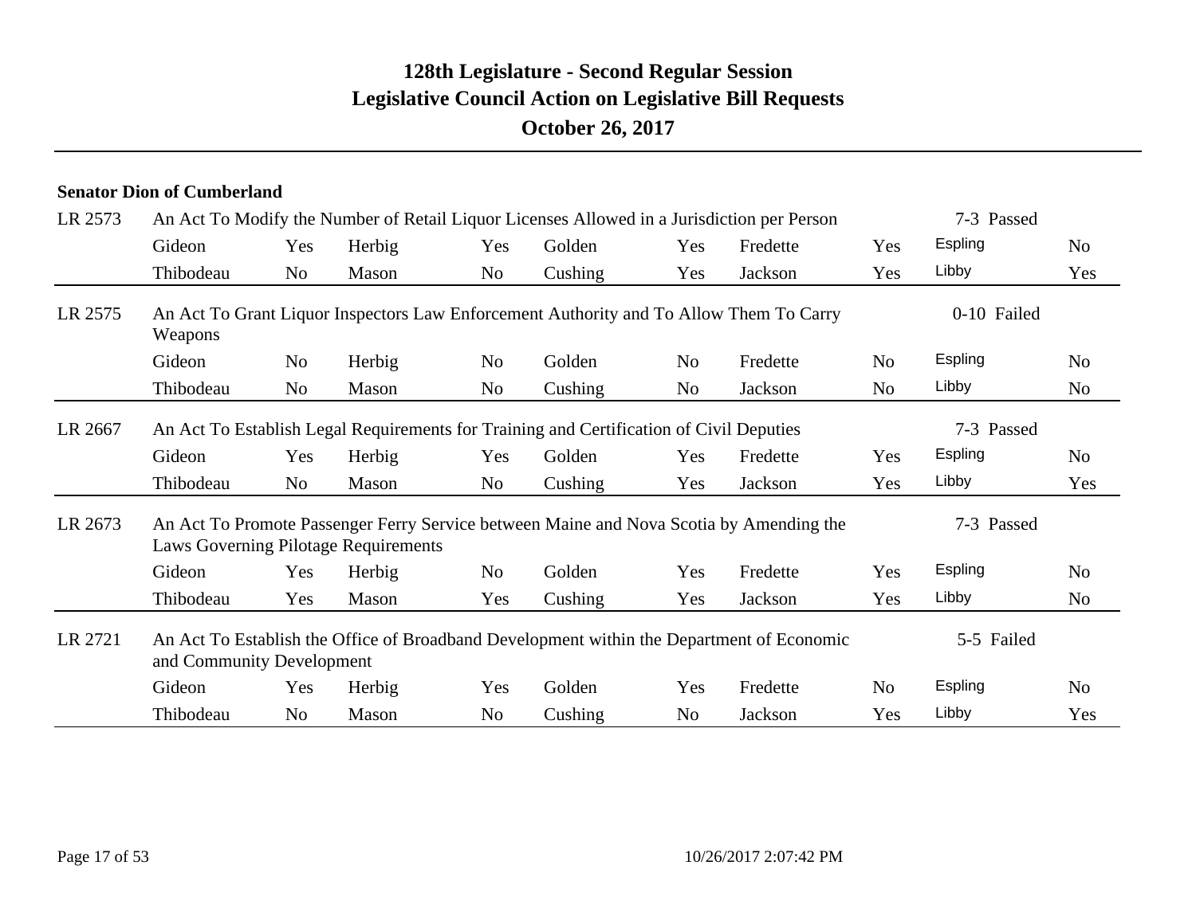# 128th Legislature - Second Regular Session
## Legislative Council Action on Legislative Bill Requests
### October 26, 2017

**Senator Dion of Cumberland**

LR 2573 — An Act To Modify the Number of Retail Liquor Licenses Allowed in a Jurisdiction per Person — 7-3 Passed

| Gideon | Yes | Herbig | Yes | Golden | Yes | Fredette | Yes | Espling | No |
|---|---|---|---|---|---|---|---|---|---|
| Thibodeau | No | Mason | No | Cushing | Yes | Jackson | Yes | Libby | Yes |

LR 2575 — An Act To Grant Liquor Inspectors Law Enforcement Authority and To Allow Them To Carry Weapons — 0-10 Failed

| Gideon | No | Herbig | No | Golden | No | Fredette | No | Espling | No |
|---|---|---|---|---|---|---|---|---|---|
| Thibodeau | No | Mason | No | Cushing | No | Jackson | No | Libby | No |

LR 2667 — An Act To Establish Legal Requirements for Training and Certification of Civil Deputies — 7-3 Passed

| Gideon | Yes | Herbig | Yes | Golden | Yes | Fredette | Yes | Espling | No |
|---|---|---|---|---|---|---|---|---|---|
| Thibodeau | No | Mason | No | Cushing | Yes | Jackson | Yes | Libby | Yes |

LR 2673 — An Act To Promote Passenger Ferry Service between Maine and Nova Scotia by Amending the Laws Governing Pilotage Requirements — 7-3 Passed

| Gideon | Yes | Herbig | No | Golden | Yes | Fredette | Yes | Espling | No |
|---|---|---|---|---|---|---|---|---|---|
| Thibodeau | Yes | Mason | Yes | Cushing | Yes | Jackson | Yes | Libby | No |

LR 2721 — An Act To Establish the Office of Broadband Development within the Department of Economic and Community Development — 5-5 Failed

| Gideon | Yes | Herbig | Yes | Golden | Yes | Fredette | No | Espling | No |
|---|---|---|---|---|---|---|---|---|---|
| Thibodeau | No | Mason | No | Cushing | No | Jackson | Yes | Libby | Yes |

10/26/2017 2:07:42 PM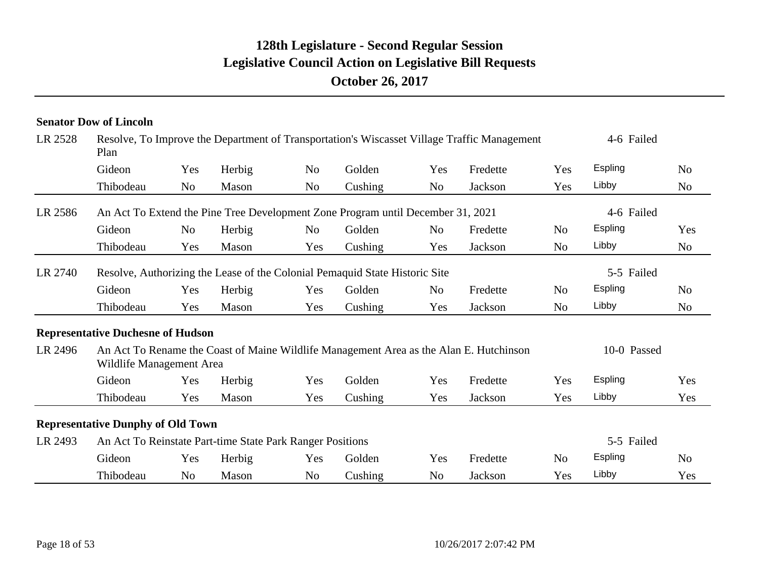# 128th Legislature - Second Regular Session
## Legislative Council Action on Legislative Bill Requests
### October 26, 2017

**Senator Dow of Lincoln**

**LR 2528** Resolve, To Improve the Department of Transportation's Wiscasset Village Traffic Management Plan — 4-6 Failed

| | | | | | | | | | |
|---|---|---|---|---|---|---|---|---|---|
| Gideon | Yes | Herbig | No | Golden | Yes | Fredette | Yes | Espling | No |
| Thibodeau | No | Mason | No | Cushing | No | Jackson | Yes | Libby | No |

**LR 2586** An Act To Extend the Pine Tree Development Zone Program until December 31, 2021 — 4-6 Failed

| | | | | | | | | | |
|---|---|---|---|---|---|---|---|---|---|
| Gideon | No | Herbig | No | Golden | No | Fredette | No | Espling | Yes |
| Thibodeau | Yes | Mason | Yes | Cushing | Yes | Jackson | No | Libby | No |

**LR 2740** Resolve, Authorizing the Lease of the Colonial Pemaquid State Historic Site — 5-5 Failed

| | | | | | | | | | |
|---|---|---|---|---|---|---|---|---|---|
| Gideon | Yes | Herbig | Yes | Golden | No | Fredette | No | Espling | No |
| Thibodeau | Yes | Mason | Yes | Cushing | Yes | Jackson | No | Libby | No |

**Representative Duchesne of Hudson**

**LR 2496** An Act To Rename the Coast of Maine Wildlife Management Area as the Alan E. Hutchinson Wildlife Management Area — 10-0 Passed

| | | | | | | | | | |
|---|---|---|---|---|---|---|---|---|---|
| Gideon | Yes | Herbig | Yes | Golden | Yes | Fredette | Yes | Espling | Yes |
| Thibodeau | Yes | Mason | Yes | Cushing | Yes | Jackson | Yes | Libby | Yes |

**Representative Dunphy of Old Town**

**LR 2493** An Act To Reinstate Part-time State Park Ranger Positions — 5-5 Failed

| | | | | | | | | | |
|---|---|---|---|---|---|---|---|---|---|
| Gideon | Yes | Herbig | Yes | Golden | Yes | Fredette | No | Espling | No |
| Thibodeau | No | Mason | No | Cushing | No | Jackson | Yes | Libby | Yes |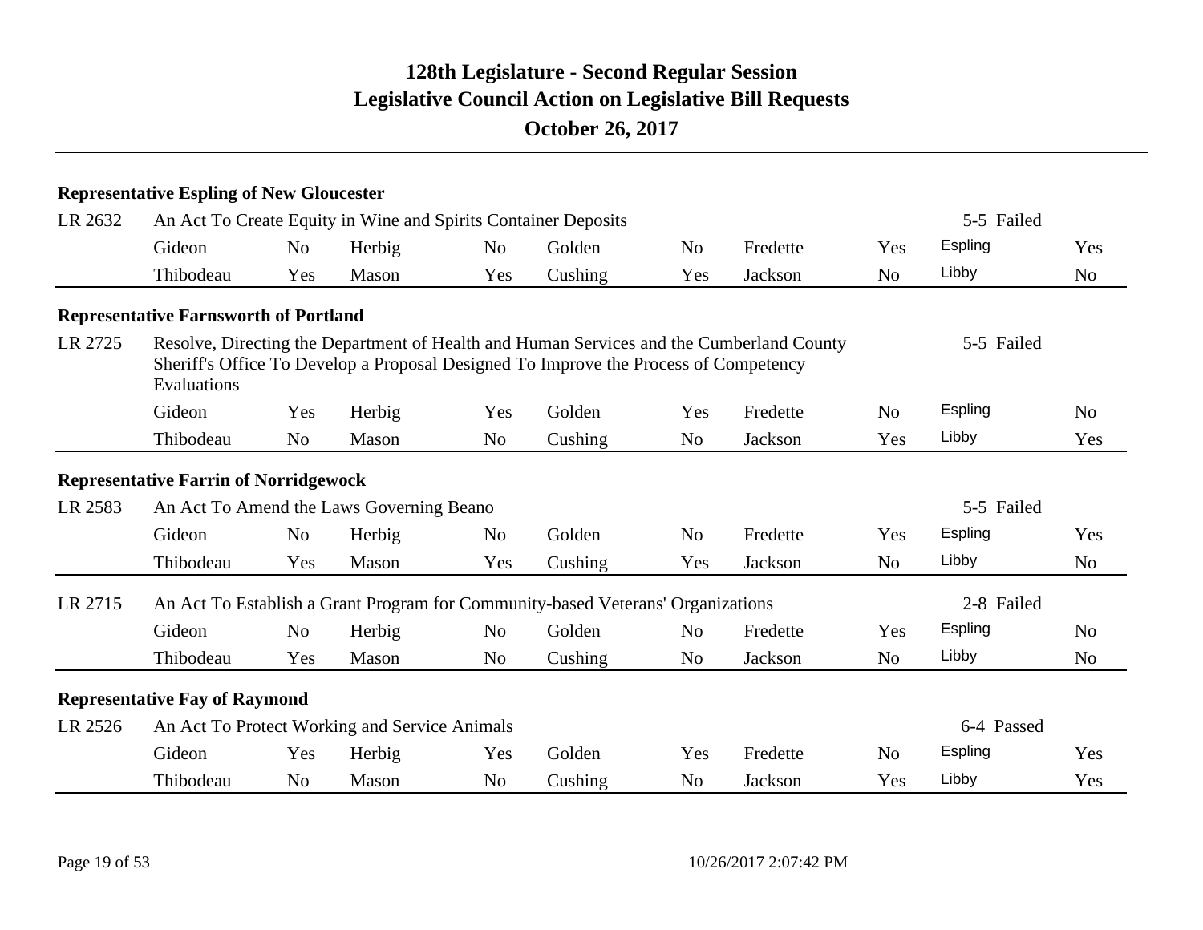# 128th Legislature - Second Regular Session
## Legislative Council Action on Legislative Bill Requests
### October 26, 2017

**Representative Espling of New Gloucester**

LR 2632 — An Act To Create Equity in Wine and Spirits Container Deposits — 5-5 Failed

| | | | | | | | | | |
|---|---|---|---|---|---|---|---|---|---|
| Gideon | No | Herbig | No | Golden | No | Fredette | Yes | Espling | Yes |
| Thibodeau | Yes | Mason | Yes | Cushing | Yes | Jackson | No | Libby | No |

**Representative Farnsworth of Portland**

LR 2725 — Resolve, Directing the Department of Health and Human Services and the Cumberland County Sheriff's Office To Develop a Proposal Designed To Improve the Process of Competency Evaluations — 5-5 Failed

| | | | | | | | | | |
|---|---|---|---|---|---|---|---|---|---|
| Gideon | Yes | Herbig | Yes | Golden | Yes | Fredette | No | Espling | No |
| Thibodeau | No | Mason | No | Cushing | No | Jackson | Yes | Libby | Yes |

**Representative Farrin of Norridgewock**

LR 2583 — An Act To Amend the Laws Governing Beano — 5-5 Failed

| | | | | | | | | | |
|---|---|---|---|---|---|---|---|---|---|
| Gideon | No | Herbig | No | Golden | No | Fredette | Yes | Espling | Yes |
| Thibodeau | Yes | Mason | Yes | Cushing | Yes | Jackson | No | Libby | No |

LR 2715 — An Act To Establish a Grant Program for Community-based Veterans' Organizations — 2-8 Failed

| | | | | | | | | | |
|---|---|---|---|---|---|---|---|---|---|
| Gideon | No | Herbig | No | Golden | No | Fredette | Yes | Espling | No |
| Thibodeau | Yes | Mason | No | Cushing | No | Jackson | No | Libby | No |

**Representative Fay of Raymond**

LR 2526 — An Act To Protect Working and Service Animals — 6-4 Passed

| | | | | | | | | | |
|---|---|---|---|---|---|---|---|---|---|
| Gideon | Yes | Herbig | Yes | Golden | Yes | Fredette | No | Espling | Yes |
| Thibodeau | No | Mason | No | Cushing | No | Jackson | Yes | Libby | Yes |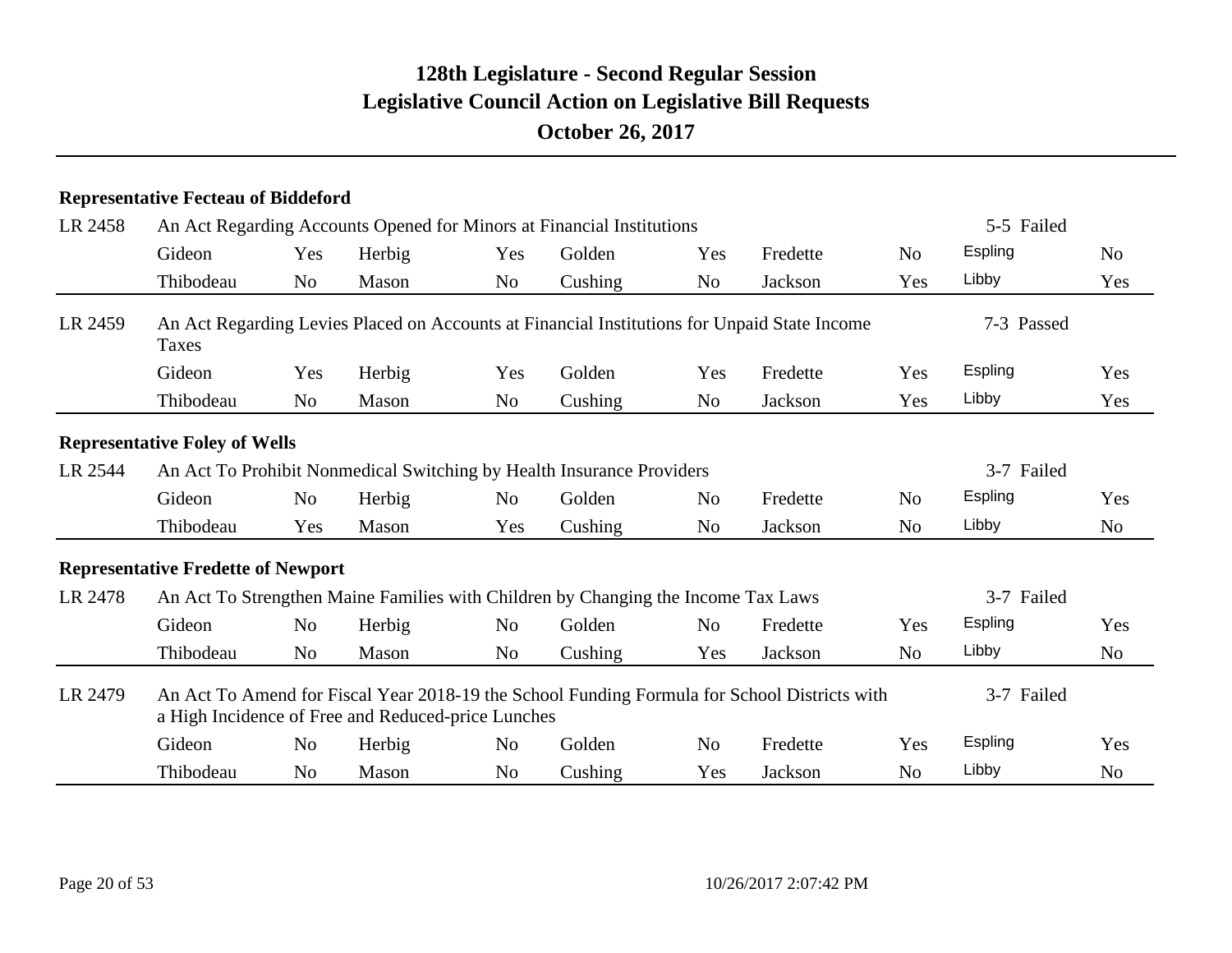# 128th Legislature - Second Regular Session
## Legislative Council Action on Legislative Bill Requests
### October 26, 2017

**Representative Fecteau of Biddeford**

LR 2458 — An Act Regarding Accounts Opened for Minors at Financial Institutions — 5-5 Failed

| | | | | | | | | | |
|---|---|---|---|---|---|---|---|---|---|
| Gideon | Yes | Herbig | Yes | Golden | Yes | Fredette | No | Espling | No |
| Thibodeau | No | Mason | No | Cushing | No | Jackson | Yes | Libby | Yes |

LR 2459 — An Act Regarding Levies Placed on Accounts at Financial Institutions for Unpaid State Income Taxes — 7-3 Passed

| | | | | | | | | | |
|---|---|---|---|---|---|---|---|---|---|
| Gideon | Yes | Herbig | Yes | Golden | Yes | Fredette | Yes | Espling | Yes |
| Thibodeau | No | Mason | No | Cushing | No | Jackson | Yes | Libby | Yes |

**Representative Foley of Wells**

LR 2544 — An Act To Prohibit Nonmedical Switching by Health Insurance Providers — 3-7 Failed

| | | | | | | | | | |
|---|---|---|---|---|---|---|---|---|---|
| Gideon | No | Herbig | No | Golden | No | Fredette | No | Espling | Yes |
| Thibodeau | Yes | Mason | Yes | Cushing | No | Jackson | No | Libby | No |

**Representative Fredette of Newport**

LR 2478 — An Act To Strengthen Maine Families with Children by Changing the Income Tax Laws — 3-7 Failed

| | | | | | | | | | |
|---|---|---|---|---|---|---|---|---|---|
| Gideon | No | Herbig | No | Golden | No | Fredette | Yes | Espling | Yes |
| Thibodeau | No | Mason | No | Cushing | Yes | Jackson | No | Libby | No |

LR 2479 — An Act To Amend for Fiscal Year 2018-19 the School Funding Formula for School Districts with a High Incidence of Free and Reduced-price Lunches — 3-7 Failed

| | | | | | | | | | |
|---|---|---|---|---|---|---|---|---|---|
| Gideon | No | Herbig | No | Golden | No | Fredette | Yes | Espling | Yes |
| Thibodeau | No | Mason | No | Cushing | Yes | Jackson | No | Libby | No |

10/26/2017 2:07:42 PM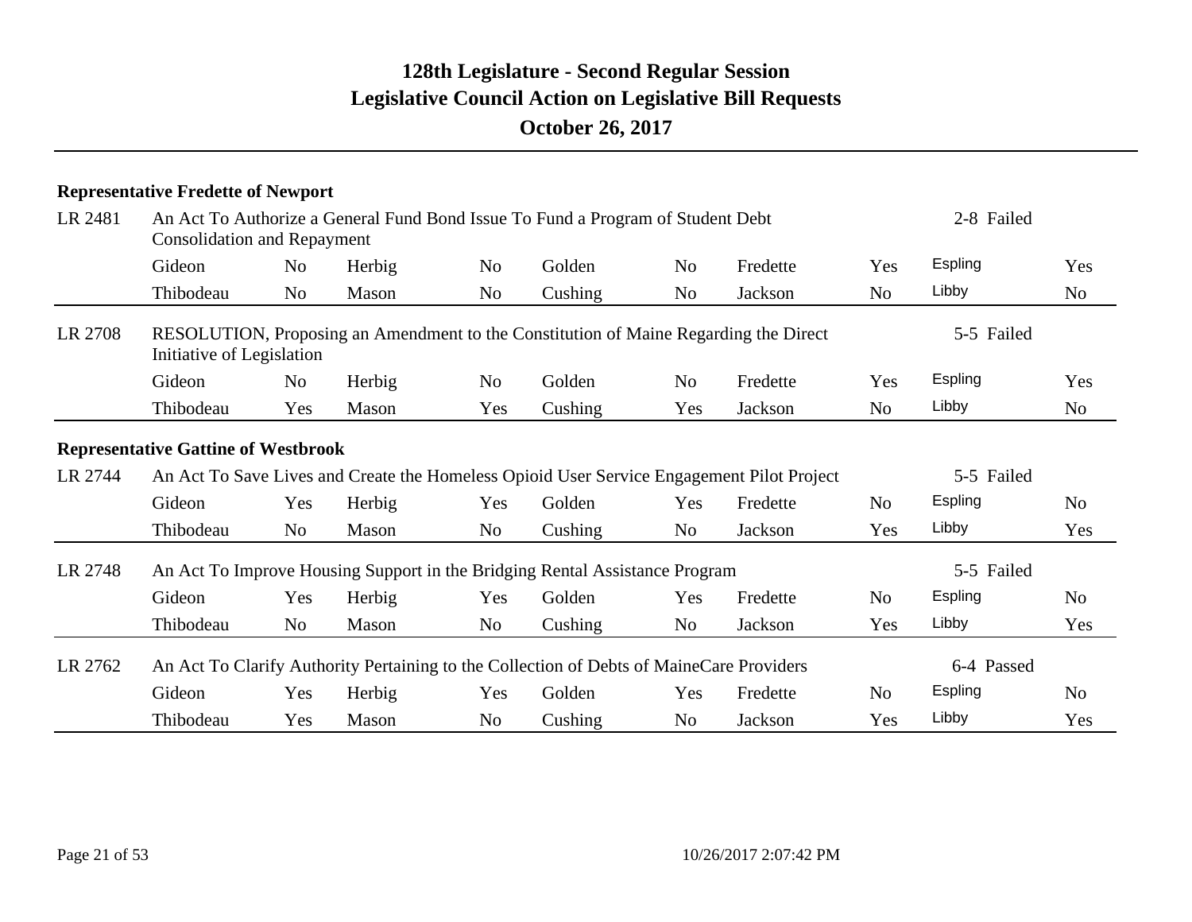# 128th Legislature - Second Regular Session
## Legislative Council Action on Legislative Bill Requests
### October 26, 2017

**Representative Fredette of Newport**

LR 2481 — An Act To Authorize a General Fund Bond Issue To Fund a Program of Student Debt Consolidation and Repayment — 2-8 Failed

| | | | | | | | | | |
|---|---|---|---|---|---|---|---|---|---|
| Gideon | No | Herbig | No | Golden | No | Fredette | Yes | Espling | Yes |
| Thibodeau | No | Mason | No | Cushing | No | Jackson | No | Libby | No |

LR 2708 — RESOLUTION, Proposing an Amendment to the Constitution of Maine Regarding the Direct Initiative of Legislation — 5-5 Failed

| | | | | | | | | | |
|---|---|---|---|---|---|---|---|---|---|
| Gideon | No | Herbig | No | Golden | No | Fredette | Yes | Espling | Yes |
| Thibodeau | Yes | Mason | Yes | Cushing | Yes | Jackson | No | Libby | No |

**Representative Gattine of Westbrook**

LR 2744 — An Act To Save Lives and Create the Homeless Opioid User Service Engagement Pilot Project — 5-5 Failed

| | | | | | | | | | |
|---|---|---|---|---|---|---|---|---|---|
| Gideon | Yes | Herbig | Yes | Golden | Yes | Fredette | No | Espling | No |
| Thibodeau | No | Mason | No | Cushing | No | Jackson | Yes | Libby | Yes |

LR 2748 — An Act To Improve Housing Support in the Bridging Rental Assistance Program — 5-5 Failed

| | | | | | | | | | |
|---|---|---|---|---|---|---|---|---|---|
| Gideon | Yes | Herbig | Yes | Golden | Yes | Fredette | No | Espling | No |
| Thibodeau | No | Mason | No | Cushing | No | Jackson | Yes | Libby | Yes |

LR 2762 — An Act To Clarify Authority Pertaining to the Collection of Debts of MaineCare Providers — 6-4 Passed

| | | | | | | | | | |
|---|---|---|---|---|---|---|---|---|---|
| Gideon | Yes | Herbig | Yes | Golden | Yes | Fredette | No | Espling | No |
| Thibodeau | Yes | Mason | No | Cushing | No | Jackson | Yes | Libby | Yes |

10/26/2017 2:07:42 PM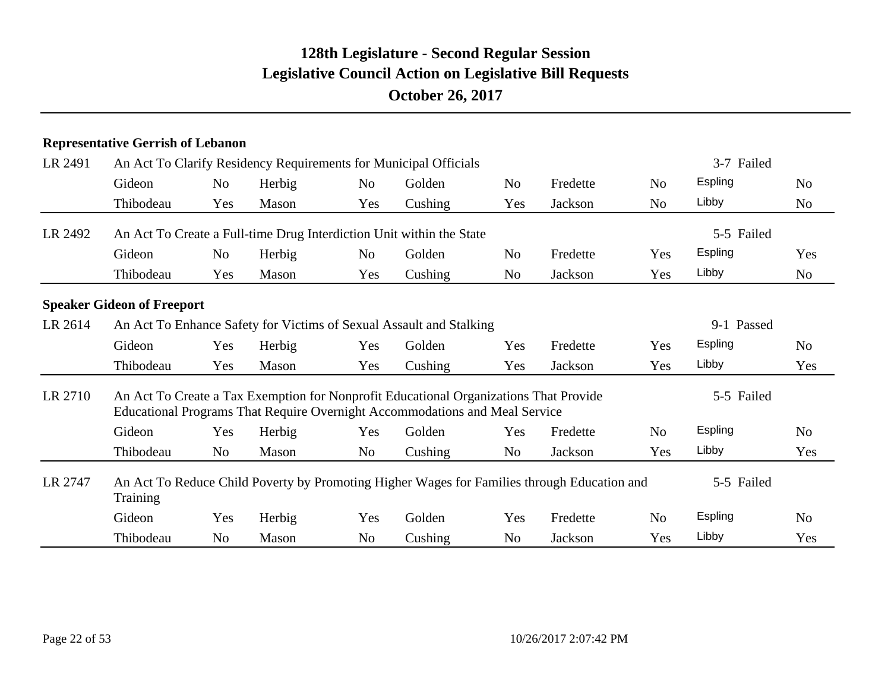# 128th Legislature - Second Regular Session
## Legislative Council Action on Legislative Bill Requests
### October 26, 2017

**Representative Gerrish of Lebanon**

LR 2491 — An Act To Clarify Residency Requirements for Municipal Officials — 3-7 Failed

| | | | | | | | | | |
|---|---|---|---|---|---|---|---|---|---|
| Gideon | No | Herbig | No | Golden | No | Fredette | No | Espling | No |
| Thibodeau | Yes | Mason | Yes | Cushing | Yes | Jackson | No | Libby | No |

LR 2492 — An Act To Create a Full-time Drug Interdiction Unit within the State — 5-5 Failed

| | | | | | | | | | |
|---|---|---|---|---|---|---|---|---|---|
| Gideon | No | Herbig | No | Golden | No | Fredette | Yes | Espling | Yes |
| Thibodeau | Yes | Mason | Yes | Cushing | No | Jackson | Yes | Libby | No |

**Speaker Gideon of Freeport**

LR 2614 — An Act To Enhance Safety for Victims of Sexual Assault and Stalking — 9-1 Passed

| | | | | | | | | | |
|---|---|---|---|---|---|---|---|---|---|
| Gideon | Yes | Herbig | Yes | Golden | Yes | Fredette | Yes | Espling | No |
| Thibodeau | Yes | Mason | Yes | Cushing | Yes | Jackson | Yes | Libby | Yes |

LR 2710 — An Act To Create a Tax Exemption for Nonprofit Educational Organizations That Provide Educational Programs That Require Overnight Accommodations and Meal Service — 5-5 Failed

| | | | | | | | | | |
|---|---|---|---|---|---|---|---|---|---|
| Gideon | Yes | Herbig | Yes | Golden | Yes | Fredette | No | Espling | No |
| Thibodeau | No | Mason | No | Cushing | No | Jackson | Yes | Libby | Yes |

LR 2747 — An Act To Reduce Child Poverty by Promoting Higher Wages for Families through Education and Training — 5-5 Failed

| | | | | | | | | | |
|---|---|---|---|---|---|---|---|---|---|
| Gideon | Yes | Herbig | Yes | Golden | Yes | Fredette | No | Espling | No |
| Thibodeau | No | Mason | No | Cushing | No | Jackson | Yes | Libby | Yes |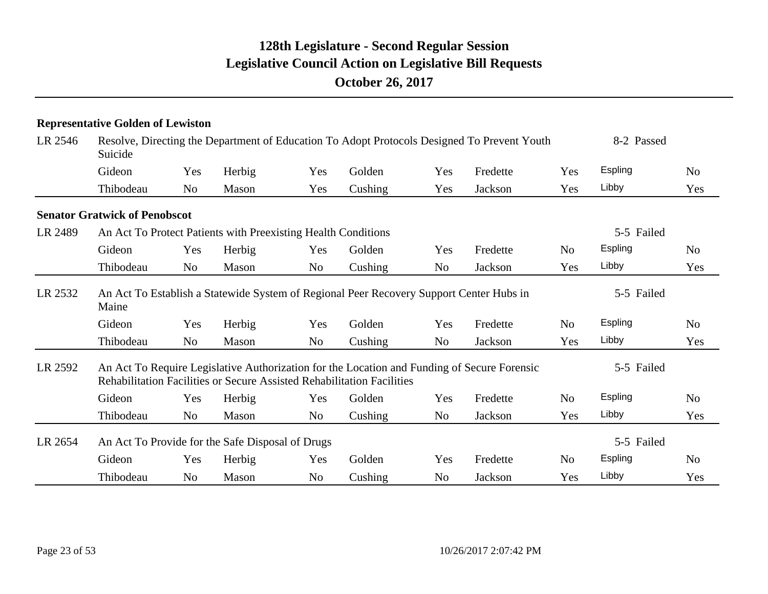# 128th Legislature - Second Regular Session
# Legislative Council Action on Legislative Bill Requests
## October 26, 2017

### Representative Golden of Lewiston

**LR 2546** — Resolve, Directing the Department of Education To Adopt Protocols Designed To Prevent Youth Suicide — **8-2 Passed**

| | | | | | | | | | |
|---|---|---|---|---|---|---|---|---|---|
| Gideon | Yes | Herbig | Yes | Golden | Yes | Fredette | Yes | Espling | No |
| Thibodeau | No | Mason | Yes | Cushing | Yes | Jackson | Yes | Libby | Yes |

### Senator Gratwick of Penobscot

**LR 2489** — An Act To Protect Patients with Preexisting Health Conditions — **5-5 Failed**

| | | | | | | | | | |
|---|---|---|---|---|---|---|---|---|---|
| Gideon | Yes | Herbig | Yes | Golden | Yes | Fredette | No | Espling | No |
| Thibodeau | No | Mason | No | Cushing | No | Jackson | Yes | Libby | Yes |

**LR 2532** — An Act To Establish a Statewide System of Regional Peer Recovery Support Center Hubs in Maine — **5-5 Failed**

| | | | | | | | | | |
|---|---|---|---|---|---|---|---|---|---|
| Gideon | Yes | Herbig | Yes | Golden | Yes | Fredette | No | Espling | No |
| Thibodeau | No | Mason | No | Cushing | No | Jackson | Yes | Libby | Yes |

**LR 2592** — An Act To Require Legislative Authorization for the Location and Funding of Secure Forensic Rehabilitation Facilities or Secure Assisted Rehabilitation Facilities — **5-5 Failed**

| | | | | | | | | | |
|---|---|---|---|---|---|---|---|---|---|
| Gideon | Yes | Herbig | Yes | Golden | Yes | Fredette | No | Espling | No |
| Thibodeau | No | Mason | No | Cushing | No | Jackson | Yes | Libby | Yes |

**LR 2654** — An Act To Provide for the Safe Disposal of Drugs — **5-5 Failed**

| | | | | | | | | | |
|---|---|---|---|---|---|---|---|---|---|
| Gideon | Yes | Herbig | Yes | Golden | Yes | Fredette | No | Espling | No |
| Thibodeau | No | Mason | No | Cushing | No | Jackson | Yes | Libby | Yes |

10/26/2017 2:07:42 PM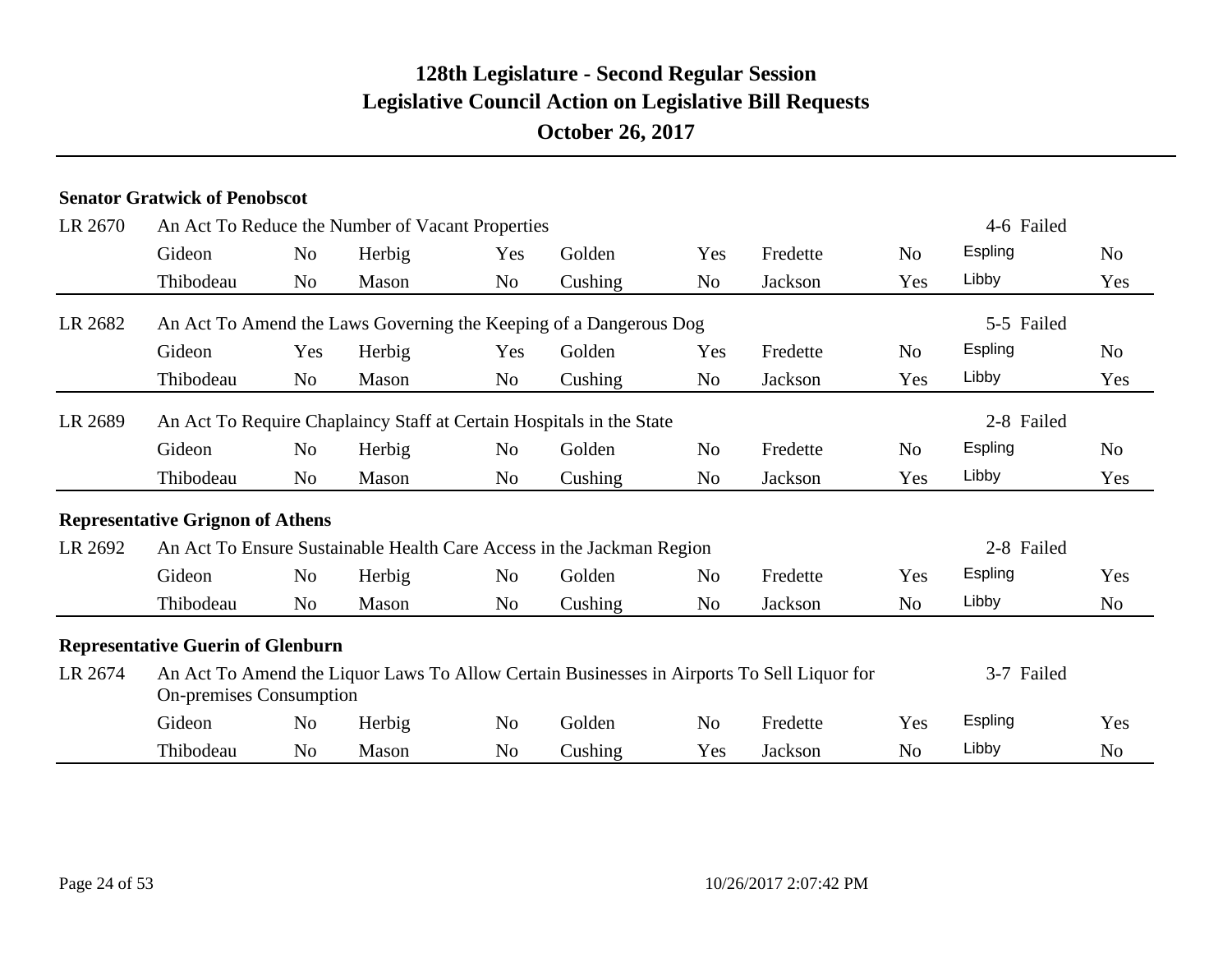# 128th Legislature - Second Regular Session
## Legislative Council Action on Legislative Bill Requests
### October 26, 2017

**Senator Gratwick of Penobscot**

LR 2670 An Act To Reduce the Number of Vacant Properties — 4-6 Failed

| | | | | | | | | | |
|---|---|---|---|---|---|---|---|---|---|
| Gideon | No | Herbig | Yes | Golden | Yes | Fredette | No | Espling | No |
| Thibodeau | No | Mason | No | Cushing | No | Jackson | Yes | Libby | Yes |

LR 2682 An Act To Amend the Laws Governing the Keeping of a Dangerous Dog — 5-5 Failed

| | | | | | | | | | |
|---|---|---|---|---|---|---|---|---|---|
| Gideon | Yes | Herbig | Yes | Golden | Yes | Fredette | No | Espling | No |
| Thibodeau | No | Mason | No | Cushing | No | Jackson | Yes | Libby | Yes |

LR 2689 An Act To Require Chaplaincy Staff at Certain Hospitals in the State — 2-8 Failed

| | | | | | | | | | |
|---|---|---|---|---|---|---|---|---|---|
| Gideon | No | Herbig | No | Golden | No | Fredette | No | Espling | No |
| Thibodeau | No | Mason | No | Cushing | No | Jackson | Yes | Libby | Yes |

**Representative Grignon of Athens**

LR 2692 An Act To Ensure Sustainable Health Care Access in the Jackman Region — 2-8 Failed

| | | | | | | | | | |
|---|---|---|---|---|---|---|---|---|---|
| Gideon | No | Herbig | No | Golden | No | Fredette | Yes | Espling | Yes |
| Thibodeau | No | Mason | No | Cushing | No | Jackson | No | Libby | No |

**Representative Guerin of Glenburn**

LR 2674 An Act To Amend the Liquor Laws To Allow Certain Businesses in Airports To Sell Liquor for On-premises Consumption — 3-7 Failed

| | | | | | | | | | |
|---|---|---|---|---|---|---|---|---|---|
| Gideon | No | Herbig | No | Golden | No | Fredette | Yes | Espling | Yes |
| Thibodeau | No | Mason | No | Cushing | Yes | Jackson | No | Libby | No |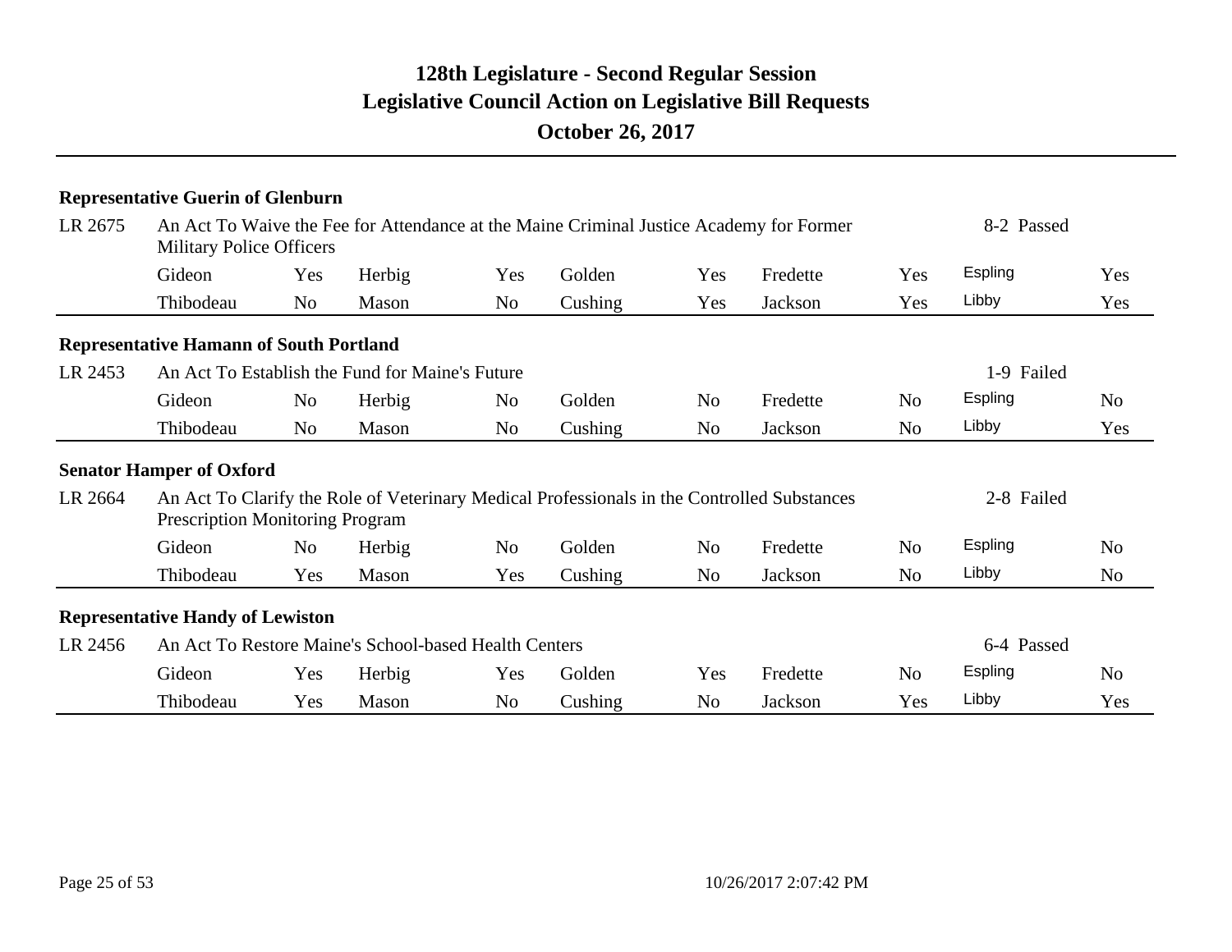# 128th Legislature - Second Regular Session
## Legislative Council Action on Legislative Bill Requests
### October 26, 2017

**Representative Guerin of Glenburn**

| LR 2675 | An Act To Waive the Fee for Attendance at the Maine Criminal Justice Academy for Former Military Police Officers | | | | | | | | | 8-2 Passed |
|---|---|---|---|---|---|---|---|---|---|---|
| | Gideon | Yes | Herbig | Yes | Golden | Yes | Fredette | Yes | Espling | Yes |
| | Thibodeau | No | Mason | No | Cushing | Yes | Jackson | Yes | Libby | Yes |

**Representative Hamann of South Portland**

| LR 2453 | An Act To Establish the Fund for Maine's Future | | | | | | | | | 1-9 Failed |
|---|---|---|---|---|---|---|---|---|---|---|
| | Gideon | No | Herbig | No | Golden | No | Fredette | No | Espling | No |
| | Thibodeau | No | Mason | No | Cushing | No | Jackson | No | Libby | Yes |

**Senator Hamper of Oxford**

| LR 2664 | An Act To Clarify the Role of Veterinary Medical Professionals in the Controlled Substances Prescription Monitoring Program | | | | | | | | | 2-8 Failed |
|---|---|---|---|---|---|---|---|---|---|---|
| | Gideon | No | Herbig | No | Golden | No | Fredette | No | Espling | No |
| | Thibodeau | Yes | Mason | Yes | Cushing | No | Jackson | No | Libby | No |

**Representative Handy of Lewiston**

| LR 2456 | An Act To Restore Maine's School-based Health Centers | | | | | | | | | 6-4 Passed |
|---|---|---|---|---|---|---|---|---|---|---|
| | Gideon | Yes | Herbig | Yes | Golden | Yes | Fredette | No | Espling | No |
| | Thibodeau | Yes | Mason | No | Cushing | No | Jackson | Yes | Libby | Yes |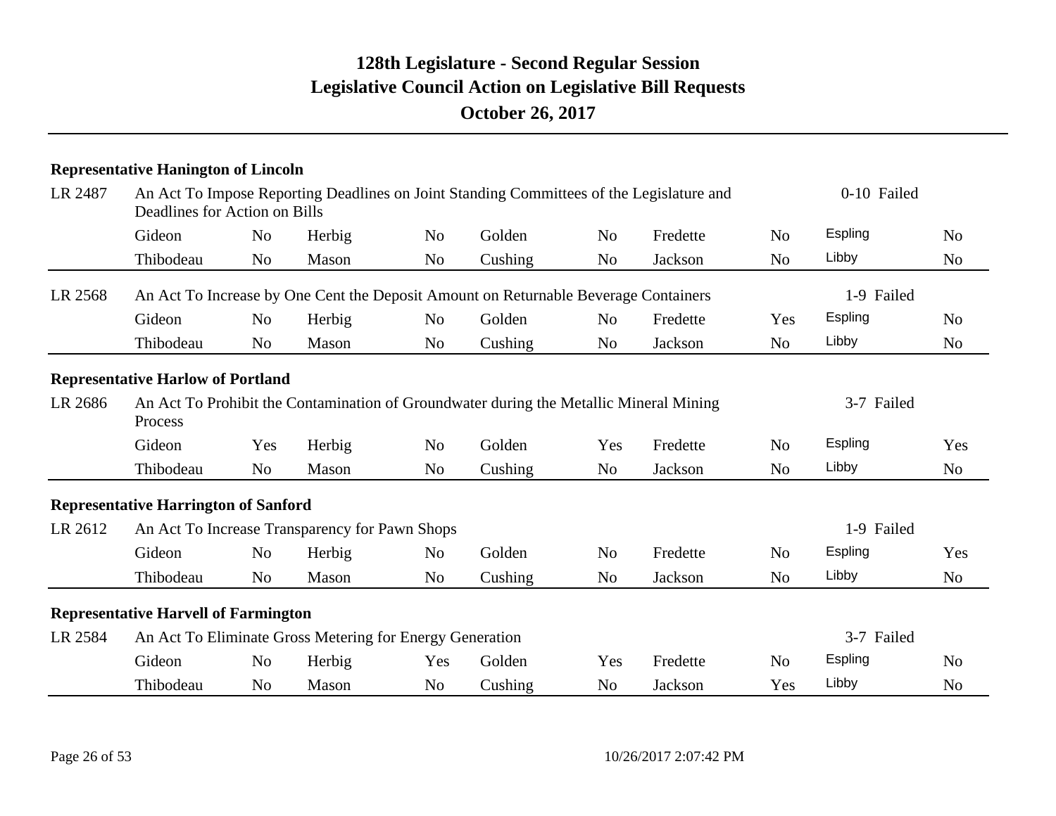# 128th Legislature - Second Regular Session
## Legislative Council Action on Legislative Bill Requests
### October 26, 2017

**Representative Hanington of Lincoln**

LR 2487 — An Act To Impose Reporting Deadlines on Joint Standing Committees of the Legislature and Deadlines for Action on Bills — 0-10 Failed

| Gideon | No | Herbig | No | Golden | No | Fredette | No | Espling | No |
|---|---|---|---|---|---|---|---|---|---|
| Thibodeau | No | Mason | No | Cushing | No | Jackson | No | Libby | No |

LR 2568 — An Act To Increase by One Cent the Deposit Amount on Returnable Beverage Containers — 1-9 Failed

| Gideon | No | Herbig | No | Golden | No | Fredette | Yes | Espling | No |
|---|---|---|---|---|---|---|---|---|---|
| Thibodeau | No | Mason | No | Cushing | No | Jackson | No | Libby | No |

**Representative Harlow of Portland**

LR 2686 — An Act To Prohibit the Contamination of Groundwater during the Metallic Mineral Mining Process — 3-7 Failed

| Gideon | Yes | Herbig | No | Golden | Yes | Fredette | No | Espling | Yes |
|---|---|---|---|---|---|---|---|---|---|
| Thibodeau | No | Mason | No | Cushing | No | Jackson | No | Libby | No |

**Representative Harrington of Sanford**

LR 2612 — An Act To Increase Transparency for Pawn Shops — 1-9 Failed

| Gideon | No | Herbig | No | Golden | No | Fredette | No | Espling | Yes |
|---|---|---|---|---|---|---|---|---|---|
| Thibodeau | No | Mason | No | Cushing | No | Jackson | No | Libby | No |

**Representative Harvell of Farmington**

LR 2584 — An Act To Eliminate Gross Metering for Energy Generation — 3-7 Failed

| Gideon | No | Herbig | Yes | Golden | Yes | Fredette | No | Espling | No |
|---|---|---|---|---|---|---|---|---|---|
| Thibodeau | No | Mason | No | Cushing | No | Jackson | Yes | Libby | No |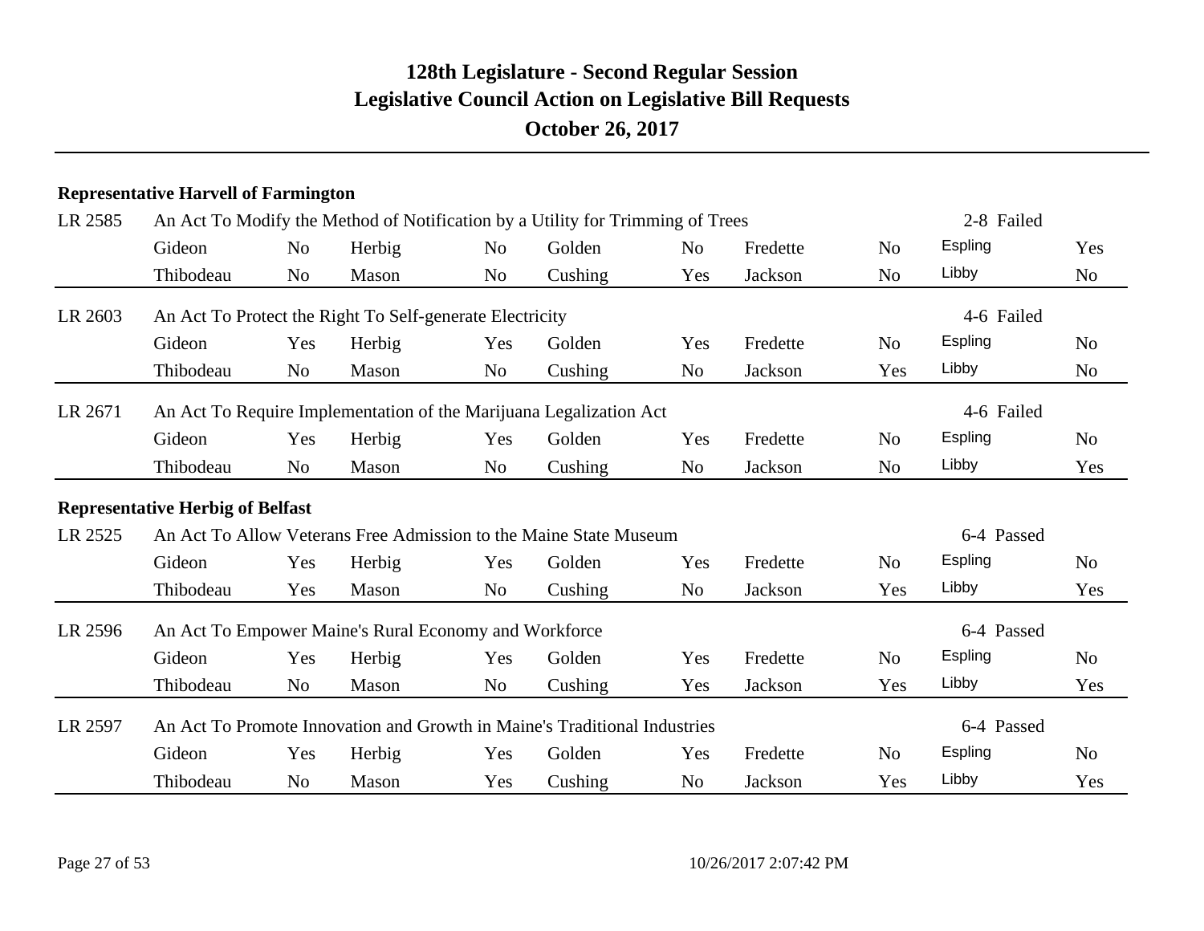# 128th Legislature - Second Regular Session
## Legislative Council Action on Legislative Bill Requests
### October 26, 2017

**Representative Harvell of Farmington**

LR 2585 — An Act To Modify the Method of Notification by a Utility for Trimming of Trees — 2-8 Failed

| | | | | | | | | | |
|---|---|---|---|---|---|---|---|---|---|
| Gideon | No | Herbig | No | Golden | No | Fredette | No | Espling | Yes |
| Thibodeau | No | Mason | No | Cushing | Yes | Jackson | No | Libby | No |

LR 2603 — An Act To Protect the Right To Self-generate Electricity — 4-6 Failed

| | | | | | | | | | |
|---|---|---|---|---|---|---|---|---|---|
| Gideon | Yes | Herbig | Yes | Golden | Yes | Fredette | No | Espling | No |
| Thibodeau | No | Mason | No | Cushing | No | Jackson | Yes | Libby | No |

LR 2671 — An Act To Require Implementation of the Marijuana Legalization Act — 4-6 Failed

| | | | | | | | | | |
|---|---|---|---|---|---|---|---|---|---|
| Gideon | Yes | Herbig | Yes | Golden | Yes | Fredette | No | Espling | No |
| Thibodeau | No | Mason | No | Cushing | No | Jackson | No | Libby | Yes |

**Representative Herbig of Belfast**

LR 2525 — An Act To Allow Veterans Free Admission to the Maine State Museum — 6-4 Passed

| | | | | | | | | | |
|---|---|---|---|---|---|---|---|---|---|
| Gideon | Yes | Herbig | Yes | Golden | Yes | Fredette | No | Espling | No |
| Thibodeau | Yes | Mason | No | Cushing | No | Jackson | Yes | Libby | Yes |

LR 2596 — An Act To Empower Maine's Rural Economy and Workforce — 6-4 Passed

| | | | | | | | | | |
|---|---|---|---|---|---|---|---|---|---|
| Gideon | Yes | Herbig | Yes | Golden | Yes | Fredette | No | Espling | No |
| Thibodeau | No | Mason | No | Cushing | Yes | Jackson | Yes | Libby | Yes |

LR 2597 — An Act To Promote Innovation and Growth in Maine's Traditional Industries — 6-4 Passed

| | | | | | | | | | |
|---|---|---|---|---|---|---|---|---|---|
| Gideon | Yes | Herbig | Yes | Golden | Yes | Fredette | No | Espling | No |
| Thibodeau | No | Mason | Yes | Cushing | No | Jackson | Yes | Libby | Yes |

10/26/2017 2:07:42 PM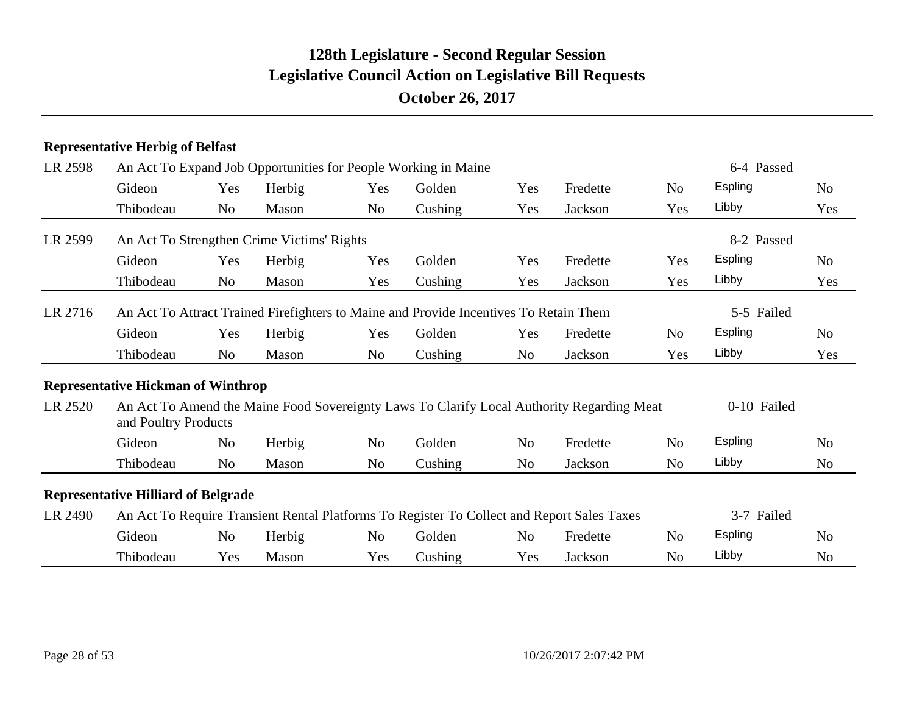# 128th Legislature - Second Regular Session
## Legislative Council Action on Legislative Bill Requests
### October 26, 2017

**Representative Herbig of Belfast**

LR 2598 — An Act To Expand Job Opportunities for People Working in Maine — 6-4 Passed

| | | | | | | | | | |
|---|---|---|---|---|---|---|---|---|---|
| Gideon | Yes | Herbig | Yes | Golden | Yes | Fredette | No | Espling | No |
| Thibodeau | No | Mason | No | Cushing | Yes | Jackson | Yes | Libby | Yes |

LR 2599 — An Act To Strengthen Crime Victims' Rights — 8-2 Passed

| | | | | | | | | | |
|---|---|---|---|---|---|---|---|---|---|
| Gideon | Yes | Herbig | Yes | Golden | Yes | Fredette | Yes | Espling | No |
| Thibodeau | No | Mason | Yes | Cushing | Yes | Jackson | Yes | Libby | Yes |

LR 2716 — An Act To Attract Trained Firefighters to Maine and Provide Incentives To Retain Them — 5-5 Failed

| | | | | | | | | | |
|---|---|---|---|---|---|---|---|---|---|
| Gideon | Yes | Herbig | Yes | Golden | Yes | Fredette | No | Espling | No |
| Thibodeau | No | Mason | No | Cushing | No | Jackson | Yes | Libby | Yes |

**Representative Hickman of Winthrop**

LR 2520 — An Act To Amend the Maine Food Sovereignty Laws To Clarify Local Authority Regarding Meat and Poultry Products — 0-10 Failed

| | | | | | | | | | |
|---|---|---|---|---|---|---|---|---|---|
| Gideon | No | Herbig | No | Golden | No | Fredette | No | Espling | No |
| Thibodeau | No | Mason | No | Cushing | No | Jackson | No | Libby | No |

**Representative Hilliard of Belgrade**

LR 2490 — An Act To Require Transient Rental Platforms To Register To Collect and Report Sales Taxes — 3-7 Failed

| | | | | | | | | | |
|---|---|---|---|---|---|---|---|---|---|
| Gideon | No | Herbig | No | Golden | No | Fredette | No | Espling | No |
| Thibodeau | Yes | Mason | Yes | Cushing | Yes | Jackson | No | Libby | No |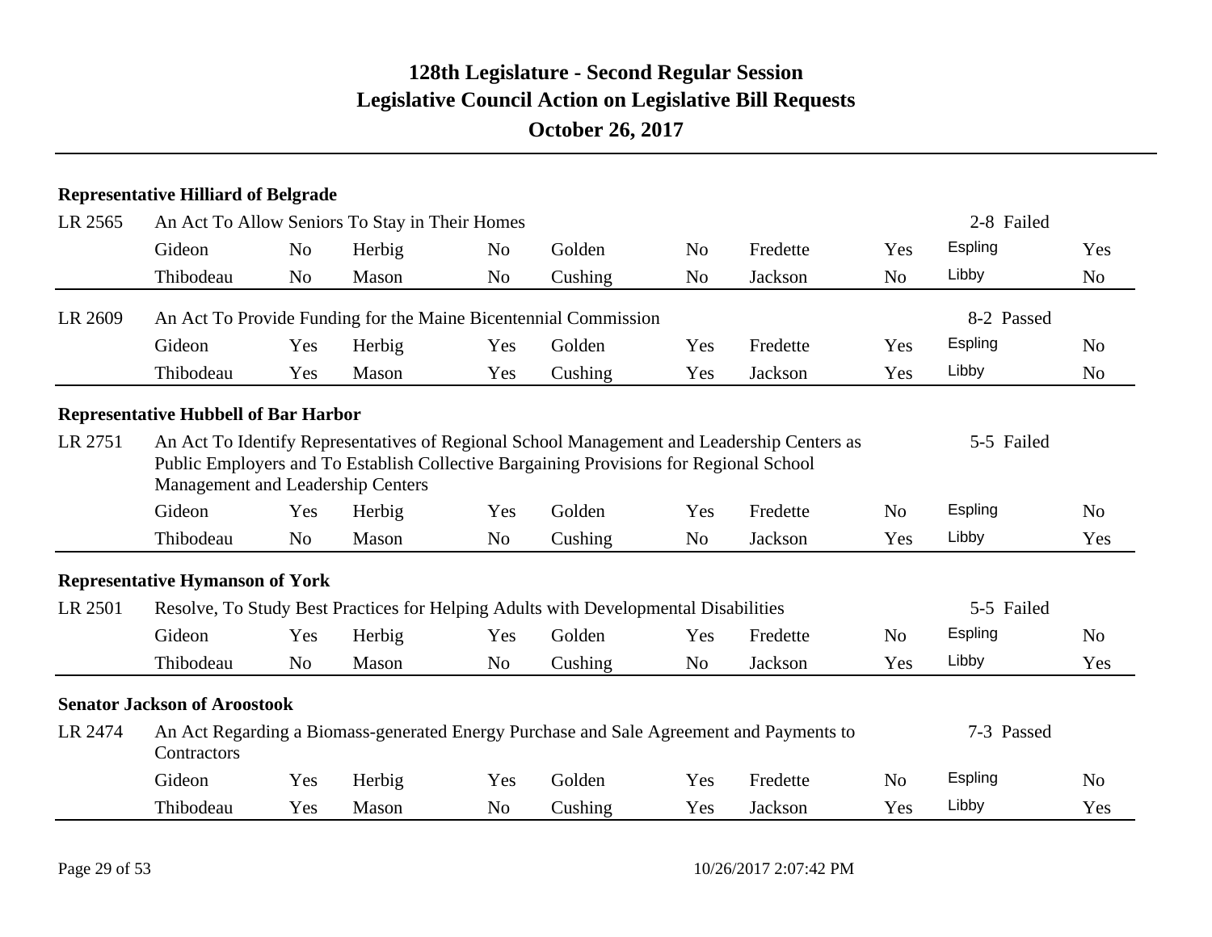# 128th Legislature - Second Regular Session
## Legislative Council Action on Legislative Bill Requests
### October 26, 2017

**Representative Hilliard of Belgrade**

LR 2565 — An Act To Allow Seniors To Stay in Their Homes — 2-8 Failed

| | | | | | | | | | |
|---|---|---|---|---|---|---|---|---|---|
| Gideon | No | Herbig | No | Golden | No | Fredette | Yes | Espling | Yes |
| Thibodeau | No | Mason | No | Cushing | No | Jackson | No | Libby | No |

LR 2609 — An Act To Provide Funding for the Maine Bicentennial Commission — 8-2 Passed

| | | | | | | | | | |
|---|---|---|---|---|---|---|---|---|---|
| Gideon | Yes | Herbig | Yes | Golden | Yes | Fredette | Yes | Espling | No |
| Thibodeau | Yes | Mason | Yes | Cushing | Yes | Jackson | Yes | Libby | No |

**Representative Hubbell of Bar Harbor**

LR 2751 — An Act To Identify Representatives of Regional School Management and Leadership Centers as Public Employers and To Establish Collective Bargaining Provisions for Regional School Management and Leadership Centers — 5-5 Failed

| | | | | | | | | | |
|---|---|---|---|---|---|---|---|---|---|
| Gideon | Yes | Herbig | Yes | Golden | Yes | Fredette | No | Espling | No |
| Thibodeau | No | Mason | No | Cushing | No | Jackson | Yes | Libby | Yes |

**Representative Hymanson of York**

LR 2501 — Resolve, To Study Best Practices for Helping Adults with Developmental Disabilities — 5-5 Failed

| | | | | | | | | | |
|---|---|---|---|---|---|---|---|---|---|
| Gideon | Yes | Herbig | Yes | Golden | Yes | Fredette | No | Espling | No |
| Thibodeau | No | Mason | No | Cushing | No | Jackson | Yes | Libby | Yes |

**Senator Jackson of Aroostook**

LR 2474 — An Act Regarding a Biomass-generated Energy Purchase and Sale Agreement and Payments to Contractors — 7-3 Passed

| | | | | | | | | | |
|---|---|---|---|---|---|---|---|---|---|
| Gideon | Yes | Herbig | Yes | Golden | Yes | Fredette | No | Espling | No |
| Thibodeau | Yes | Mason | No | Cushing | Yes | Jackson | Yes | Libby | Yes |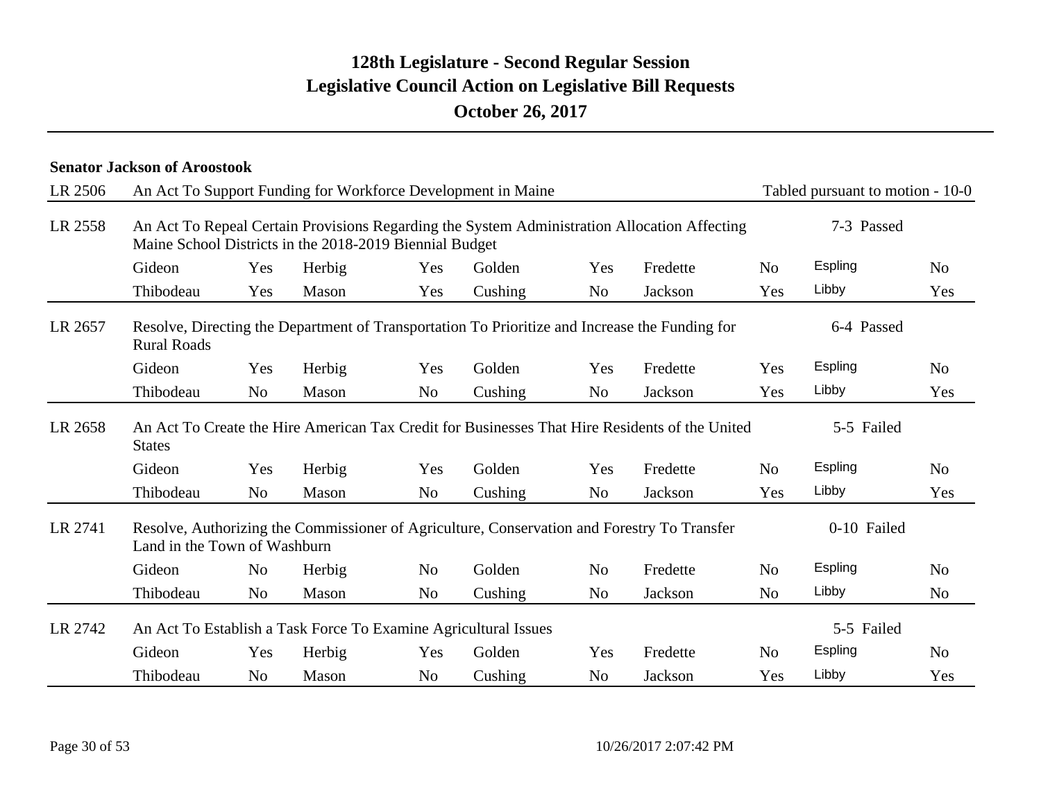# 128th Legislature - Second Regular Session
## Legislative Council Action on Legislative Bill Requests
### October 26, 2017

**Senator Jackson of Aroostook**

| LR | Title | | | | | | | | | Result | |
|---|---|---|---|---|---|---|---|---|---|---|---|
| LR 2506 | An Act To Support Funding for Workforce Development in Maine | | | | | | | | | Tabled pursuant to motion - 10-0 | |
| LR 2558 | An Act To Repeal Certain Provisions Regarding the System Administration Allocation Affecting Maine School Districts in the 2018-2019 Biennial Budget | | | | | | | | | 7-3 Passed | |
| | Gideon | Yes | Herbig | Yes | Golden | Yes | Fredette | No | Espling | No | |
| | Thibodeau | Yes | Mason | Yes | Cushing | No | Jackson | Yes | Libby | Yes | |
| LR 2657 | Resolve, Directing the Department of Transportation To Prioritize and Increase the Funding for Rural Roads | | | | | | | | | 6-4 Passed | |
| | Gideon | Yes | Herbig | Yes | Golden | Yes | Fredette | Yes | Espling | No | |
| | Thibodeau | No | Mason | No | Cushing | No | Jackson | Yes | Libby | Yes | |
| LR 2658 | An Act To Create the Hire American Tax Credit for Businesses That Hire Residents of the United States | | | | | | | | | 5-5 Failed | |
| | Gideon | Yes | Herbig | Yes | Golden | Yes | Fredette | No | Espling | No | |
| | Thibodeau | No | Mason | No | Cushing | No | Jackson | Yes | Libby | Yes | |
| LR 2741 | Resolve, Authorizing the Commissioner of Agriculture, Conservation and Forestry To Transfer Land in the Town of Washburn | | | | | | | | | 0-10 Failed | |
| | Gideon | No | Herbig | No | Golden | No | Fredette | No | Espling | No | |
| | Thibodeau | No | Mason | No | Cushing | No | Jackson | No | Libby | No | |
| LR 2742 | An Act To Establish a Task Force To Examine Agricultural Issues | | | | | | | | | 5-5 Failed | |
| | Gideon | Yes | Herbig | Yes | Golden | Yes | Fredette | No | Espling | No | |
| | Thibodeau | No | Mason | No | Cushing | No | Jackson | Yes | Libby | Yes | |

10/26/2017 2:07:42 PM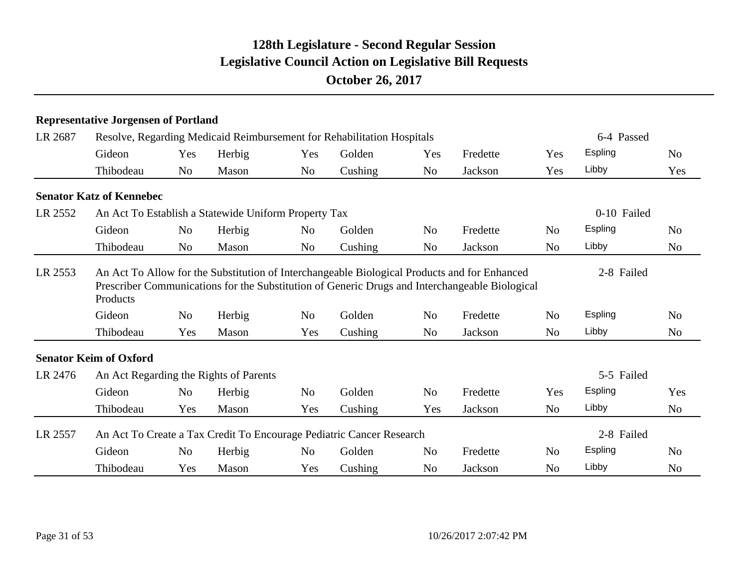# 128th Legislature - Second Regular Session
## Legislative Council Action on Legislative Bill Requests
### October 26, 2017

**Representative Jorgensen of Portland**

| LR 2687 | Resolve, Regarding Medicaid Reimbursement for Rehabilitation Hospitals | | | | | | | | 6-4 Passed |
|---|---|---|---|---|---|---|---|---|---|
| Gideon | Yes | Herbig | Yes | Golden | Yes | Fredette | Yes | Espling | No |
| Thibodeau | No | Mason | No | Cushing | No | Jackson | Yes | Libby | Yes |

**Senator Katz of Kennebec**

| LR 2552 | An Act To Establish a Statewide Uniform Property Tax | | | | | | | | 0-10 Failed |
|---|---|---|---|---|---|---|---|---|---|
| Gideon | No | Herbig | No | Golden | No | Fredette | No | Espling | No |
| Thibodeau | No | Mason | No | Cushing | No | Jackson | No | Libby | No |

| LR 2553 | An Act To Allow for the Substitution of Interchangeable Biological Products and for Enhanced Prescriber Communications for the Substitution of Generic Drugs and Interchangeable Biological Products | | | | | | | | 2-8 Failed |
|---|---|---|---|---|---|---|---|---|---|
| Gideon | No | Herbig | No | Golden | No | Fredette | No | Espling | No |
| Thibodeau | Yes | Mason | Yes | Cushing | No | Jackson | No | Libby | No |

**Senator Keim of Oxford**

| LR 2476 | An Act Regarding the Rights of Parents | | | | | | | | 5-5 Failed |
|---|---|---|---|---|---|---|---|---|---|
| Gideon | No | Herbig | No | Golden | No | Fredette | Yes | Espling | Yes |
| Thibodeau | Yes | Mason | Yes | Cushing | Yes | Jackson | No | Libby | No |

| LR 2557 | An Act To Create a Tax Credit To Encourage Pediatric Cancer Research | | | | | | | | 2-8 Failed |
|---|---|---|---|---|---|---|---|---|---|
| Gideon | No | Herbig | No | Golden | No | Fredette | No | Espling | No |
| Thibodeau | Yes | Mason | Yes | Cushing | No | Jackson | No | Libby | No |

10/26/2017 2:07:42 PM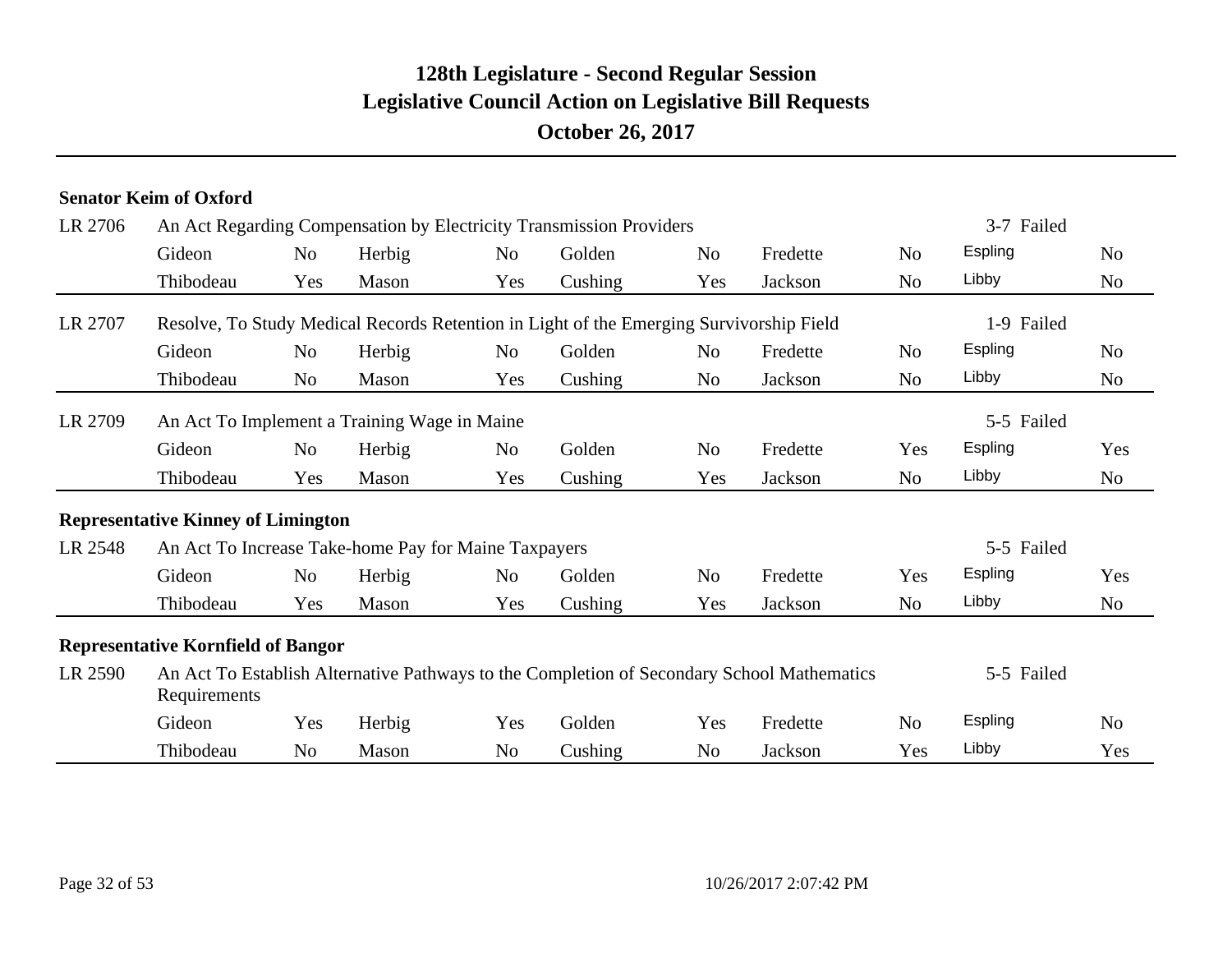# 128th Legislature - Second Regular Session
# Legislative Council Action on Legislative Bill Requests
## October 26, 2017

**Senator Keim of Oxford**

LR 2706 — An Act Regarding Compensation by Electricity Transmission Providers — 3-7 Failed

| | | | | | | | | | |
|---|---|---|---|---|---|---|---|---|---|
| Gideon | No | Herbig | No | Golden | No | Fredette | No | Espling | No |
| Thibodeau | Yes | Mason | Yes | Cushing | Yes | Jackson | No | Libby | No |

LR 2707 — Resolve, To Study Medical Records Retention in Light of the Emerging Survivorship Field — 1-9 Failed

| | | | | | | | | | |
|---|---|---|---|---|---|---|---|---|---|
| Gideon | No | Herbig | No | Golden | No | Fredette | No | Espling | No |
| Thibodeau | No | Mason | Yes | Cushing | No | Jackson | No | Libby | No |

LR 2709 — An Act To Implement a Training Wage in Maine — 5-5 Failed

| | | | | | | | | | |
|---|---|---|---|---|---|---|---|---|---|
| Gideon | No | Herbig | No | Golden | No | Fredette | Yes | Espling | Yes |
| Thibodeau | Yes | Mason | Yes | Cushing | Yes | Jackson | No | Libby | No |

**Representative Kinney of Limington**

LR 2548 — An Act To Increase Take-home Pay for Maine Taxpayers — 5-5 Failed

| | | | | | | | | | |
|---|---|---|---|---|---|---|---|---|---|
| Gideon | No | Herbig | No | Golden | No | Fredette | Yes | Espling | Yes |
| Thibodeau | Yes | Mason | Yes | Cushing | Yes | Jackson | No | Libby | No |

**Representative Kornfield of Bangor**

LR 2590 — An Act To Establish Alternative Pathways to the Completion of Secondary School Mathematics Requirements — 5-5 Failed

| | | | | | | | | | |
|---|---|---|---|---|---|---|---|---|---|
| Gideon | Yes | Herbig | Yes | Golden | Yes | Fredette | No | Espling | No |
| Thibodeau | No | Mason | No | Cushing | No | Jackson | Yes | Libby | Yes |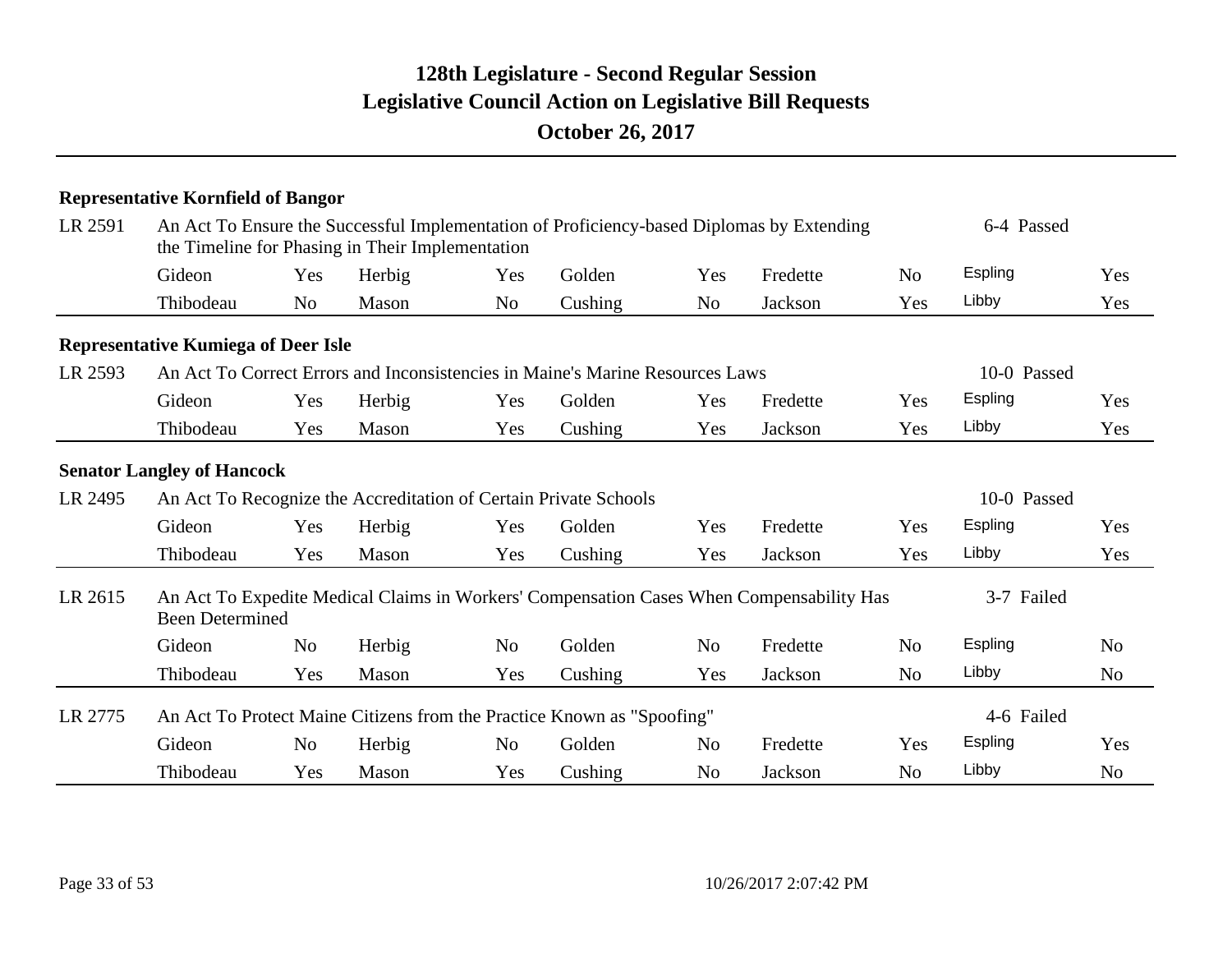# 128th Legislature - Second Regular Session
## Legislative Council Action on Legislative Bill Requests
### October 26, 2017

**Representative Kornfield of Bangor**

LR 2591 — An Act To Ensure the Successful Implementation of Proficiency-based Diplomas by Extending the Timeline for Phasing in Their Implementation — 6-4 Passed

| | | | | | | | | | |
|---|---|---|---|---|---|---|---|---|---|
| Gideon | Yes | Herbig | Yes | Golden | Yes | Fredette | No | Espling | Yes |
| Thibodeau | No | Mason | No | Cushing | No | Jackson | Yes | Libby | Yes |

**Representative Kumiega of Deer Isle**

LR 2593 — An Act To Correct Errors and Inconsistencies in Maine's Marine Resources Laws — 10-0 Passed

| | | | | | | | | | |
|---|---|---|---|---|---|---|---|---|---|
| Gideon | Yes | Herbig | Yes | Golden | Yes | Fredette | Yes | Espling | Yes |
| Thibodeau | Yes | Mason | Yes | Cushing | Yes | Jackson | Yes | Libby | Yes |

**Senator Langley of Hancock**

LR 2495 — An Act To Recognize the Accreditation of Certain Private Schools — 10-0 Passed

| | | | | | | | | | |
|---|---|---|---|---|---|---|---|---|---|
| Gideon | Yes | Herbig | Yes | Golden | Yes | Fredette | Yes | Espling | Yes |
| Thibodeau | Yes | Mason | Yes | Cushing | Yes | Jackson | Yes | Libby | Yes |

LR 2615 — An Act To Expedite Medical Claims in Workers' Compensation Cases When Compensability Has Been Determined — 3-7 Failed

| | | | | | | | | | |
|---|---|---|---|---|---|---|---|---|---|
| Gideon | No | Herbig | No | Golden | No | Fredette | No | Espling | No |
| Thibodeau | Yes | Mason | Yes | Cushing | Yes | Jackson | No | Libby | No |

LR 2775 — An Act To Protect Maine Citizens from the Practice Known as "Spoofing" — 4-6 Failed

| | | | | | | | | | |
|---|---|---|---|---|---|---|---|---|---|
| Gideon | No | Herbig | No | Golden | No | Fredette | Yes | Espling | Yes |
| Thibodeau | Yes | Mason | Yes | Cushing | No | Jackson | No | Libby | No |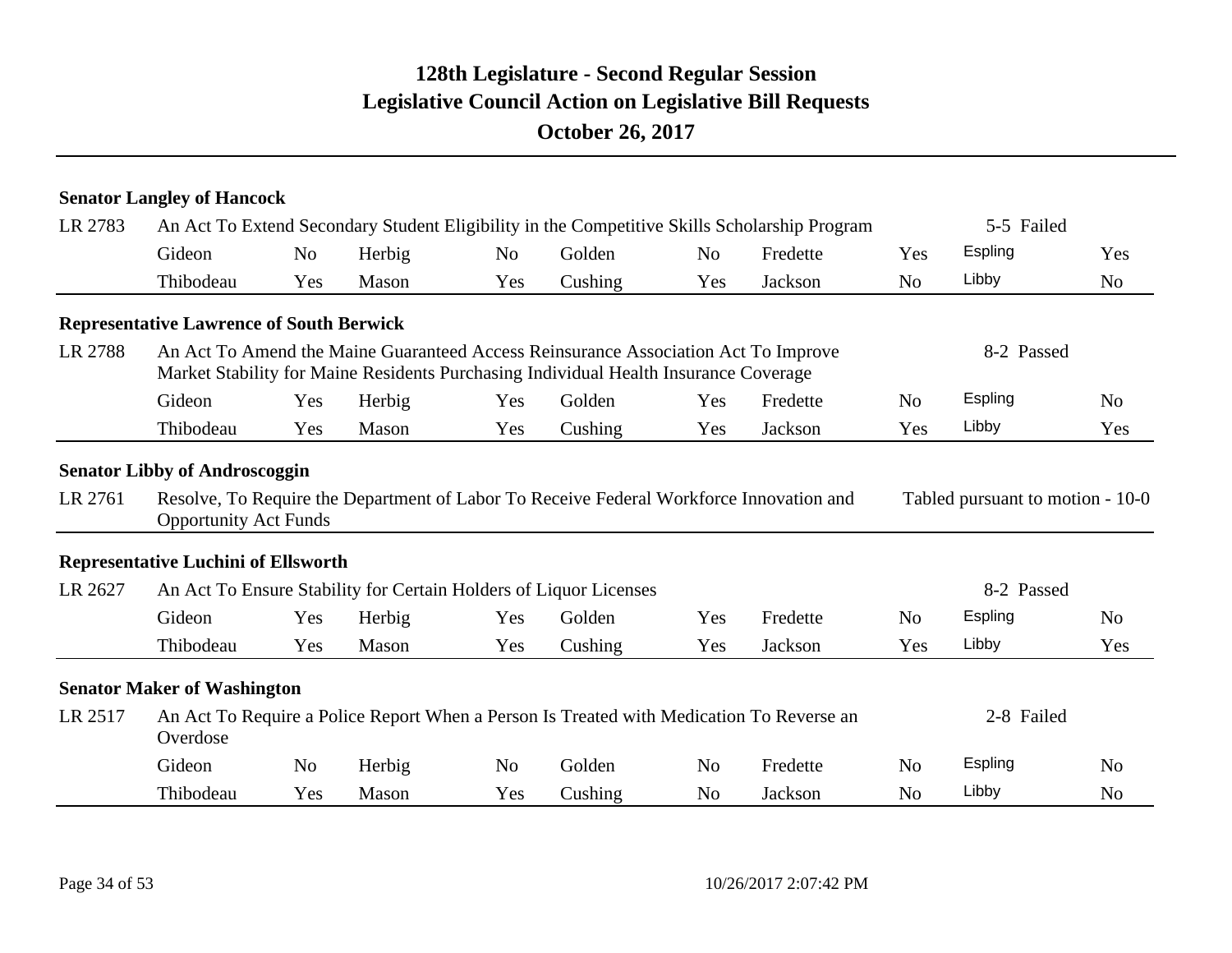# 128th Legislature - Second Regular Session
## Legislative Council Action on Legislative Bill Requests
### October 26, 2017

**Senator Langley of Hancock**

LR 2783 — An Act To Extend Secondary Student Eligibility in the Competitive Skills Scholarship Program — 5-5 Failed

| | | | | | | | | | |
|---|---|---|---|---|---|---|---|---|---|
| Gideon | No | Herbig | No | Golden | No | Fredette | Yes | Espling | Yes |
| Thibodeau | Yes | Mason | Yes | Cushing | Yes | Jackson | No | Libby | No |

**Representative Lawrence of South Berwick**

LR 2788 — An Act To Amend the Maine Guaranteed Access Reinsurance Association Act To Improve Market Stability for Maine Residents Purchasing Individual Health Insurance Coverage — 8-2 Passed

| | | | | | | | | | |
|---|---|---|---|---|---|---|---|---|---|
| Gideon | Yes | Herbig | Yes | Golden | Yes | Fredette | No | Espling | No |
| Thibodeau | Yes | Mason | Yes | Cushing | Yes | Jackson | Yes | Libby | Yes |

**Senator Libby of Androscoggin**

LR 2761 — Resolve, To Require the Department of Labor To Receive Federal Workforce Innovation and Opportunity Act Funds — Tabled pursuant to motion - 10-0

**Representative Luchini of Ellsworth**

LR 2627 — An Act To Ensure Stability for Certain Holders of Liquor Licenses — 8-2 Passed

| | | | | | | | | | |
|---|---|---|---|---|---|---|---|---|---|
| Gideon | Yes | Herbig | Yes | Golden | Yes | Fredette | No | Espling | No |
| Thibodeau | Yes | Mason | Yes | Cushing | Yes | Jackson | Yes | Libby | Yes |

**Senator Maker of Washington**

LR 2517 — An Act To Require a Police Report When a Person Is Treated with Medication To Reverse an Overdose — 2-8 Failed

| | | | | | | | | | |
|---|---|---|---|---|---|---|---|---|---|
| Gideon | No | Herbig | No | Golden | No | Fredette | No | Espling | No |
| Thibodeau | Yes | Mason | Yes | Cushing | No | Jackson | No | Libby | No |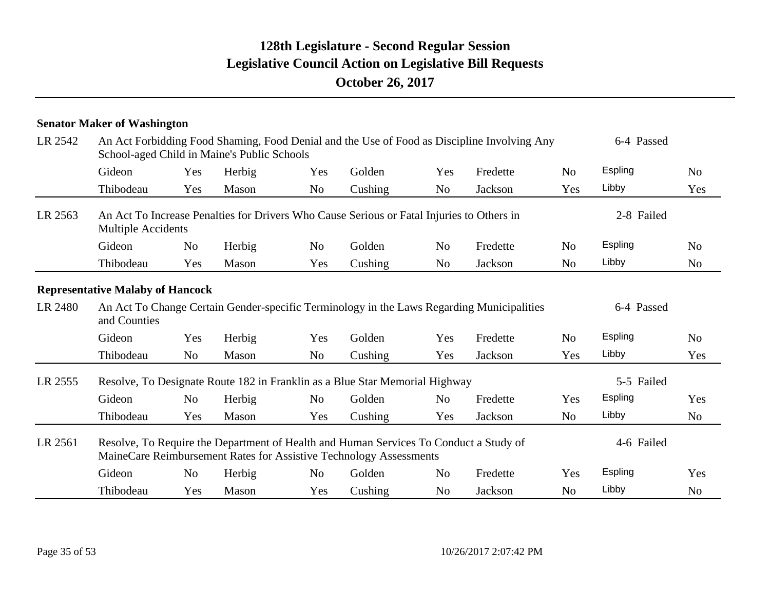# 128th Legislature - Second Regular Session
## Legislative Council Action on Legislative Bill Requests
### October 26, 2017

**Senator Maker of Washington**

**LR 2542** — An Act Forbidding Food Shaming, Food Denial and the Use of Food as Discipline Involving Any School-aged Child in Maine's Public Schools — 6-4 Passed

| | | | | | | | | | |
|---|---|---|---|---|---|---|---|---|---|
| Gideon | Yes | Herbig | Yes | Golden | Yes | Fredette | No | Espling | No |
| Thibodeau | Yes | Mason | No | Cushing | No | Jackson | Yes | Libby | Yes |

**LR 2563** — An Act To Increase Penalties for Drivers Who Cause Serious or Fatal Injuries to Others in Multiple Accidents — 2-8 Failed

| | | | | | | | | | |
|---|---|---|---|---|---|---|---|---|---|
| Gideon | No | Herbig | No | Golden | No | Fredette | No | Espling | No |
| Thibodeau | Yes | Mason | Yes | Cushing | No | Jackson | No | Libby | No |

**Representative Malaby of Hancock**

**LR 2480** — An Act To Change Certain Gender-specific Terminology in the Laws Regarding Municipalities and Counties — 6-4 Passed

| | | | | | | | | | |
|---|---|---|---|---|---|---|---|---|---|
| Gideon | Yes | Herbig | Yes | Golden | Yes | Fredette | No | Espling | No |
| Thibodeau | No | Mason | No | Cushing | Yes | Jackson | Yes | Libby | Yes |

**LR 2555** — Resolve, To Designate Route 182 in Franklin as a Blue Star Memorial Highway — 5-5 Failed

| | | | | | | | | | |
|---|---|---|---|---|---|---|---|---|---|
| Gideon | No | Herbig | No | Golden | No | Fredette | Yes | Espling | Yes |
| Thibodeau | Yes | Mason | Yes | Cushing | Yes | Jackson | No | Libby | No |

**LR 2561** — Resolve, To Require the Department of Health and Human Services To Conduct a Study of MaineCare Reimbursement Rates for Assistive Technology Assessments — 4-6 Failed

| | | | | | | | | | |
|---|---|---|---|---|---|---|---|---|---|
| Gideon | No | Herbig | No | Golden | No | Fredette | Yes | Espling | Yes |
| Thibodeau | Yes | Mason | Yes | Cushing | No | Jackson | No | Libby | No |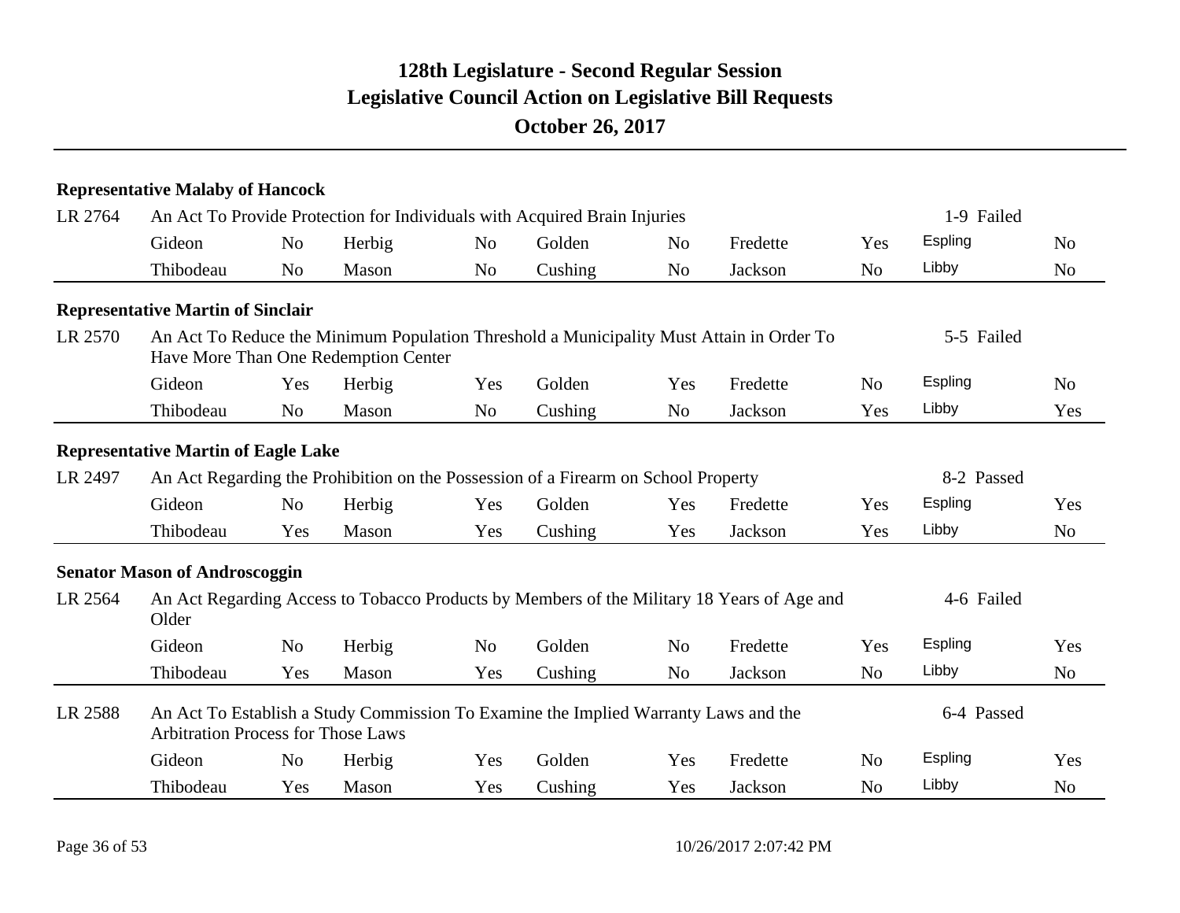# 128th Legislature - Second Regular Session
## Legislative Council Action on Legislative Bill Requests
### October 26, 2017

**Representative Malaby of Hancock**

LR 2764 — An Act To Provide Protection for Individuals with Acquired Brain Injuries — 1-9 Failed

| | | | | | | | | | |
|---|---|---|---|---|---|---|---|---|---|
| Gideon | No | Herbig | No | Golden | No | Fredette | Yes | Espling | No |
| Thibodeau | No | Mason | No | Cushing | No | Jackson | No | Libby | No |

**Representative Martin of Sinclair**

LR 2570 — An Act To Reduce the Minimum Population Threshold a Municipality Must Attain in Order To Have More Than One Redemption Center — 5-5 Failed

| | | | | | | | | | |
|---|---|---|---|---|---|---|---|---|---|
| Gideon | Yes | Herbig | Yes | Golden | Yes | Fredette | No | Espling | No |
| Thibodeau | No | Mason | No | Cushing | No | Jackson | Yes | Libby | Yes |

**Representative Martin of Eagle Lake**

LR 2497 — An Act Regarding the Prohibition on the Possession of a Firearm on School Property — 8-2 Passed

| | | | | | | | | | |
|---|---|---|---|---|---|---|---|---|---|
| Gideon | No | Herbig | Yes | Golden | Yes | Fredette | Yes | Espling | Yes |
| Thibodeau | Yes | Mason | Yes | Cushing | Yes | Jackson | Yes | Libby | No |

**Senator Mason of Androscoggin**

LR 2564 — An Act Regarding Access to Tobacco Products by Members of the Military 18 Years of Age and Older — 4-6 Failed

| | | | | | | | | | |
|---|---|---|---|---|---|---|---|---|---|
| Gideon | No | Herbig | No | Golden | No | Fredette | Yes | Espling | Yes |
| Thibodeau | Yes | Mason | Yes | Cushing | No | Jackson | No | Libby | No |

LR 2588 — An Act To Establish a Study Commission To Examine the Implied Warranty Laws and the Arbitration Process for Those Laws — 6-4 Passed

| | | | | | | | | | |
|---|---|---|---|---|---|---|---|---|---|
| Gideon | No | Herbig | Yes | Golden | Yes | Fredette | No | Espling | Yes |
| Thibodeau | Yes | Mason | Yes | Cushing | Yes | Jackson | No | Libby | No |

10/26/2017 2:07:42 PM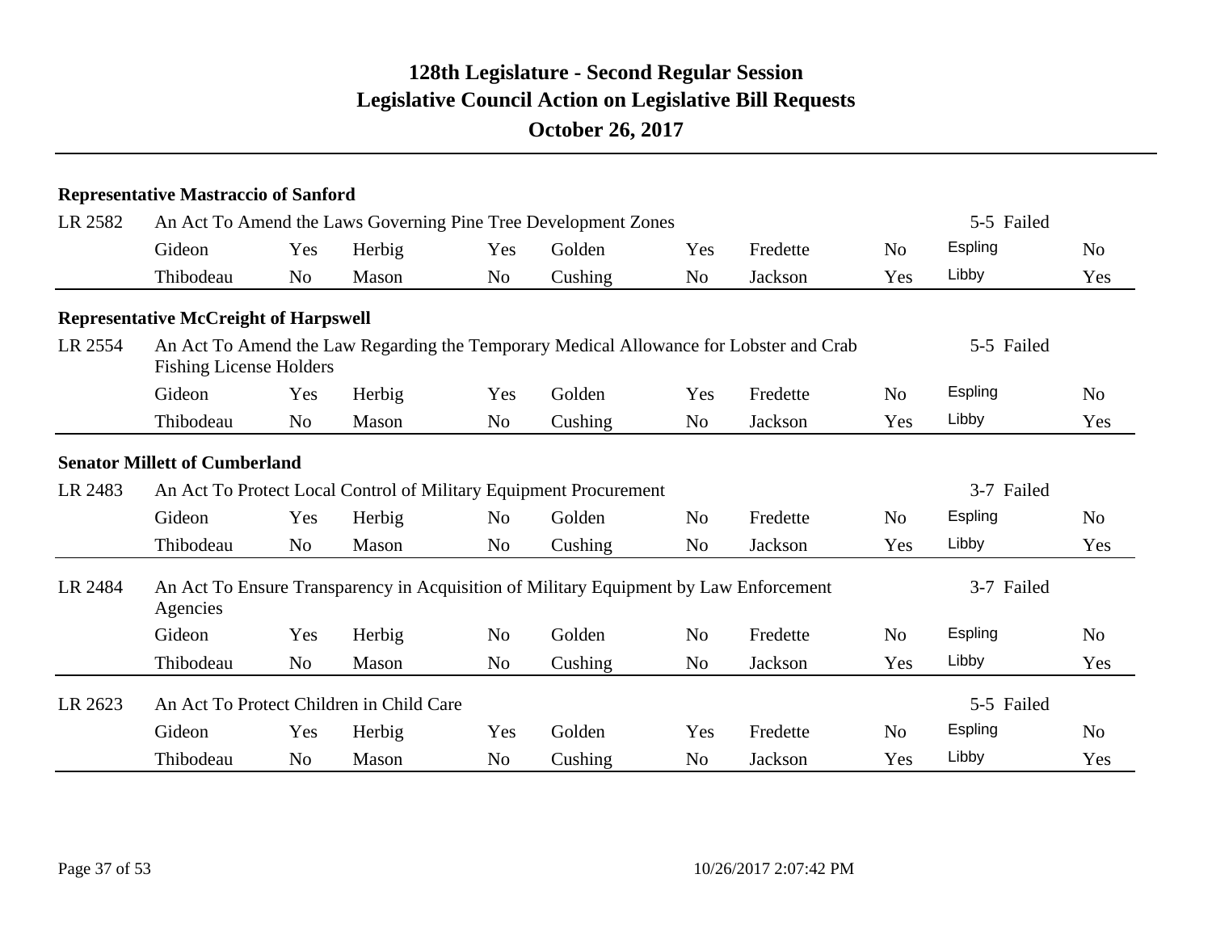# 128th Legislature - Second Regular Session
## Legislative Council Action on Legislative Bill Requests
### October 26, 2017

**Representative Mastraccio of Sanford**

LR 2582 An Act To Amend the Laws Governing Pine Tree Development Zones — 5-5 Failed

| Gideon | Yes | Herbig | Yes | Golden | Yes | Fredette | No | Espling | No |
|---|---|---|---|---|---|---|---|---|---|
| Thibodeau | No | Mason | No | Cushing | No | Jackson | Yes | Libby | Yes |

**Representative McCreight of Harpswell**

LR 2554 An Act To Amend the Law Regarding the Temporary Medical Allowance for Lobster and Crab Fishing License Holders — 5-5 Failed

| Gideon | Yes | Herbig | Yes | Golden | Yes | Fredette | No | Espling | No |
|---|---|---|---|---|---|---|---|---|---|
| Thibodeau | No | Mason | No | Cushing | No | Jackson | Yes | Libby | Yes |

**Senator Millett of Cumberland**

LR 2483 An Act To Protect Local Control of Military Equipment Procurement — 3-7 Failed

| Gideon | Yes | Herbig | No | Golden | No | Fredette | No | Espling | No |
|---|---|---|---|---|---|---|---|---|---|
| Thibodeau | No | Mason | No | Cushing | No | Jackson | Yes | Libby | Yes |

LR 2484 An Act To Ensure Transparency in Acquisition of Military Equipment by Law Enforcement Agencies — 3-7 Failed

| Gideon | Yes | Herbig | No | Golden | No | Fredette | No | Espling | No |
|---|---|---|---|---|---|---|---|---|---|
| Thibodeau | No | Mason | No | Cushing | No | Jackson | Yes | Libby | Yes |

LR 2623 An Act To Protect Children in Child Care — 5-5 Failed

| Gideon | Yes | Herbig | Yes | Golden | Yes | Fredette | No | Espling | No |
|---|---|---|---|---|---|---|---|---|---|
| Thibodeau | No | Mason | No | Cushing | No | Jackson | Yes | Libby | Yes |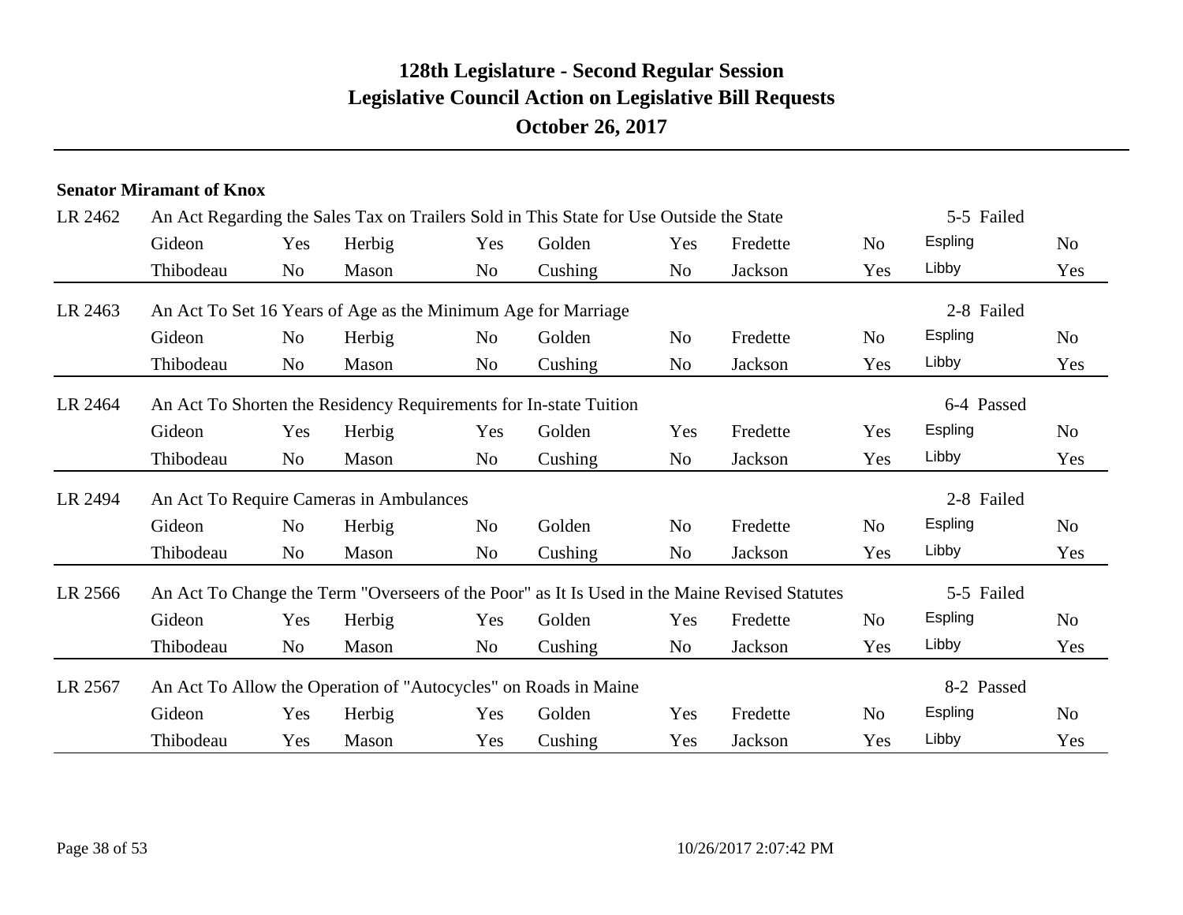# 128th Legislature - Second Regular Session
## Legislative Council Action on Legislative Bill Requests
### October 26, 2017

**Senator Miramant of Knox**

| LR | Title | | | | | | | | | | Result |
|---|---|---|---|---|---|---|---|---|---|---|---|
| LR 2462 | An Act Regarding the Sales Tax on Trailers Sold in This State for Use Outside the State | | | | | | | | | | 5-5 Failed |
| | Gideon | Yes | Herbig | Yes | Golden | Yes | Fredette | No | Espling | No | |
| | Thibodeau | No | Mason | No | Cushing | No | Jackson | Yes | Libby | Yes | |
| LR 2463 | An Act To Set 16 Years of Age as the Minimum Age for Marriage | | | | | | | | | | 2-8 Failed |
| | Gideon | No | Herbig | No | Golden | No | Fredette | No | Espling | No | |
| | Thibodeau | No | Mason | No | Cushing | No | Jackson | Yes | Libby | Yes | |
| LR 2464 | An Act To Shorten the Residency Requirements for In-state Tuition | | | | | | | | | | 6-4 Passed |
| | Gideon | Yes | Herbig | Yes | Golden | Yes | Fredette | Yes | Espling | No | |
| | Thibodeau | No | Mason | No | Cushing | No | Jackson | Yes | Libby | Yes | |
| LR 2494 | An Act To Require Cameras in Ambulances | | | | | | | | | | 2-8 Failed |
| | Gideon | No | Herbig | No | Golden | No | Fredette | No | Espling | No | |
| | Thibodeau | No | Mason | No | Cushing | No | Jackson | Yes | Libby | Yes | |
| LR 2566 | An Act To Change the Term "Overseers of the Poor" as It Is Used in the Maine Revised Statutes | | | | | | | | | | 5-5 Failed |
| | Gideon | Yes | Herbig | Yes | Golden | Yes | Fredette | No | Espling | No | |
| | Thibodeau | No | Mason | No | Cushing | No | Jackson | Yes | Libby | Yes | |
| LR 2567 | An Act To Allow the Operation of "Autocycles" on Roads in Maine | | | | | | | | | | 8-2 Passed |
| | Gideon | Yes | Herbig | Yes | Golden | Yes | Fredette | No | Espling | No | |
| | Thibodeau | Yes | Mason | Yes | Cushing | Yes | Jackson | Yes | Libby | Yes | |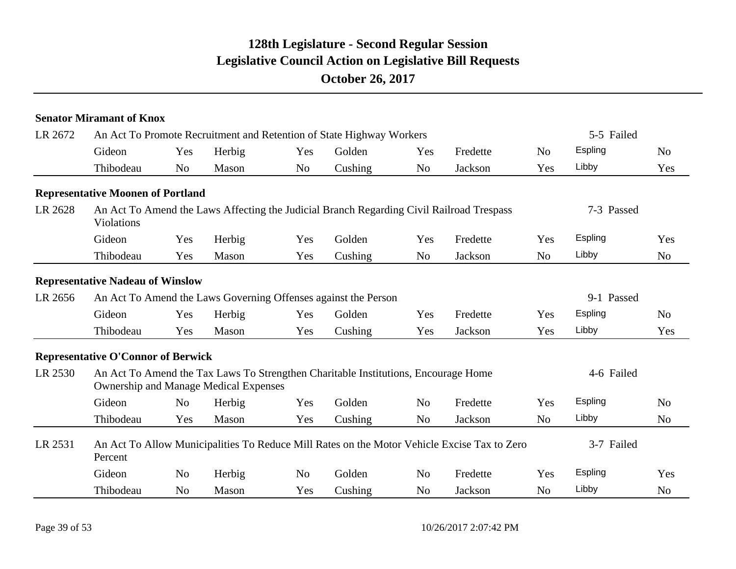# 128th Legislature - Second Regular Session
## Legislative Council Action on Legislative Bill Requests
### October 26, 2017

**Senator Miramant of Knox**

LR 2672 — An Act To Promote Recruitment and Retention of State Highway Workers — **5-5 Failed**

| Member | Vote | Member | Vote | Member | Vote | Member | Vote | Member | Vote |
|---|---|---|---|---|---|---|---|---|---|
| Gideon | Yes | Herbig | Yes | Golden | Yes | Fredette | No | Espling | No |
| Thibodeau | No | Mason | No | Cushing | No | Jackson | Yes | Libby | Yes |

**Representative Moonen of Portland**

LR 2628 — An Act To Amend the Laws Affecting the Judicial Branch Regarding Civil Railroad Trespass Violations — **7-3 Passed**

| Member | Vote | Member | Vote | Member | Vote | Member | Vote | Member | Vote |
|---|---|---|---|---|---|---|---|---|---|
| Gideon | Yes | Herbig | Yes | Golden | Yes | Fredette | Yes | Espling | Yes |
| Thibodeau | Yes | Mason | Yes | Cushing | No | Jackson | No | Libby | No |

**Representative Nadeau of Winslow**

LR 2656 — An Act To Amend the Laws Governing Offenses against the Person — **9-1 Passed**

| Member | Vote | Member | Vote | Member | Vote | Member | Vote | Member | Vote |
|---|---|---|---|---|---|---|---|---|---|
| Gideon | Yes | Herbig | Yes | Golden | Yes | Fredette | Yes | Espling | No |
| Thibodeau | Yes | Mason | Yes | Cushing | Yes | Jackson | Yes | Libby | Yes |

**Representative O'Connor of Berwick**

LR 2530 — An Act To Amend the Tax Laws To Strengthen Charitable Institutions, Encourage Home Ownership and Manage Medical Expenses — **4-6 Failed**

| Member | Vote | Member | Vote | Member | Vote | Member | Vote | Member | Vote |
|---|---|---|---|---|---|---|---|---|---|
| Gideon | No | Herbig | Yes | Golden | No | Fredette | Yes | Espling | No |
| Thibodeau | Yes | Mason | Yes | Cushing | No | Jackson | No | Libby | No |

LR 2531 — An Act To Allow Municipalities To Reduce Mill Rates on the Motor Vehicle Excise Tax to Zero Percent — **3-7 Failed**

| Member | Vote | Member | Vote | Member | Vote | Member | Vote | Member | Vote |
|---|---|---|---|---|---|---|---|---|---|
| Gideon | No | Herbig | No | Golden | No | Fredette | Yes | Espling | Yes |
| Thibodeau | No | Mason | Yes | Cushing | No | Jackson | No | Libby | No |

10/26/2017 2:07:42 PM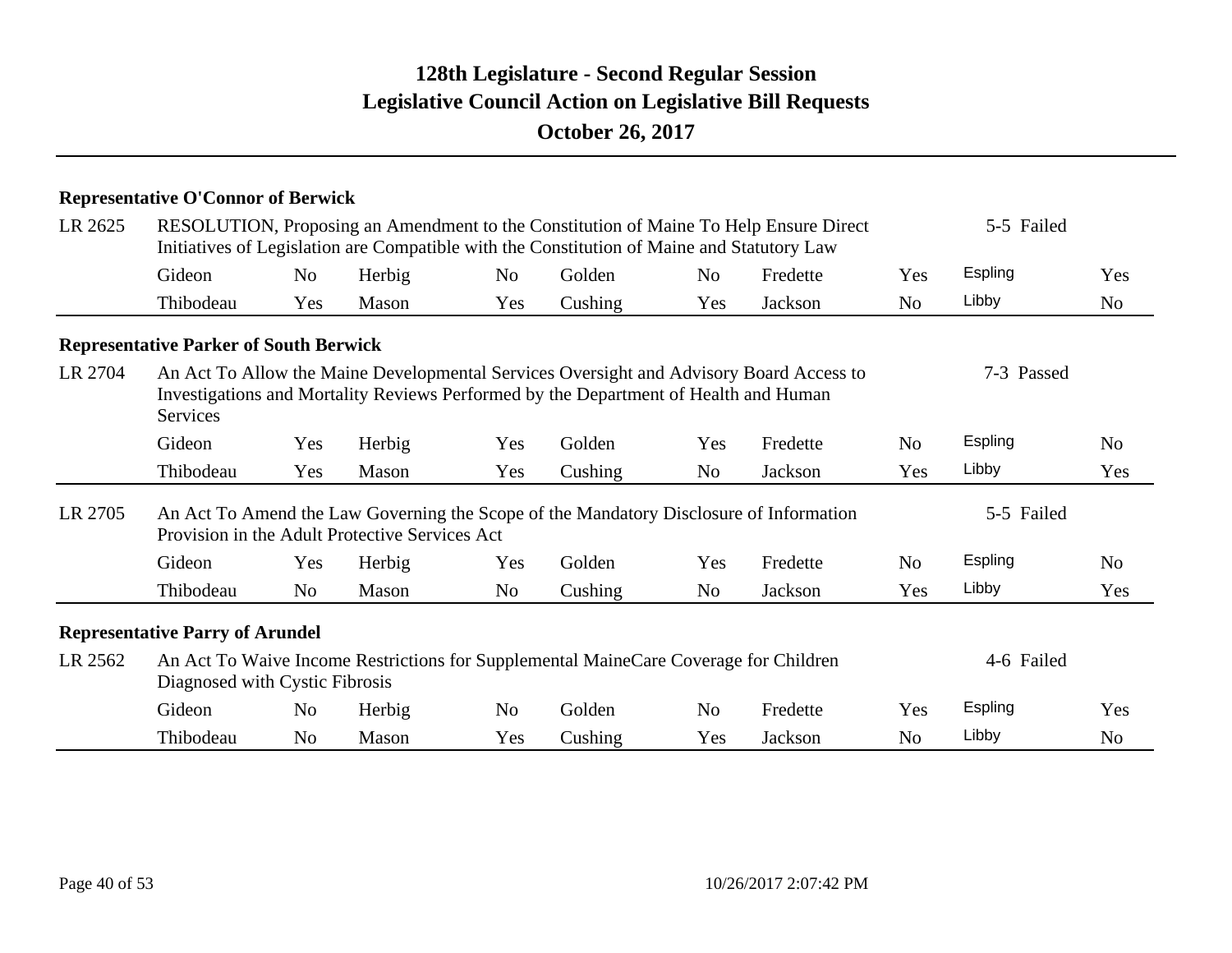# 128th Legislature - Second Regular Session
## Legislative Council Action on Legislative Bill Requests
### October 26, 2017

**Representative O'Connor of Berwick**

LR 2625 — RESOLUTION, Proposing an Amendment to the Constitution of Maine To Help Ensure Direct Initiatives of Legislation are Compatible with the Constitution of Maine and Statutory Law — 5-5 Failed

| | | | | | | | | | |
|---|---|---|---|---|---|---|---|---|---|
| Gideon | No | Herbig | No | Golden | No | Fredette | Yes | Espling | Yes |
| Thibodeau | Yes | Mason | Yes | Cushing | Yes | Jackson | No | Libby | No |

**Representative Parker of South Berwick**

LR 2704 — An Act To Allow the Maine Developmental Services Oversight and Advisory Board Access to Investigations and Mortality Reviews Performed by the Department of Health and Human Services — 7-3 Passed

| | | | | | | | | | |
|---|---|---|---|---|---|---|---|---|---|
| Gideon | Yes | Herbig | Yes | Golden | Yes | Fredette | No | Espling | No |
| Thibodeau | Yes | Mason | Yes | Cushing | No | Jackson | Yes | Libby | Yes |

LR 2705 — An Act To Amend the Law Governing the Scope of the Mandatory Disclosure of Information Provision in the Adult Protective Services Act — 5-5 Failed

| | | | | | | | | | |
|---|---|---|---|---|---|---|---|---|---|
| Gideon | Yes | Herbig | Yes | Golden | Yes | Fredette | No | Espling | No |
| Thibodeau | No | Mason | No | Cushing | No | Jackson | Yes | Libby | Yes |

**Representative Parry of Arundel**

LR 2562 — An Act To Waive Income Restrictions for Supplemental MaineCare Coverage for Children Diagnosed with Cystic Fibrosis — 4-6 Failed

| | | | | | | | | | |
|---|---|---|---|---|---|---|---|---|---|
| Gideon | No | Herbig | No | Golden | No | Fredette | Yes | Espling | Yes |
| Thibodeau | No | Mason | Yes | Cushing | Yes | Jackson | No | Libby | No |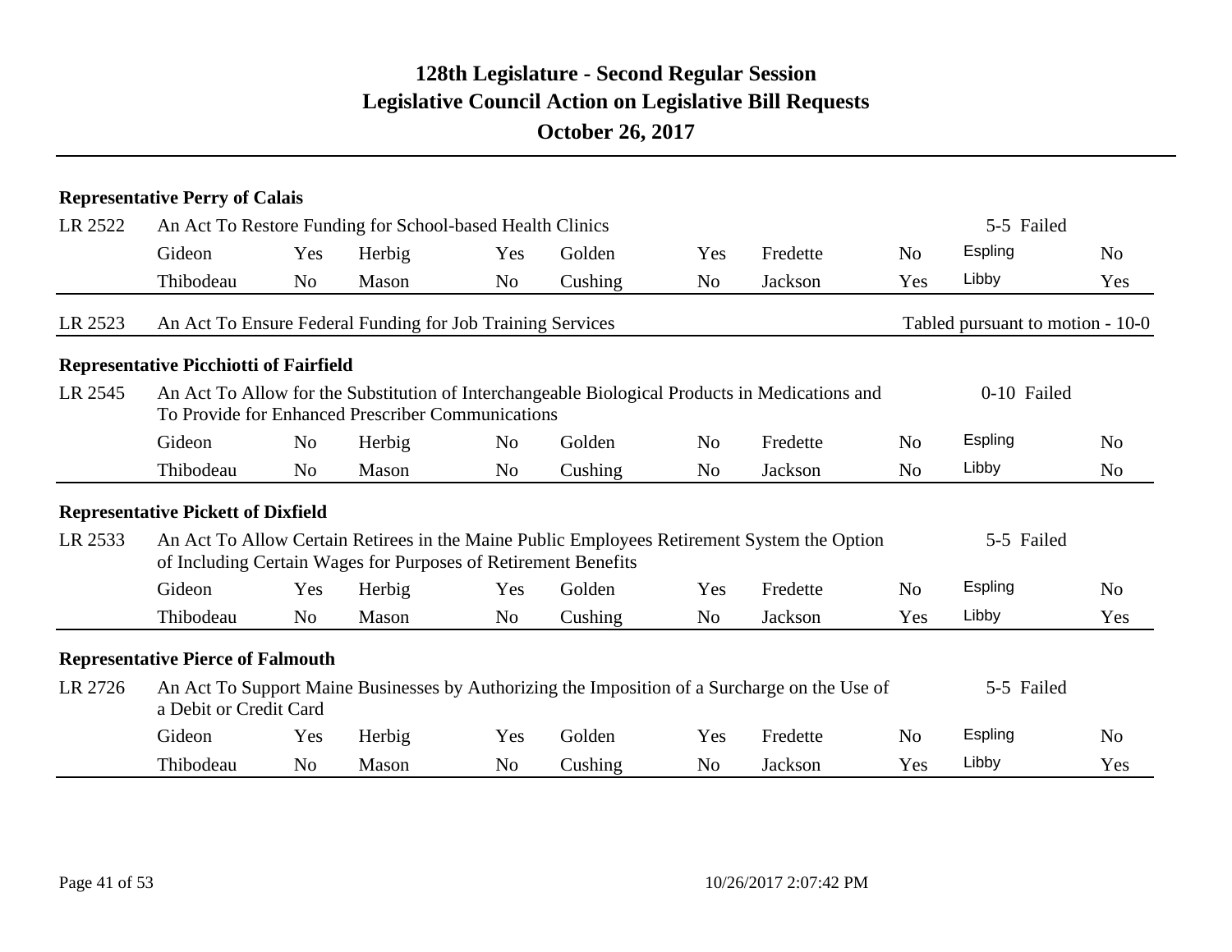# 128th Legislature - Second Regular Session
## Legislative Council Action on Legislative Bill Requests
### October 26, 2017

**Representative Perry of Calais**

LR 2522 — An Act To Restore Funding for School-based Health Clinics — 5-5 Failed

| Gideon | Yes | Herbig | Yes | Golden | Yes | Fredette | No | Espling | No |
|---|---|---|---|---|---|---|---|---|---|
| Thibodeau | No | Mason | No | Cushing | No | Jackson | Yes | Libby | Yes |

LR 2523 — An Act To Ensure Federal Funding for Job Training Services — Tabled pursuant to motion - 10-0

**Representative Picchiotti of Fairfield**

LR 2545 — An Act To Allow for the Substitution of Interchangeable Biological Products in Medications and To Provide for Enhanced Prescriber Communications — 0-10 Failed

| Gideon | No | Herbig | No | Golden | No | Fredette | No | Espling | No |
|---|---|---|---|---|---|---|---|---|---|
| Thibodeau | No | Mason | No | Cushing | No | Jackson | No | Libby | No |

**Representative Pickett of Dixfield**

LR 2533 — An Act To Allow Certain Retirees in the Maine Public Employees Retirement System the Option of Including Certain Wages for Purposes of Retirement Benefits — 5-5 Failed

| Gideon | Yes | Herbig | Yes | Golden | Yes | Fredette | No | Espling | No |
|---|---|---|---|---|---|---|---|---|---|
| Thibodeau | No | Mason | No | Cushing | No | Jackson | Yes | Libby | Yes |

**Representative Pierce of Falmouth**

LR 2726 — An Act To Support Maine Businesses by Authorizing the Imposition of a Surcharge on the Use of a Debit or Credit Card — 5-5 Failed

| Gideon | Yes | Herbig | Yes | Golden | Yes | Fredette | No | Espling | No |
|---|---|---|---|---|---|---|---|---|---|
| Thibodeau | No | Mason | No | Cushing | No | Jackson | Yes | Libby | Yes |

10/26/2017 2:07:42 PM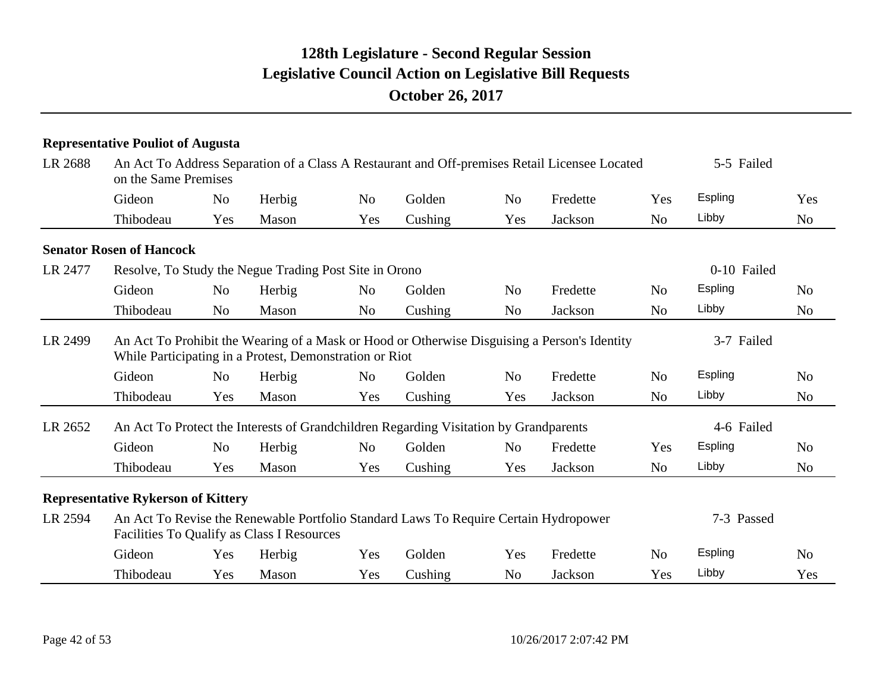# 128th Legislature - Second Regular Session
## Legislative Council Action on Legislative Bill Requests
### October 26, 2017

**Representative Pouliot of Augusta**

LR 2688 — An Act To Address Separation of a Class A Restaurant and Off-premises Retail Licensee Located on the Same Premises — 5-5 Failed

| | | | | | | | | | |
|---|---|---|---|---|---|---|---|---|---|
| Gideon | No | Herbig | No | Golden | No | Fredette | Yes | Espling | Yes |
| Thibodeau | Yes | Mason | Yes | Cushing | Yes | Jackson | No | Libby | No |

**Senator Rosen of Hancock**

LR 2477 — Resolve, To Study the Negue Trading Post Site in Orono — 0-10 Failed

| | | | | | | | | | |
|---|---|---|---|---|---|---|---|---|---|
| Gideon | No | Herbig | No | Golden | No | Fredette | No | Espling | No |
| Thibodeau | No | Mason | No | Cushing | No | Jackson | No | Libby | No |

LR 2499 — An Act To Prohibit the Wearing of a Mask or Hood or Otherwise Disguising a Person's Identity While Participating in a Protest, Demonstration or Riot — 3-7 Failed

| | | | | | | | | | |
|---|---|---|---|---|---|---|---|---|---|
| Gideon | No | Herbig | No | Golden | No | Fredette | No | Espling | No |
| Thibodeau | Yes | Mason | Yes | Cushing | Yes | Jackson | No | Libby | No |

LR 2652 — An Act To Protect the Interests of Grandchildren Regarding Visitation by Grandparents — 4-6 Failed

| | | | | | | | | | |
|---|---|---|---|---|---|---|---|---|---|
| Gideon | No | Herbig | No | Golden | No | Fredette | Yes | Espling | No |
| Thibodeau | Yes | Mason | Yes | Cushing | Yes | Jackson | No | Libby | No |

**Representative Rykerson of Kittery**

LR 2594 — An Act To Revise the Renewable Portfolio Standard Laws To Require Certain Hydropower Facilities To Qualify as Class I Resources — 7-3 Passed

| | | | | | | | | | |
|---|---|---|---|---|---|---|---|---|---|
| Gideon | Yes | Herbig | Yes | Golden | Yes | Fredette | No | Espling | No |
| Thibodeau | Yes | Mason | Yes | Cushing | No | Jackson | Yes | Libby | Yes |

10/26/2017 2:07:42 PM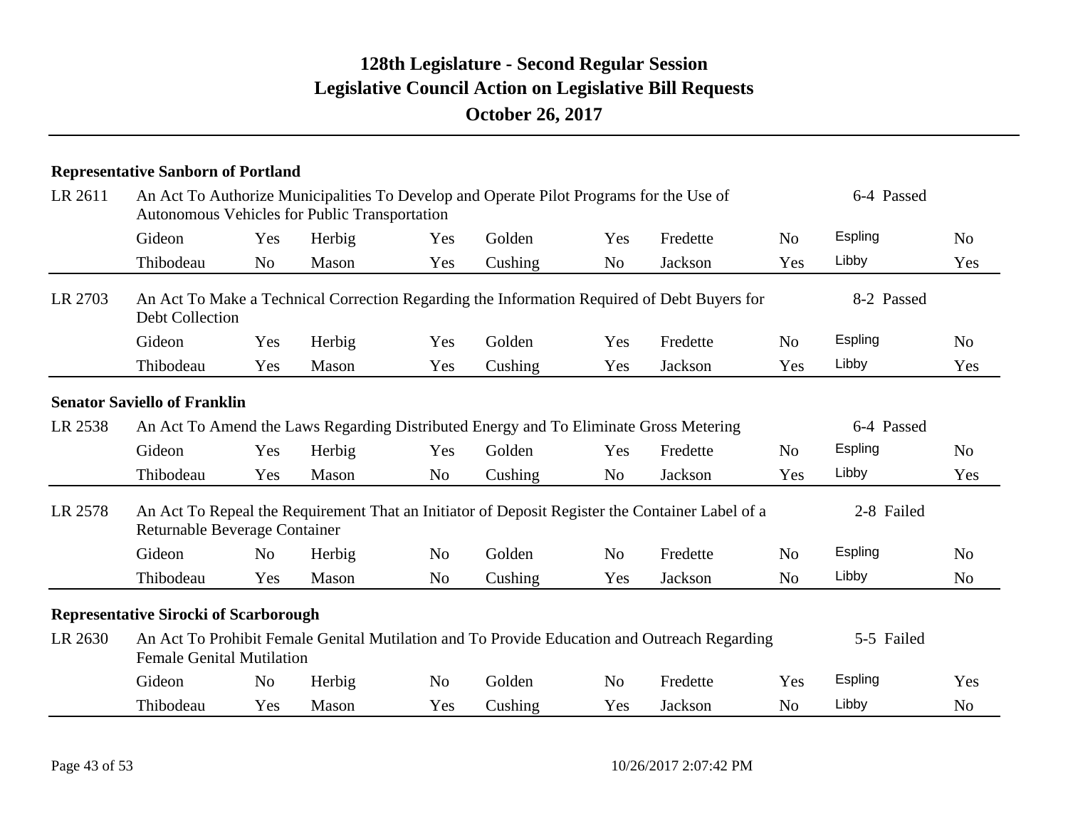# 128th Legislature - Second Regular Session
# Legislative Council Action on Legislative Bill Requests
## October 26, 2017

### Representative Sanborn of Portland

**LR 2611** An Act To Authorize Municipalities To Develop and Operate Pilot Programs for the Use of Autonomous Vehicles for Public Transportation — 6-4 Passed

| | | | | | | | | | |
|---|---|---|---|---|---|---|---|---|---|
| Gideon | Yes | Herbig | Yes | Golden | Yes | Fredette | No | Espling | No |
| Thibodeau | No | Mason | Yes | Cushing | No | Jackson | Yes | Libby | Yes |

**LR 2703** An Act To Make a Technical Correction Regarding the Information Required of Debt Buyers for Debt Collection — 8-2 Passed

| | | | | | | | | | |
|---|---|---|---|---|---|---|---|---|---|
| Gideon | Yes | Herbig | Yes | Golden | Yes | Fredette | No | Espling | No |
| Thibodeau | Yes | Mason | Yes | Cushing | Yes | Jackson | Yes | Libby | Yes |

### Senator Saviello of Franklin

**LR 2538** An Act To Amend the Laws Regarding Distributed Energy and To Eliminate Gross Metering — 6-4 Passed

| | | | | | | | | | |
|---|---|---|---|---|---|---|---|---|---|
| Gideon | Yes | Herbig | Yes | Golden | Yes | Fredette | No | Espling | No |
| Thibodeau | Yes | Mason | No | Cushing | No | Jackson | Yes | Libby | Yes |

**LR 2578** An Act To Repeal the Requirement That an Initiator of Deposit Register the Container Label of a Returnable Beverage Container — 2-8 Failed

| | | | | | | | | | |
|---|---|---|---|---|---|---|---|---|---|
| Gideon | No | Herbig | No | Golden | No | Fredette | No | Espling | No |
| Thibodeau | Yes | Mason | No | Cushing | Yes | Jackson | No | Libby | No |

### Representative Sirocki of Scarborough

**LR 2630** An Act To Prohibit Female Genital Mutilation and To Provide Education and Outreach Regarding Female Genital Mutilation — 5-5 Failed

| | | | | | | | | | |
|---|---|---|---|---|---|---|---|---|---|
| Gideon | No | Herbig | No | Golden | No | Fredette | Yes | Espling | Yes |
| Thibodeau | Yes | Mason | Yes | Cushing | Yes | Jackson | No | Libby | No |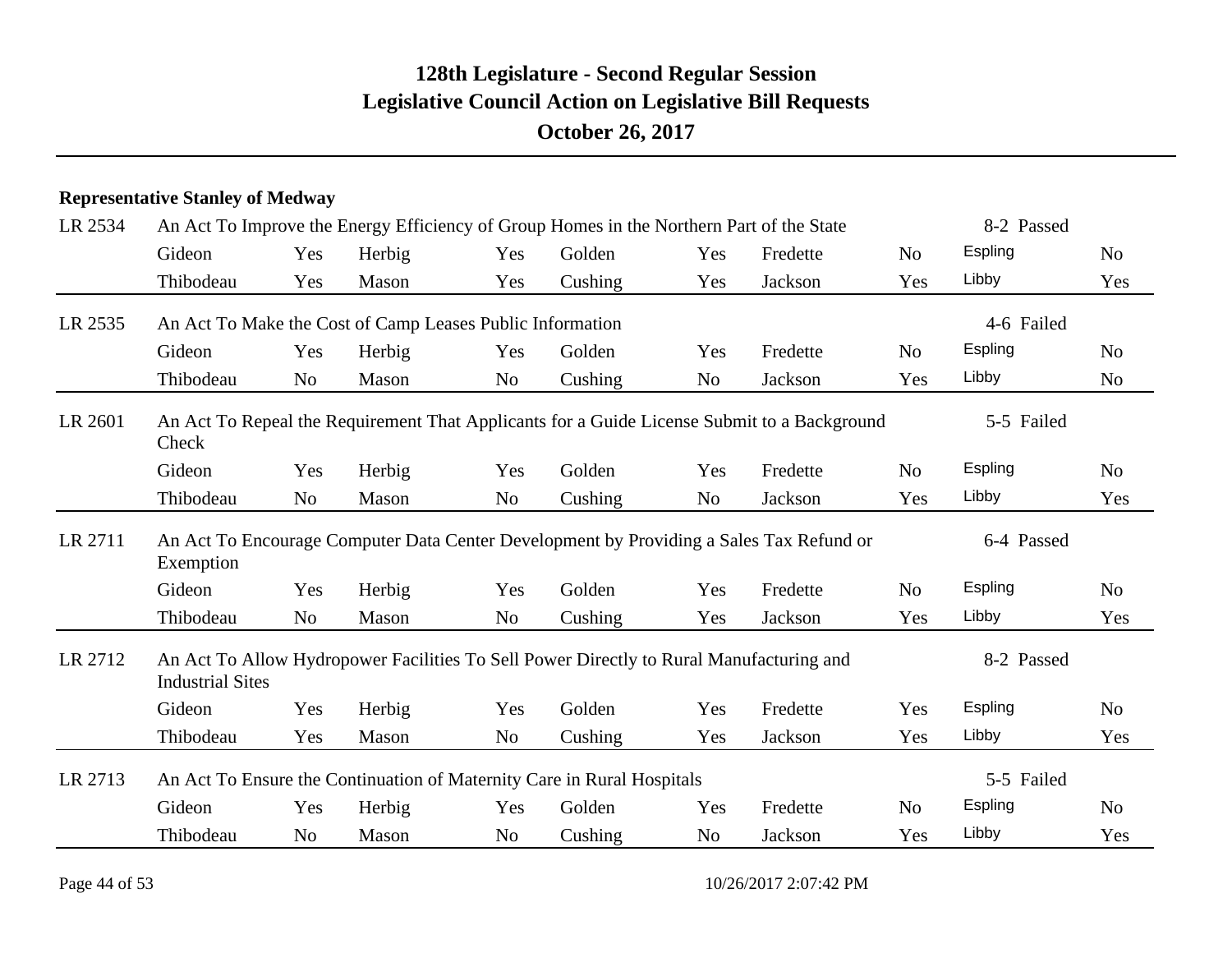# 128th Legislature - Second Regular Session
## Legislative Council Action on Legislative Bill Requests
### October 26, 2017

**Representative Stanley of Medway**

| LR | Title | | | | | | | | | | Result |
|---|---|---|---|---|---|---|---|---|---|---|---|
| LR 2534 | An Act To Improve the Energy Efficiency of Group Homes in the Northern Part of the State | | | | | | | | | | 8-2 Passed |
| | Gideon | Yes | Herbig | Yes | Golden | Yes | Fredette | No | Espling | No | |
| | Thibodeau | Yes | Mason | Yes | Cushing | Yes | Jackson | Yes | Libby | Yes | |
| LR 2535 | An Act To Make the Cost of Camp Leases Public Information | | | | | | | | | | 4-6 Failed |
| | Gideon | Yes | Herbig | Yes | Golden | Yes | Fredette | No | Espling | No | |
| | Thibodeau | No | Mason | No | Cushing | No | Jackson | Yes | Libby | No | |
| LR 2601 | An Act To Repeal the Requirement That Applicants for a Guide License Submit to a Background Check | | | | | | | | | | 5-5 Failed |
| | Gideon | Yes | Herbig | Yes | Golden | Yes | Fredette | No | Espling | No | |
| | Thibodeau | No | Mason | No | Cushing | No | Jackson | Yes | Libby | Yes | |
| LR 2711 | An Act To Encourage Computer Data Center Development by Providing a Sales Tax Refund or Exemption | | | | | | | | | | 6-4 Passed |
| | Gideon | Yes | Herbig | Yes | Golden | Yes | Fredette | No | Espling | No | |
| | Thibodeau | No | Mason | No | Cushing | Yes | Jackson | Yes | Libby | Yes | |
| LR 2712 | An Act To Allow Hydropower Facilities To Sell Power Directly to Rural Manufacturing and Industrial Sites | | | | | | | | | | 8-2 Passed |
| | Gideon | Yes | Herbig | Yes | Golden | Yes | Fredette | Yes | Espling | No | |
| | Thibodeau | Yes | Mason | No | Cushing | Yes | Jackson | Yes | Libby | Yes | |
| LR 2713 | An Act To Ensure the Continuation of Maternity Care in Rural Hospitals | | | | | | | | | | 5-5 Failed |
| | Gideon | Yes | Herbig | Yes | Golden | Yes | Fredette | No | Espling | No | |
| | Thibodeau | No | Mason | No | Cushing | No | Jackson | Yes | Libby | Yes | |

10/26/2017 2:07:42 PM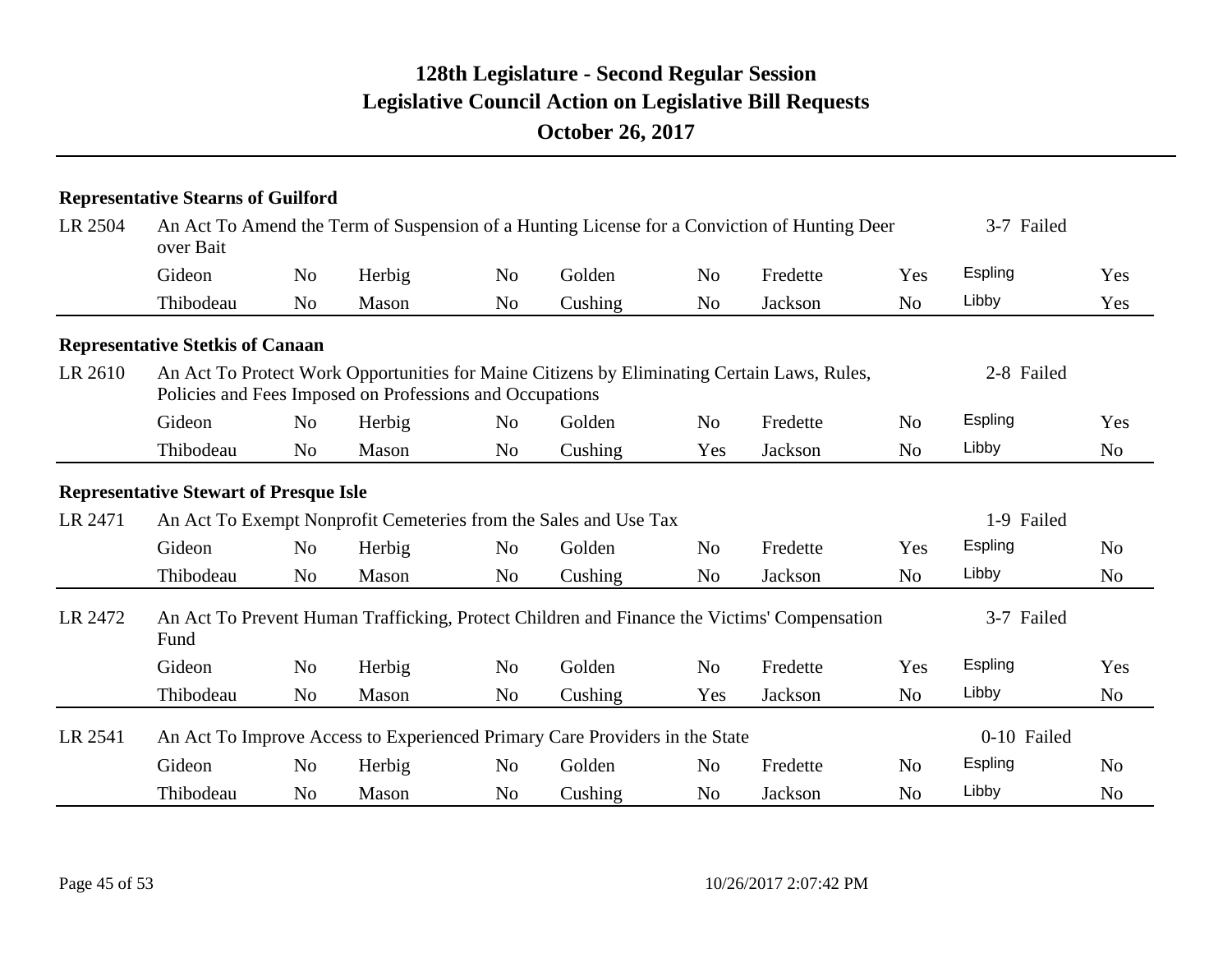# 128th Legislature - Second Regular Session
## Legislative Council Action on Legislative Bill Requests
### October 26, 2017

**Representative Stearns of Guilford**

LR 2504 — An Act To Amend the Term of Suspension of a Hunting License for a Conviction of Hunting Deer over Bait — 3-7 Failed

| Gideon | No | Herbig | No | Golden | No | Fredette | Yes | Espling | Yes |
|---|---|---|---|---|---|---|---|---|---|
| Thibodeau | No | Mason | No | Cushing | No | Jackson | No | Libby | Yes |

**Representative Stetkis of Canaan**

LR 2610 — An Act To Protect Work Opportunities for Maine Citizens by Eliminating Certain Laws, Rules, Policies and Fees Imposed on Professions and Occupations — 2-8 Failed

| Gideon | No | Herbig | No | Golden | No | Fredette | No | Espling | Yes |
|---|---|---|---|---|---|---|---|---|---|
| Thibodeau | No | Mason | No | Cushing | Yes | Jackson | No | Libby | No |

**Representative Stewart of Presque Isle**

LR 2471 — An Act To Exempt Nonprofit Cemeteries from the Sales and Use Tax — 1-9 Failed

| Gideon | No | Herbig | No | Golden | No | Fredette | Yes | Espling | No |
|---|---|---|---|---|---|---|---|---|---|
| Thibodeau | No | Mason | No | Cushing | No | Jackson | No | Libby | No |

LR 2472 — An Act To Prevent Human Trafficking, Protect Children and Finance the Victims' Compensation Fund — 3-7 Failed

| Gideon | No | Herbig | No | Golden | No | Fredette | Yes | Espling | Yes |
|---|---|---|---|---|---|---|---|---|---|
| Thibodeau | No | Mason | No | Cushing | Yes | Jackson | No | Libby | No |

LR 2541 — An Act To Improve Access to Experienced Primary Care Providers in the State — 0-10 Failed

| Gideon | No | Herbig | No | Golden | No | Fredette | No | Espling | No |
|---|---|---|---|---|---|---|---|---|---|
| Thibodeau | No | Mason | No | Cushing | No | Jackson | No | Libby | No |

10/26/2017 2:07:42 PM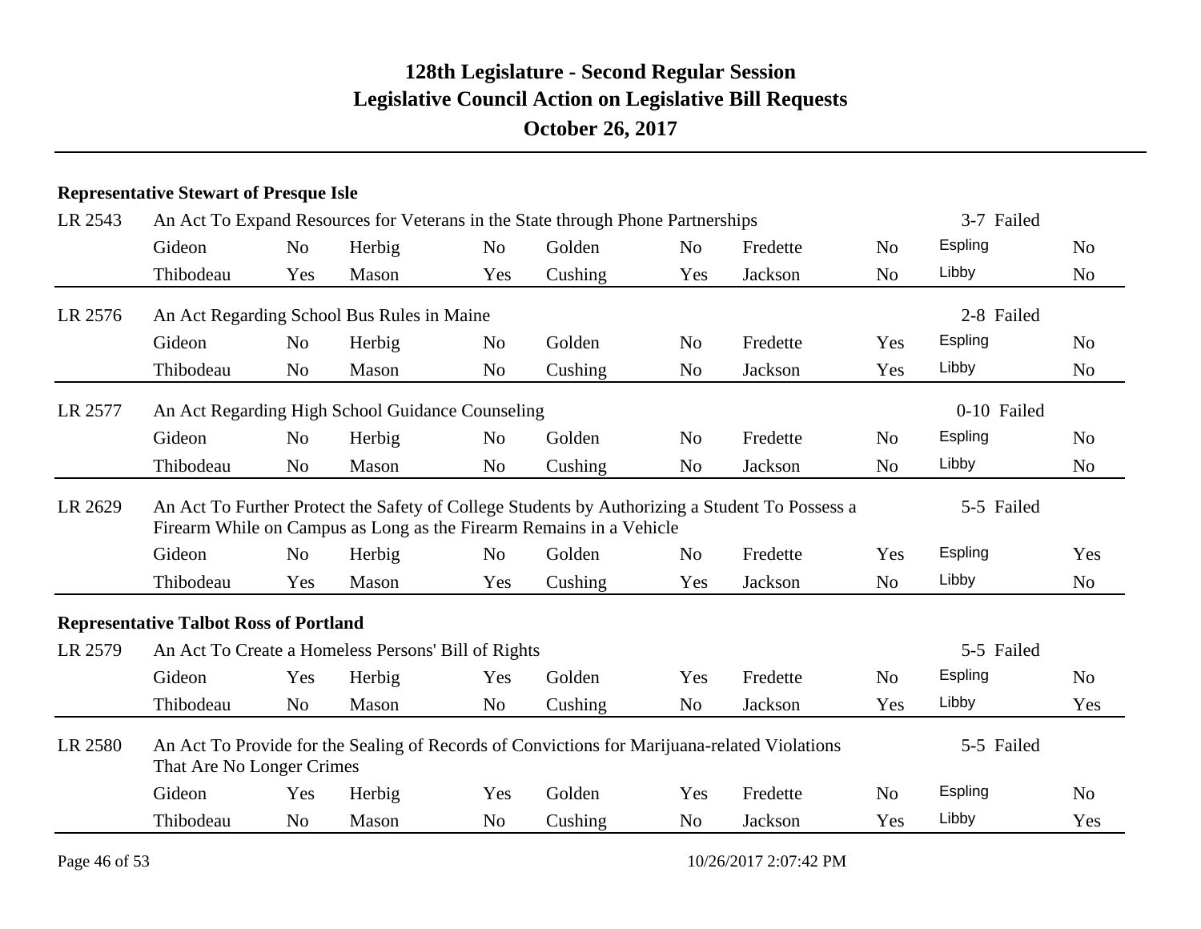# 128th Legislature - Second Regular Session
## Legislative Council Action on Legislative Bill Requests
### October 26, 2017

**Representative Stewart of Presque Isle**

LR 2543 — An Act To Expand Resources for Veterans in the State through Phone Partnerships — 3-7 Failed

| Gideon | No | Herbig | No | Golden | No | Fredette | No | Espling | No |
|---|---|---|---|---|---|---|---|---|---|
| Thibodeau | Yes | Mason | Yes | Cushing | Yes | Jackson | No | Libby | No |

LR 2576 — An Act Regarding School Bus Rules in Maine — 2-8 Failed

| Gideon | No | Herbig | No | Golden | No | Fredette | Yes | Espling | No |
|---|---|---|---|---|---|---|---|---|---|
| Thibodeau | No | Mason | No | Cushing | No | Jackson | Yes | Libby | No |

LR 2577 — An Act Regarding High School Guidance Counseling — 0-10 Failed

| Gideon | No | Herbig | No | Golden | No | Fredette | No | Espling | No |
|---|---|---|---|---|---|---|---|---|---|
| Thibodeau | No | Mason | No | Cushing | No | Jackson | No | Libby | No |

LR 2629 — An Act To Further Protect the Safety of College Students by Authorizing a Student To Possess a Firearm While on Campus as Long as the Firearm Remains in a Vehicle — 5-5 Failed

| Gideon | No | Herbig | No | Golden | No | Fredette | Yes | Espling | Yes |
|---|---|---|---|---|---|---|---|---|---|
| Thibodeau | Yes | Mason | Yes | Cushing | Yes | Jackson | No | Libby | No |

**Representative Talbot Ross of Portland**

LR 2579 — An Act To Create a Homeless Persons' Bill of Rights — 5-5 Failed

| Gideon | Yes | Herbig | Yes | Golden | Yes | Fredette | No | Espling | No |
|---|---|---|---|---|---|---|---|---|---|
| Thibodeau | No | Mason | No | Cushing | No | Jackson | Yes | Libby | Yes |

LR 2580 — An Act To Provide for the Sealing of Records of Convictions for Marijuana-related Violations That Are No Longer Crimes — 5-5 Failed

| Gideon | Yes | Herbig | Yes | Golden | Yes | Fredette | No | Espling | No |
|---|---|---|---|---|---|---|---|---|---|
| Thibodeau | No | Mason | No | Cushing | No | Jackson | Yes | Libby | Yes |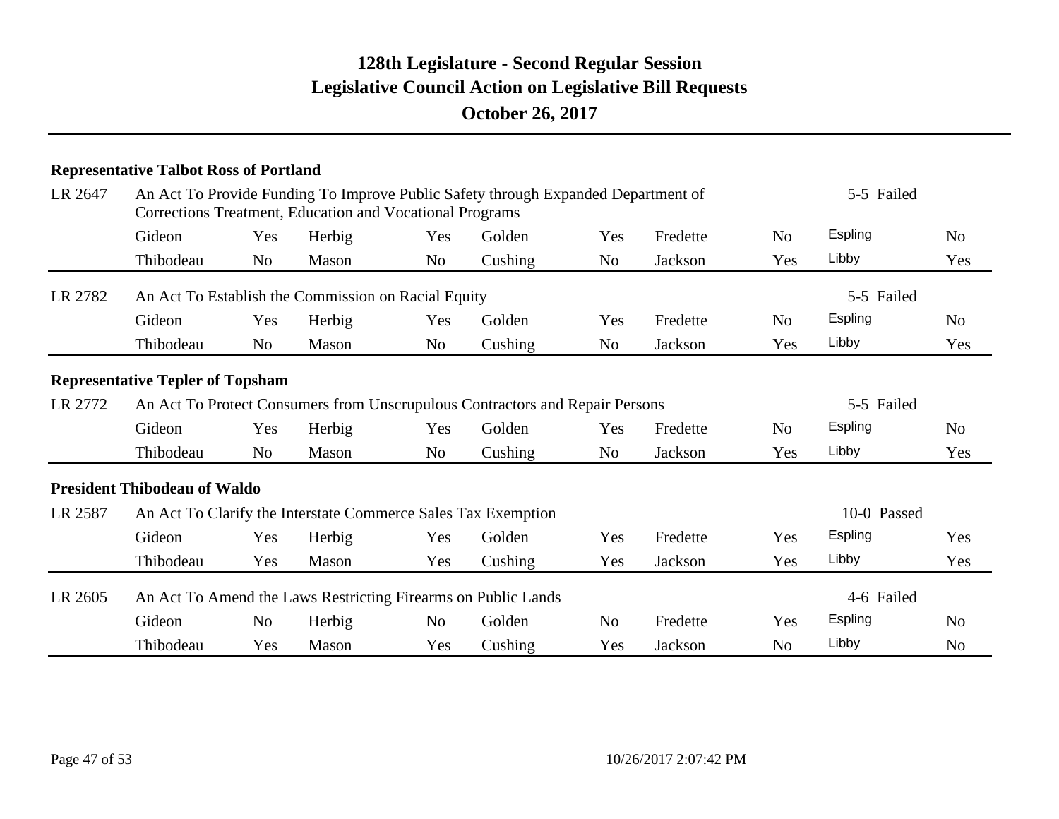# 128th Legislature - Second Regular Session
## Legislative Council Action on Legislative Bill Requests
### October 26, 2017

**Representative Talbot Ross of Portland**

LR 2647 — An Act To Provide Funding To Improve Public Safety through Expanded Department of Corrections Treatment, Education and Vocational Programs — 5-5 Failed

| | | | | | | | | | |
|---|---|---|---|---|---|---|---|---|---|
| Gideon | Yes | Herbig | Yes | Golden | Yes | Fredette | No | Espling | No |
| Thibodeau | No | Mason | No | Cushing | No | Jackson | Yes | Libby | Yes |

LR 2782 — An Act To Establish the Commission on Racial Equity — 5-5 Failed

| | | | | | | | | | |
|---|---|---|---|---|---|---|---|---|---|
| Gideon | Yes | Herbig | Yes | Golden | Yes | Fredette | No | Espling | No |
| Thibodeau | No | Mason | No | Cushing | No | Jackson | Yes | Libby | Yes |

**Representative Tepler of Topsham**

LR 2772 — An Act To Protect Consumers from Unscrupulous Contractors and Repair Persons — 5-5 Failed

| | | | | | | | | | |
|---|---|---|---|---|---|---|---|---|---|
| Gideon | Yes | Herbig | Yes | Golden | Yes | Fredette | No | Espling | No |
| Thibodeau | No | Mason | No | Cushing | No | Jackson | Yes | Libby | Yes |

**President Thibodeau of Waldo**

LR 2587 — An Act To Clarify the Interstate Commerce Sales Tax Exemption — 10-0 Passed

| | | | | | | | | | |
|---|---|---|---|---|---|---|---|---|---|
| Gideon | Yes | Herbig | Yes | Golden | Yes | Fredette | Yes | Espling | Yes |
| Thibodeau | Yes | Mason | Yes | Cushing | Yes | Jackson | Yes | Libby | Yes |

LR 2605 — An Act To Amend the Laws Restricting Firearms on Public Lands — 4-6 Failed

| | | | | | | | | | |
|---|---|---|---|---|---|---|---|---|---|
| Gideon | No | Herbig | No | Golden | No | Fredette | Yes | Espling | No |
| Thibodeau | Yes | Mason | Yes | Cushing | Yes | Jackson | No | Libby | No |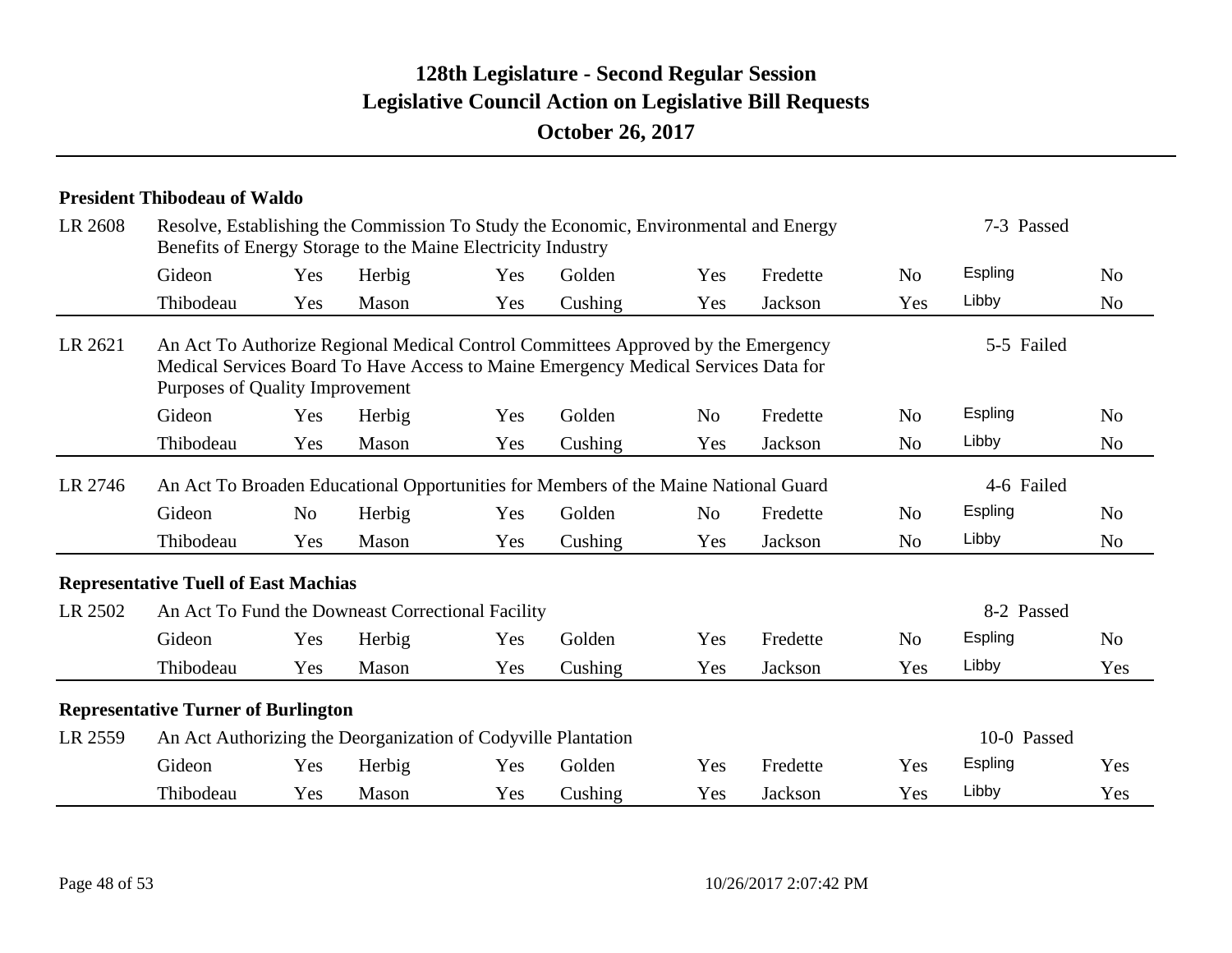# 128th Legislature - Second Regular Session
## Legislative Council Action on Legislative Bill Requests
### October 26, 2017

**President Thibodeau of Waldo**

LR 2608 — Resolve, Establishing the Commission To Study the Economic, Environmental and Energy Benefits of Energy Storage to the Maine Electricity Industry — 7-3 Passed

| | | | | | | | | | |
|---|---|---|---|---|---|---|---|---|---|
| Gideon | Yes | Herbig | Yes | Golden | Yes | Fredette | No | Espling | No |
| Thibodeau | Yes | Mason | Yes | Cushing | Yes | Jackson | Yes | Libby | No |

LR 2621 — An Act To Authorize Regional Medical Control Committees Approved by the Emergency Medical Services Board To Have Access to Maine Emergency Medical Services Data for Purposes of Quality Improvement — 5-5 Failed

| | | | | | | | | | |
|---|---|---|---|---|---|---|---|---|---|
| Gideon | Yes | Herbig | Yes | Golden | No | Fredette | No | Espling | No |
| Thibodeau | Yes | Mason | Yes | Cushing | Yes | Jackson | No | Libby | No |

LR 2746 — An Act To Broaden Educational Opportunities for Members of the Maine National Guard — 4-6 Failed

| | | | | | | | | | |
|---|---|---|---|---|---|---|---|---|---|
| Gideon | No | Herbig | Yes | Golden | No | Fredette | No | Espling | No |
| Thibodeau | Yes | Mason | Yes | Cushing | Yes | Jackson | No | Libby | No |

**Representative Tuell of East Machias**

LR 2502 — An Act To Fund the Downeast Correctional Facility — 8-2 Passed

| | | | | | | | | | |
|---|---|---|---|---|---|---|---|---|---|
| Gideon | Yes | Herbig | Yes | Golden | Yes | Fredette | No | Espling | No |
| Thibodeau | Yes | Mason | Yes | Cushing | Yes | Jackson | Yes | Libby | Yes |

**Representative Turner of Burlington**

LR 2559 — An Act Authorizing the Deorganization of Codyville Plantation — 10-0 Passed

| | | | | | | | | | |
|---|---|---|---|---|---|---|---|---|---|
| Gideon | Yes | Herbig | Yes | Golden | Yes | Fredette | Yes | Espling | Yes |
| Thibodeau | Yes | Mason | Yes | Cushing | Yes | Jackson | Yes | Libby | Yes |

10/26/2017 2:07:42 PM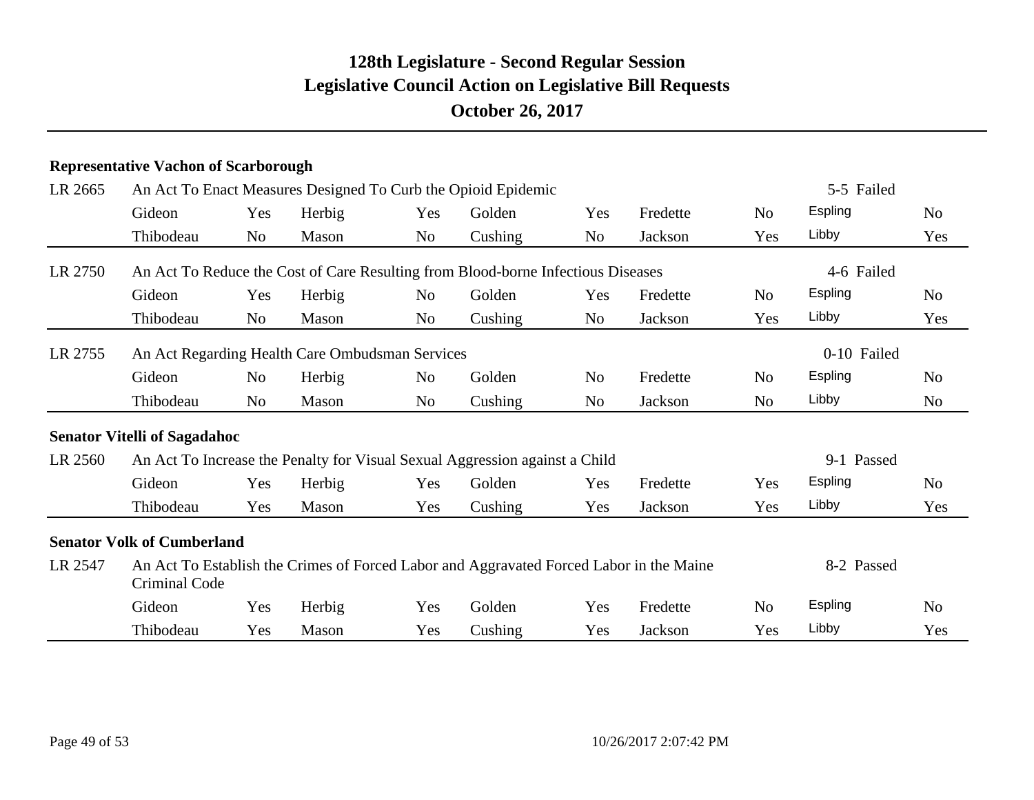# 128th Legislature - Second Regular Session
## Legislative Council Action on Legislative Bill Requests
### October 26, 2017

**Representative Vachon of Scarborough**

LR 2665 — An Act To Enact Measures Designed To Curb the Opioid Epidemic — 5-5 Failed

| | | | | | | | | | |
|---|---|---|---|---|---|---|---|---|---|
| Gideon | Yes | Herbig | Yes | Golden | Yes | Fredette | No | Espling | No |
| Thibodeau | No | Mason | No | Cushing | No | Jackson | Yes | Libby | Yes |

LR 2750 — An Act To Reduce the Cost of Care Resulting from Blood-borne Infectious Diseases — 4-6 Failed

| | | | | | | | | | |
|---|---|---|---|---|---|---|---|---|---|
| Gideon | Yes | Herbig | No | Golden | Yes | Fredette | No | Espling | No |
| Thibodeau | No | Mason | No | Cushing | No | Jackson | Yes | Libby | Yes |

LR 2755 — An Act Regarding Health Care Ombudsman Services — 0-10 Failed

| | | | | | | | | | |
|---|---|---|---|---|---|---|---|---|---|
| Gideon | No | Herbig | No | Golden | No | Fredette | No | Espling | No |
| Thibodeau | No | Mason | No | Cushing | No | Jackson | No | Libby | No |

**Senator Vitelli of Sagadahoc**

LR 2560 — An Act To Increase the Penalty for Visual Sexual Aggression against a Child — 9-1 Passed

| | | | | | | | | | |
|---|---|---|---|---|---|---|---|---|---|
| Gideon | Yes | Herbig | Yes | Golden | Yes | Fredette | Yes | Espling | No |
| Thibodeau | Yes | Mason | Yes | Cushing | Yes | Jackson | Yes | Libby | Yes |

**Senator Volk of Cumberland**

LR 2547 — An Act To Establish the Crimes of Forced Labor and Aggravated Forced Labor in the Maine Criminal Code — 8-2 Passed

| | | | | | | | | | |
|---|---|---|---|---|---|---|---|---|---|
| Gideon | Yes | Herbig | Yes | Golden | Yes | Fredette | No | Espling | No |
| Thibodeau | Yes | Mason | Yes | Cushing | Yes | Jackson | Yes | Libby | Yes |

10/26/2017 2:07:42 PM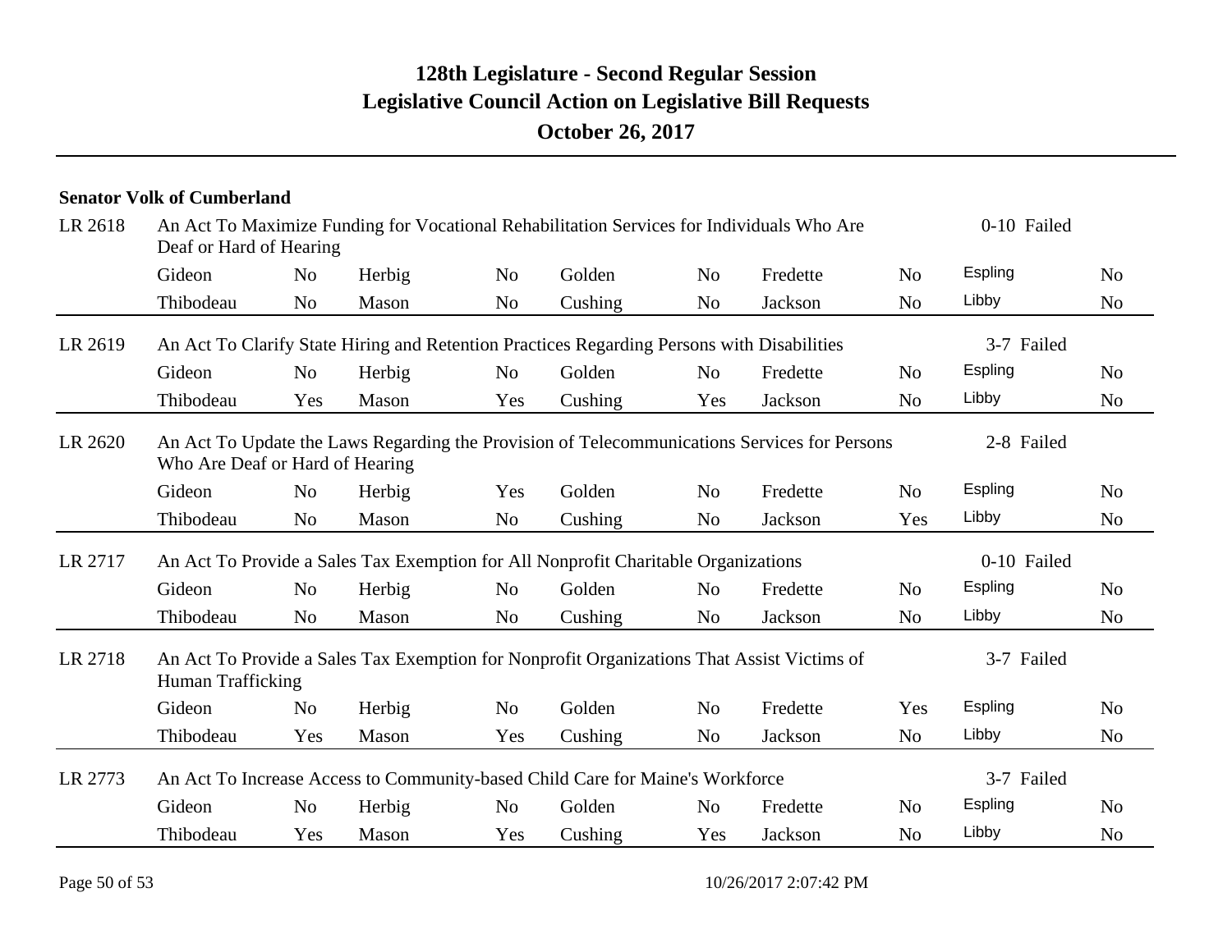# 128th Legislature - Second Regular Session
## Legislative Council Action on Legislative Bill Requests
### October 26, 2017

**Senator Volk of Cumberland**

**LR 2618** — An Act To Maximize Funding for Vocational Rehabilitation Services for Individuals Who Are Deaf or Hard of Hearing — 0-10 Failed

| | | | | | | | | | |
|---|---|---|---|---|---|---|---|---|---|
| Gideon | No | Herbig | No | Golden | No | Fredette | No | Espling | No |
| Thibodeau | No | Mason | No | Cushing | No | Jackson | No | Libby | No |

**LR 2619** — An Act To Clarify State Hiring and Retention Practices Regarding Persons with Disabilities — 3-7 Failed

| | | | | | | | | | |
|---|---|---|---|---|---|---|---|---|---|
| Gideon | No | Herbig | No | Golden | No | Fredette | No | Espling | No |
| Thibodeau | Yes | Mason | Yes | Cushing | Yes | Jackson | No | Libby | No |

**LR 2620** — An Act To Update the Laws Regarding the Provision of Telecommunications Services for Persons Who Are Deaf or Hard of Hearing — 2-8 Failed

| | | | | | | | | | |
|---|---|---|---|---|---|---|---|---|---|
| Gideon | No | Herbig | Yes | Golden | No | Fredette | No | Espling | No |
| Thibodeau | No | Mason | No | Cushing | No | Jackson | Yes | Libby | No |

**LR 2717** — An Act To Provide a Sales Tax Exemption for All Nonprofit Charitable Organizations — 0-10 Failed

| | | | | | | | | | |
|---|---|---|---|---|---|---|---|---|---|
| Gideon | No | Herbig | No | Golden | No | Fredette | No | Espling | No |
| Thibodeau | No | Mason | No | Cushing | No | Jackson | No | Libby | No |

**LR 2718** — An Act To Provide a Sales Tax Exemption for Nonprofit Organizations That Assist Victims of Human Trafficking — 3-7 Failed

| | | | | | | | | | |
|---|---|---|---|---|---|---|---|---|---|
| Gideon | No | Herbig | No | Golden | No | Fredette | Yes | Espling | No |
| Thibodeau | Yes | Mason | Yes | Cushing | No | Jackson | No | Libby | No |

**LR 2773** — An Act To Increase Access to Community-based Child Care for Maine's Workforce — 3-7 Failed

| | | | | | | | | | |
|---|---|---|---|---|---|---|---|---|---|
| Gideon | No | Herbig | No | Golden | No | Fredette | No | Espling | No |
| Thibodeau | Yes | Mason | Yes | Cushing | Yes | Jackson | No | Libby | No |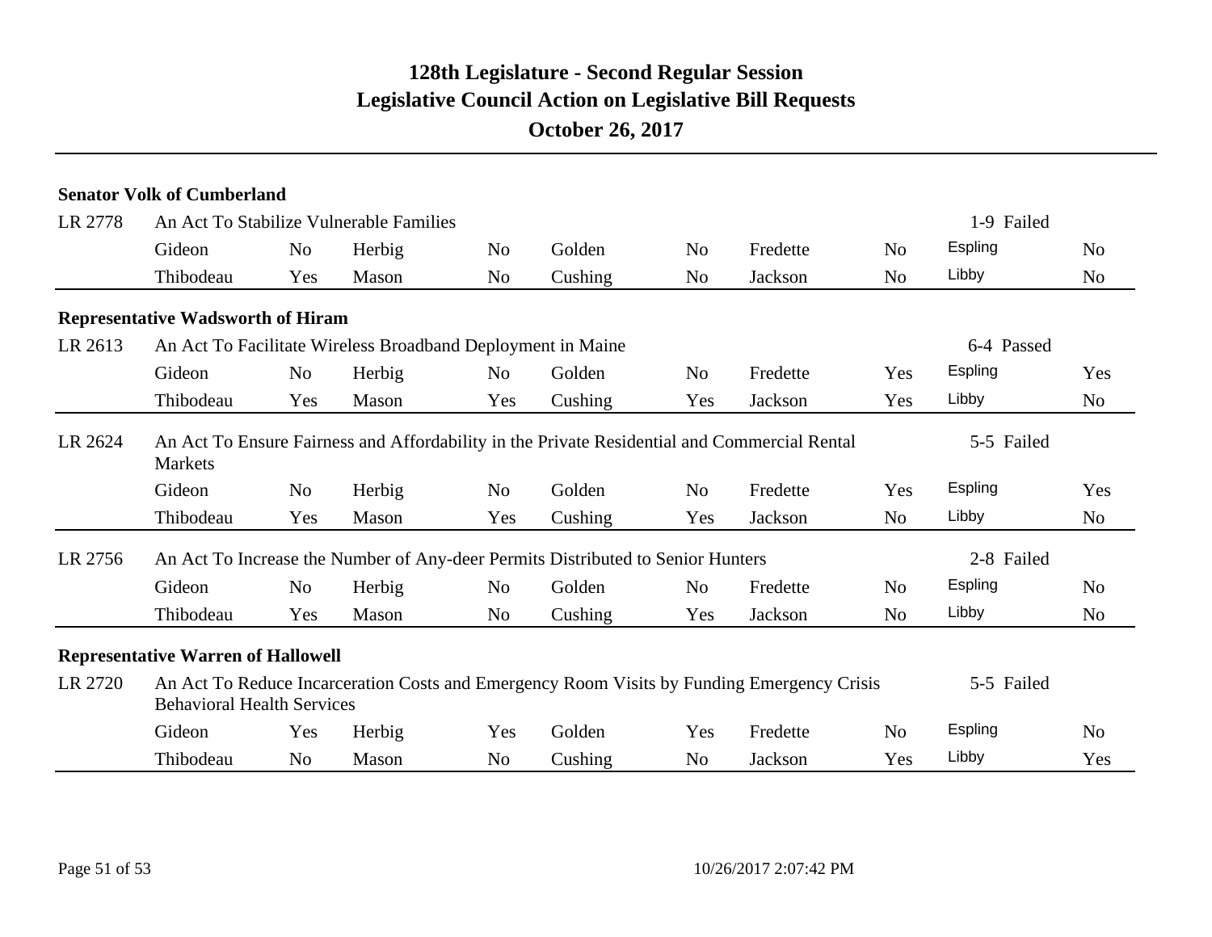# 128th Legislature - Second Regular Session
## Legislative Council Action on Legislative Bill Requests
### October 26, 2017

**Senator Volk of Cumberland**

LR 2778 — An Act To Stabilize Vulnerable Families — 1-9 Failed

| Gideon | No | Herbig | No | Golden | No | Fredette | No | Espling | No |
|---|---|---|---|---|---|---|---|---|---|
| Thibodeau | Yes | Mason | No | Cushing | No | Jackson | No | Libby | No |

**Representative Wadsworth of Hiram**

LR 2613 — An Act To Facilitate Wireless Broadband Deployment in Maine — 6-4 Passed

| Gideon | No | Herbig | No | Golden | No | Fredette | Yes | Espling | Yes |
|---|---|---|---|---|---|---|---|---|---|
| Thibodeau | Yes | Mason | Yes | Cushing | Yes | Jackson | Yes | Libby | No |

LR 2624 — An Act To Ensure Fairness and Affordability in the Private Residential and Commercial Rental Markets — 5-5 Failed

| Gideon | No | Herbig | No | Golden | No | Fredette | Yes | Espling | Yes |
|---|---|---|---|---|---|---|---|---|---|
| Thibodeau | Yes | Mason | Yes | Cushing | Yes | Jackson | No | Libby | No |

LR 2756 — An Act To Increase the Number of Any-deer Permits Distributed to Senior Hunters — 2-8 Failed

| Gideon | No | Herbig | No | Golden | No | Fredette | No | Espling | No |
|---|---|---|---|---|---|---|---|---|---|
| Thibodeau | Yes | Mason | No | Cushing | Yes | Jackson | No | Libby | No |

**Representative Warren of Hallowell**

LR 2720 — An Act To Reduce Incarceration Costs and Emergency Room Visits by Funding Emergency Crisis Behavioral Health Services — 5-5 Failed

| Gideon | Yes | Herbig | Yes | Golden | Yes | Fredette | No | Espling | No |
|---|---|---|---|---|---|---|---|---|---|
| Thibodeau | No | Mason | No | Cushing | No | Jackson | Yes | Libby | Yes |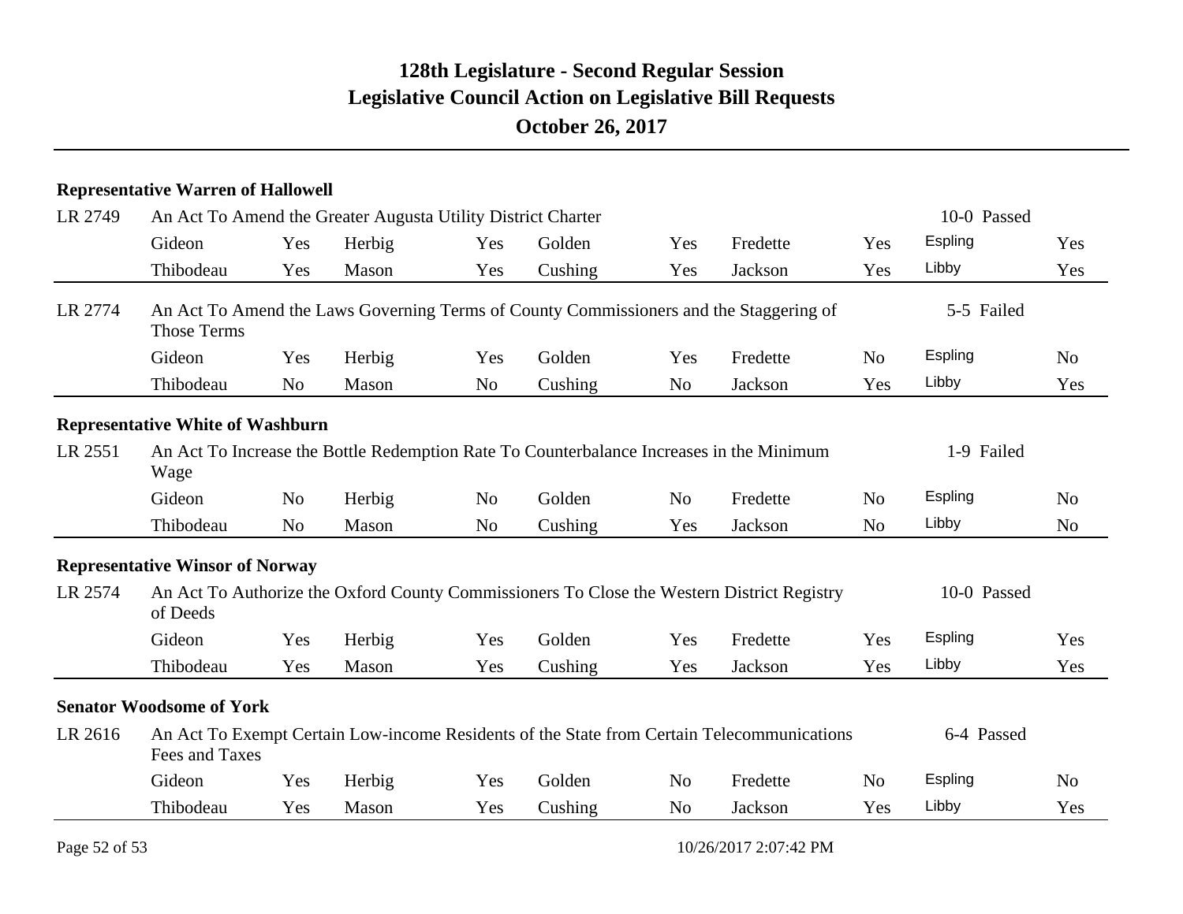# 128th Legislature - Second Regular Session
## Legislative Council Action on Legislative Bill Requests
### October 26, 2017

**Representative Warren of Hallowell**

LR 2749 — An Act To Amend the Greater Augusta Utility District Charter — 10-0 Passed

| | | | | | | | | | |
|---|---|---|---|---|---|---|---|---|---|
| Gideon | Yes | Herbig | Yes | Golden | Yes | Fredette | Yes | Espling | Yes |
| Thibodeau | Yes | Mason | Yes | Cushing | Yes | Jackson | Yes | Libby | Yes |

LR 2774 — An Act To Amend the Laws Governing Terms of County Commissioners and the Staggering of Those Terms — 5-5 Failed

| | | | | | | | | | |
|---|---|---|---|---|---|---|---|---|---|
| Gideon | Yes | Herbig | Yes | Golden | Yes | Fredette | No | Espling | No |
| Thibodeau | No | Mason | No | Cushing | No | Jackson | Yes | Libby | Yes |

**Representative White of Washburn**

LR 2551 — An Act To Increase the Bottle Redemption Rate To Counterbalance Increases in the Minimum Wage — 1-9 Failed

| | | | | | | | | | |
|---|---|---|---|---|---|---|---|---|---|
| Gideon | No | Herbig | No | Golden | No | Fredette | No | Espling | No |
| Thibodeau | No | Mason | No | Cushing | Yes | Jackson | No | Libby | No |

**Representative Winsor of Norway**

LR 2574 — An Act To Authorize the Oxford County Commissioners To Close the Western District Registry of Deeds — 10-0 Passed

| | | | | | | | | | |
|---|---|---|---|---|---|---|---|---|---|
| Gideon | Yes | Herbig | Yes | Golden | Yes | Fredette | Yes | Espling | Yes |
| Thibodeau | Yes | Mason | Yes | Cushing | Yes | Jackson | Yes | Libby | Yes |

**Senator Woodsome of York**

LR 2616 — An Act To Exempt Certain Low-income Residents of the State from Certain Telecommunications Fees and Taxes — 6-4 Passed

| | | | | | | | | | |
|---|---|---|---|---|---|---|---|---|---|
| Gideon | Yes | Herbig | Yes | Golden | No | Fredette | No | Espling | No |
| Thibodeau | Yes | Mason | Yes | Cushing | No | Jackson | Yes | Libby | Yes |

10/26/2017 2:07:42 PM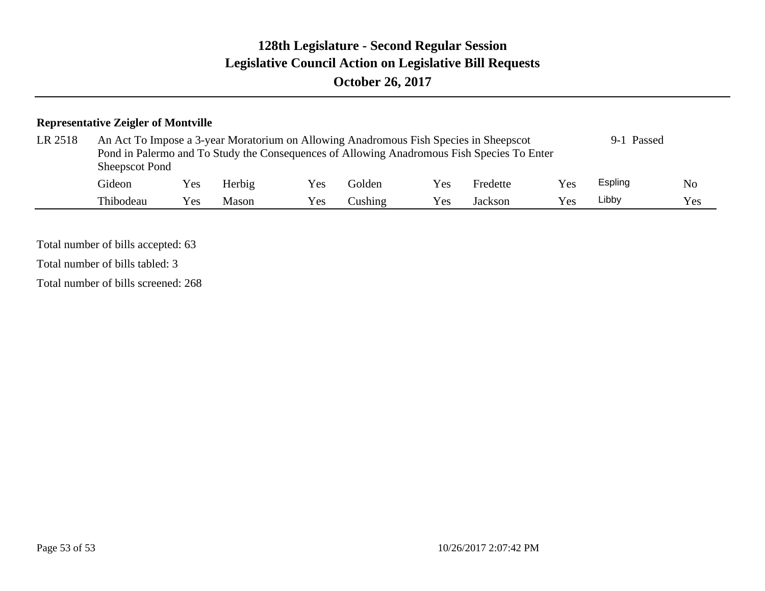# 128th Legislature - Second Regular Session
## Legislative Council Action on Legislative Bill Requests
### October 26, 2017

**Representative Zeigler of Montville**

LR 2518 An Act To Impose a 3-year Moratorium on Allowing Anadromous Fish Species in Sheepscot Pond in Palermo and To Study the Consequences of Allowing Anadromous Fish Species To Enter Sheepscot Pond — 9-1 Passed

| | | | | | | | | | |
|---|---|---|---|---|---|---|---|---|---|
| Gideon | Yes | Herbig | Yes | Golden | Yes | Fredette | Yes | Espling | No |
| Thibodeau | Yes | Mason | Yes | Cushing | Yes | Jackson | Yes | Libby | Yes |

Total number of bills accepted: 63

Total number of bills tabled: 3

Total number of bills screened: 268